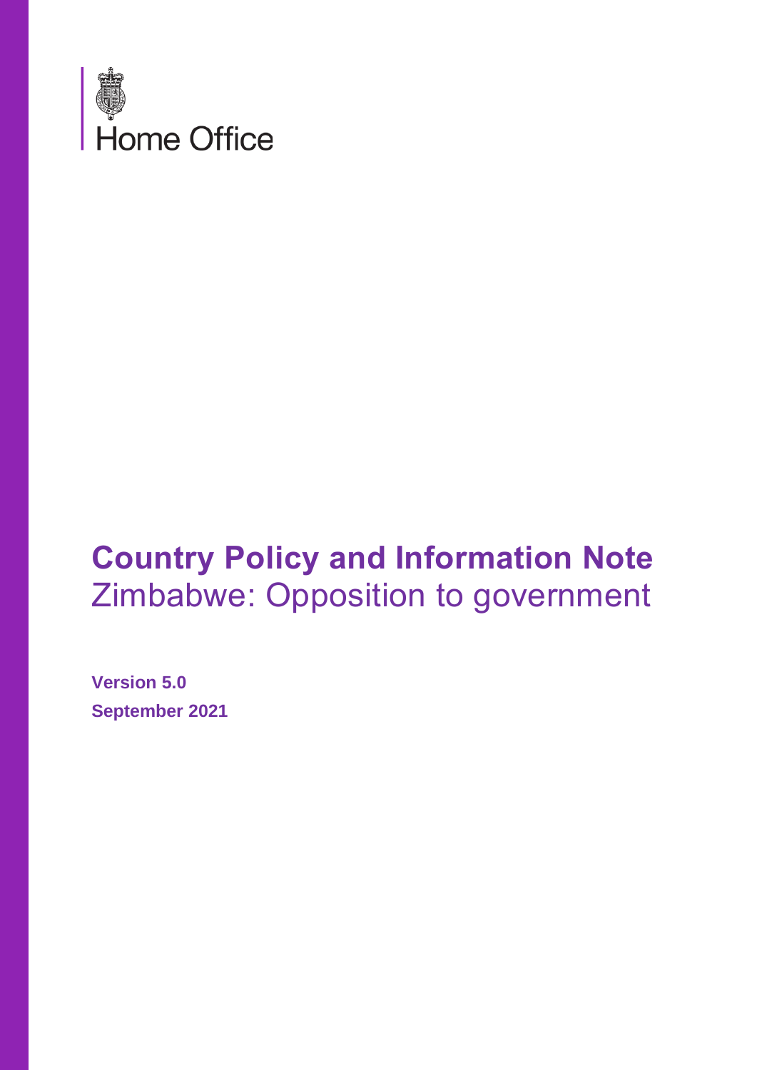Home Office

# Country Policy and Information Note

## Zimbabwe: Opposition to government

**Version 5.0**

**September 2021**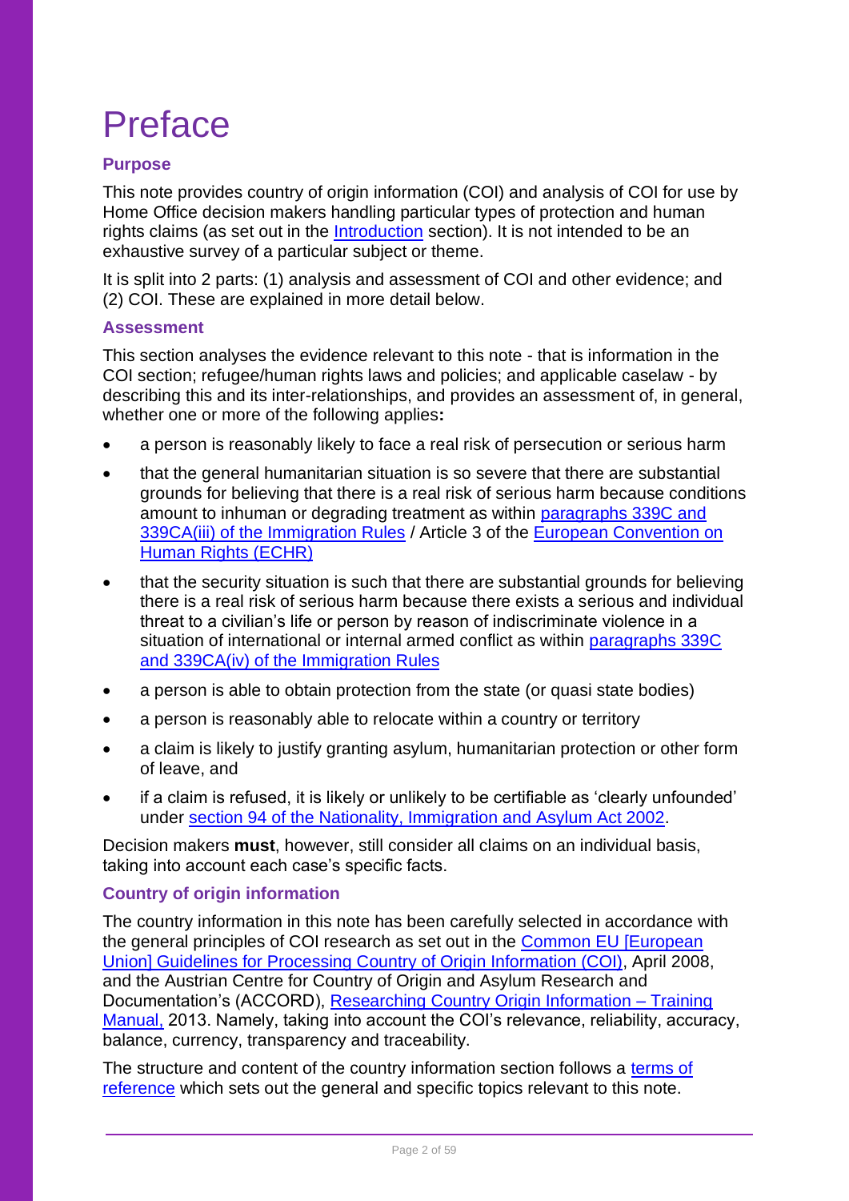# Preface

## Purpose

This note provides country of origin information (COI) and analysis of COI for use by Home Office decision makers handling particular types of protection and human rights claims (as set out in the Introduction section). It is not intended to be an exhaustive survey of a particular subject or theme.

It is split into 2 parts: (1) analysis and assessment of COI and other evidence; and (2) COI. These are explained in more detail below.

## Assessment

This section analyses the evidence relevant to this note - that is information in the COI section; refugee/human rights laws and policies; and applicable caselaw - by describing this and its inter-relationships, and provides an assessment of, in general, whether one or more of the following applies**:**

- a person is reasonably likely to face a real risk of persecution or serious harm
- that the general humanitarian situation is so severe that there are substantial grounds for believing that there is a real risk of serious harm because conditions amount to inhuman or degrading treatment as within paragraphs 339C and 339CA(iii) of the Immigration Rules / Article 3 of the European Convention on Human Rights (ECHR)
- that the security situation is such that there are substantial grounds for believing there is a real risk of serious harm because there exists a serious and individual threat to a civilian's life or person by reason of indiscriminate violence in a situation of international or internal armed conflict as within paragraphs 339C and 339CA(iv) of the Immigration Rules
- a person is able to obtain protection from the state (or quasi state bodies)
- a person is reasonably able to relocate within a country or territory
- a claim is likely to justify granting asylum, humanitarian protection or other form of leave, and
- if a claim is refused, it is likely or unlikely to be certifiable as 'clearly unfounded' under section 94 of the Nationality, Immigration and Asylum Act 2002.

Decision makers **must**, however, still consider all claims on an individual basis, taking into account each case's specific facts.

## Country of origin information

The country information in this note has been carefully selected in accordance with the general principles of COI research as set out in the Common EU [European Union] Guidelines for Processing Country of Origin Information (COI), April 2008, and the Austrian Centre for Country of Origin and Asylum Research and Documentation's (ACCORD), Researching Country Origin Information – Training Manual, 2013. Namely, taking into account the COI's relevance, reliability, accuracy, balance, currency, transparency and traceability.

The structure and content of the country information section follows a terms of reference which sets out the general and specific topics relevant to this note.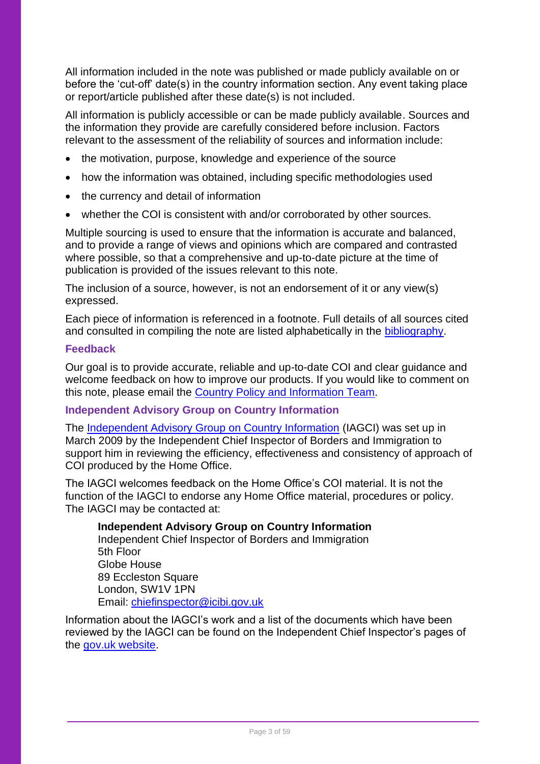All information included in the note was published or made publicly available on or before the 'cut-off' date(s) in the country information section. Any event taking place or report/article published after these date(s) is not included.

All information is publicly accessible or can be made publicly available. Sources and the information they provide are carefully considered before inclusion. Factors relevant to the assessment of the reliability of sources and information include:

- the motivation, purpose, knowledge and experience of the source
- how the information was obtained, including specific methodologies used
- the currency and detail of information
- whether the COI is consistent with and/or corroborated by other sources.

Multiple sourcing is used to ensure that the information is accurate and balanced, and to provide a range of views and opinions which are compared and contrasted where possible, so that a comprehensive and up-to-date picture at the time of publication is provided of the issues relevant to this note.

The inclusion of a source, however, is not an endorsement of it or any view(s) expressed.

Each piece of information is referenced in a footnote. Full details of all sources cited and consulted in compiling the note are listed alphabetically in the bibliography.

### Feedback

Our goal is to provide accurate, reliable and up-to-date COI and clear guidance and welcome feedback on how to improve our products. If you would like to comment on this note, please email the Country Policy and Information Team.

### Independent Advisory Group on Country Information

The Independent Advisory Group on Country Information (IAGCI) was set up in March 2009 by the Independent Chief Inspector of Borders and Immigration to support him in reviewing the efficiency, effectiveness and consistency of approach of COI produced by the Home Office.

The IAGCI welcomes feedback on the Home Office's COI material. It is not the function of the IAGCI to endorse any Home Office material, procedures or policy. The IAGCI may be contacted at:

> **Independent Advisory Group on Country Information**
> Independent Chief Inspector of Borders and Immigration
> 5th Floor
> Globe House
> 89 Eccleston Square
> London, SW1V 1PN
> Email: chiefinspector@icibi.gov.uk

Information about the IAGCI's work and a list of the documents which have been reviewed by the IAGCI can be found on the Independent Chief Inspector's pages of the gov.uk website.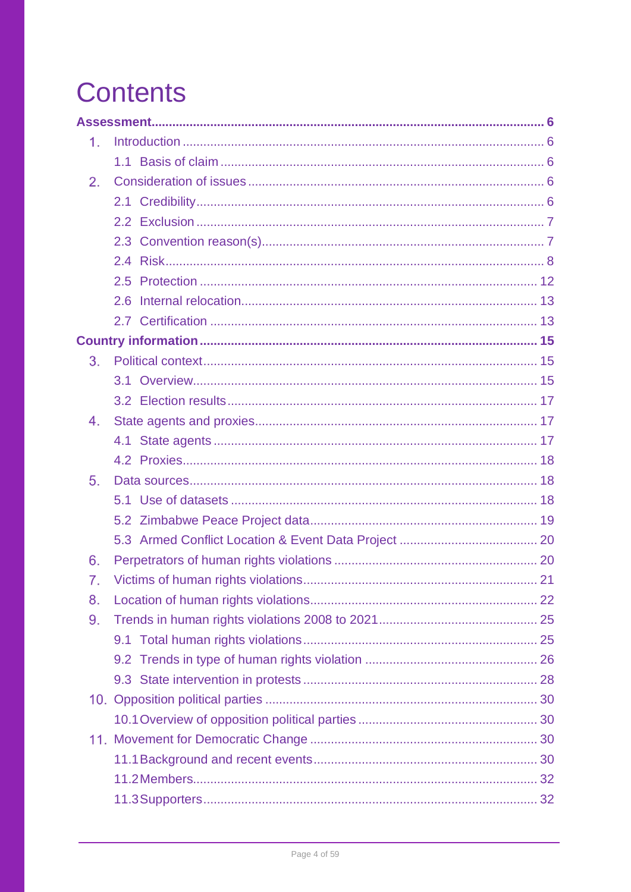# Contents

**Assessment** ... **6**

1. Introduction ... 6
   - 1.1 Basis of claim ... 6
2. Consideration of issues ... 6
   - 2.1 Credibility ... 6
   - 2.2 Exclusion ... 7
   - 2.3 Convention reason(s) ... 7
   - 2.4 Risk ... 8
   - 2.5 Protection ... 12
   - 2.6 Internal relocation ... 13
   - 2.7 Certification ... 13

**Country information** ... **15**

3. Political context ... 15
   - 3.1 Overview ... 15
   - 3.2 Election results ... 17
4. State agents and proxies ... 17
   - 4.1 State agents ... 17
   - 4.2 Proxies ... 18
5. Data sources ... 18
   - 5.1 Use of datasets ... 18
   - 5.2 Zimbabwe Peace Project data ... 19
   - 5.3 Armed Conflict Location & Event Data Project ... 20
6. Perpetrators of human rights violations ... 20
7. Victims of human rights violations ... 21
8. Location of human rights violations ... 22
9. Trends in human rights violations 2008 to 2021 ... 25
   - 9.1 Total human rights violations ... 25
   - 9.2 Trends in type of human rights violation ... 26
   - 9.3 State intervention in protests ... 28
10. Opposition political parties ... 30
    - 10.1 Overview of opposition political parties ... 30
11. Movement for Democratic Change ... 30
    - 11.1 Background and recent events ... 30
    - 11.2 Members ... 32
    - 11.3 Supporters ... 32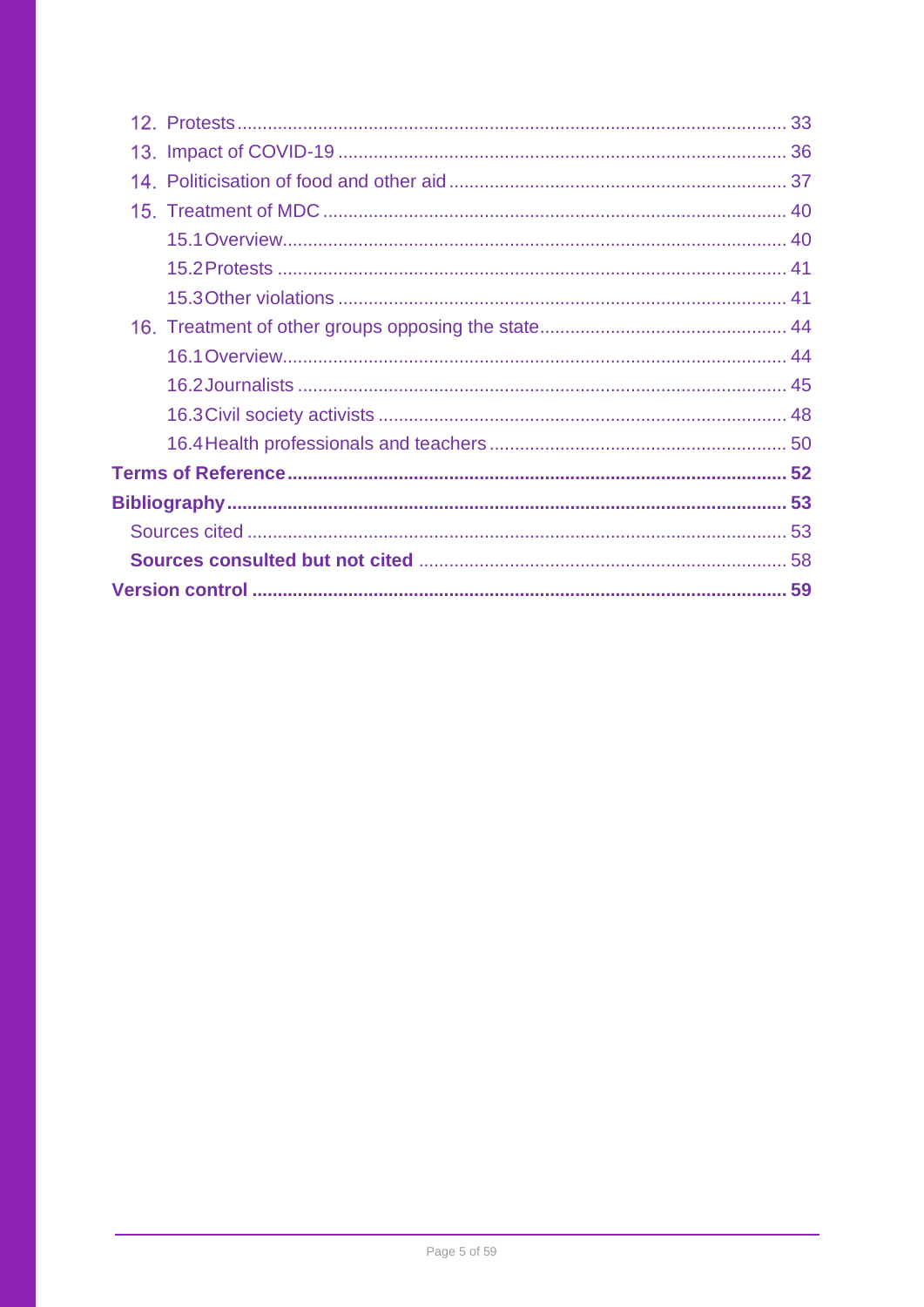12. Protests ........................................................................................................... 33
13. Impact of COVID-19 ....................................................................................... 36
14. Politicisation of food and other aid ................................................................. 37
15. Treatment of MDC ......................................................................................... 40
    15.1 Overview.................................................................................................. 40
    15.2 Protests ................................................................................................... 41
    15.3 Other violations ....................................................................................... 41
16. Treatment of other groups opposing the state................................................ 44
    16.1 Overview.................................................................................................. 44
    16.2 Journalists ............................................................................................... 45
    16.3 Civil society activists ............................................................................... 48
    16.4 Health professionals and teachers .......................................................... 50

**Terms of Reference ................................................................................................ 52**

**Bibliography ............................................................................................................ 53**

Sources cited ......................................................................................................... 53

**Sources consulted but not cited** ....................................................................... 58

**Version control ....................................................................................................... 59**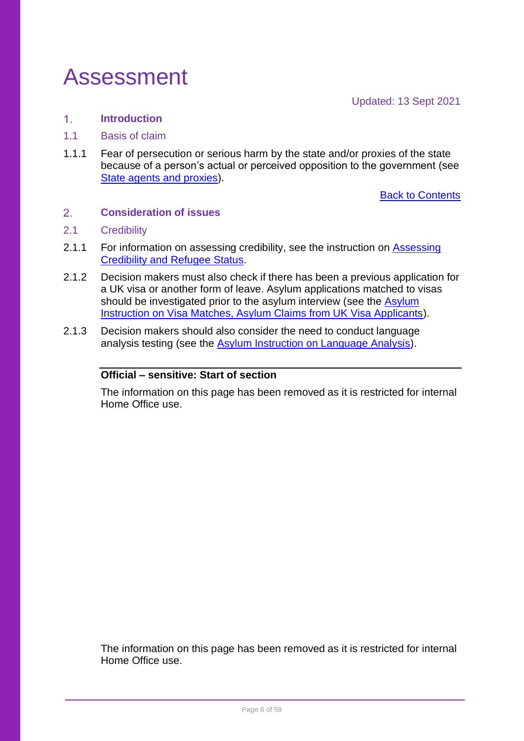# Assessment

Updated: 13 Sept 2021

## 1. Introduction

### 1.1 Basis of claim

1.1.1 Fear of persecution or serious harm by the state and/or proxies of the state because of a person's actual or perceived opposition to the government (see State agents and proxies).

Back to Contents

## 2. Consideration of issues

### 2.1 Credibility

2.1.1 For information on assessing credibility, see the instruction on Assessing Credibility and Refugee Status.

2.1.2 Decision makers must also check if there has been a previous application for a UK visa or another form of leave. Asylum applications matched to visas should be investigated prior to the asylum interview (see the Asylum Instruction on Visa Matches, Asylum Claims from UK Visa Applicants).

2.1.3 Decision makers should also consider the need to conduct language analysis testing (see the Asylum Instruction on Language Analysis).

**Official – sensitive: Start of section**

The information on this page has been removed as it is restricted for internal Home Office use.

The information on this page has been removed as it is restricted for internal Home Office use.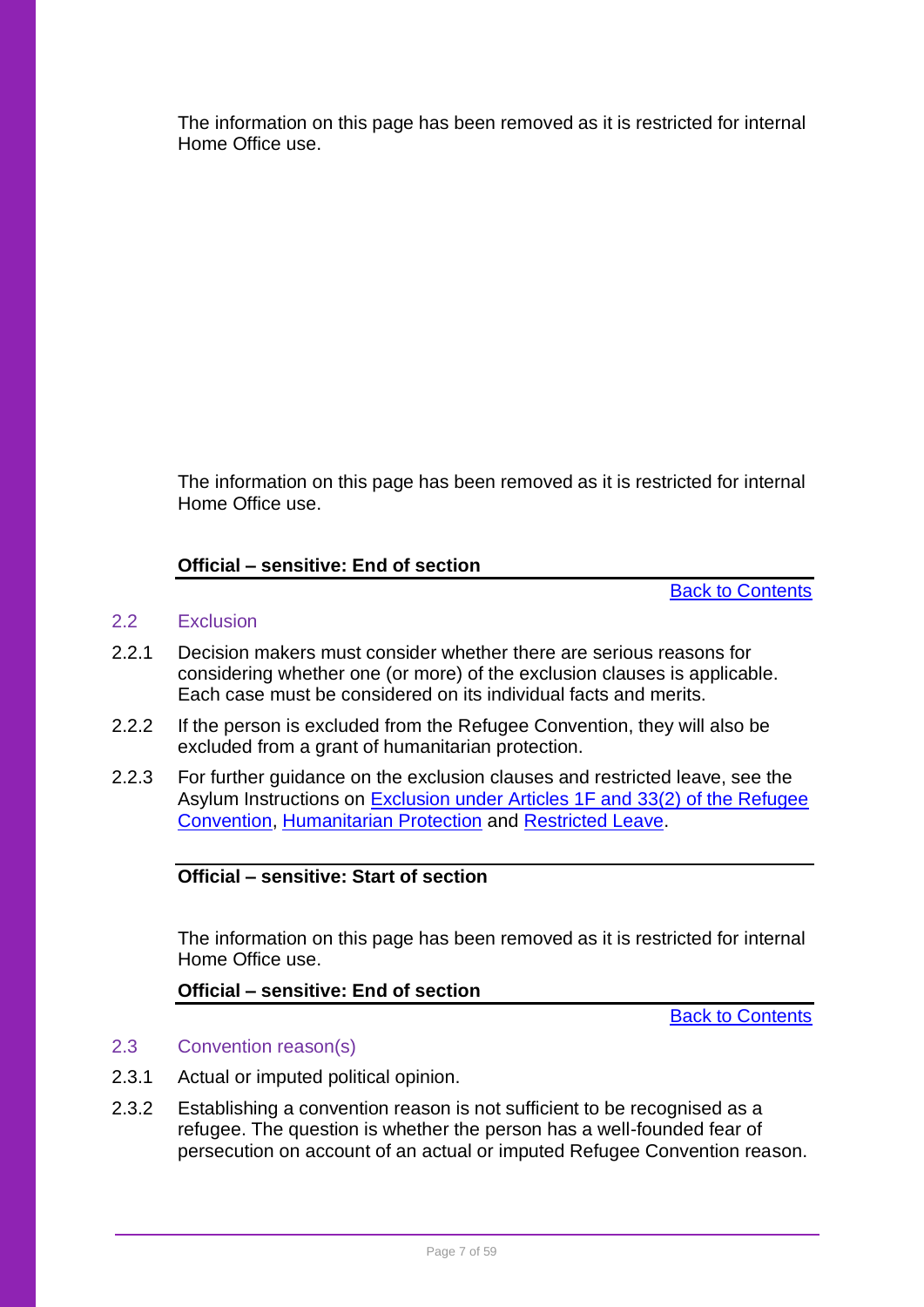The information on this page has been removed as it is restricted for internal Home Office use.

The information on this page has been removed as it is restricted for internal Home Office use.

**Official – sensitive: End of section**

Back to Contents

### 2.2 Exclusion

2.2.1 Decision makers must consider whether there are serious reasons for considering whether one (or more) of the exclusion clauses is applicable. Each case must be considered on its individual facts and merits.

2.2.2 If the person is excluded from the Refugee Convention, they will also be excluded from a grant of humanitarian protection.

2.2.3 For further guidance on the exclusion clauses and restricted leave, see the Asylum Instructions on Exclusion under Articles 1F and 33(2) of the Refugee Convention, Humanitarian Protection and Restricted Leave.

**Official – sensitive: Start of section**

The information on this page has been removed as it is restricted for internal Home Office use.

**Official – sensitive: End of section**

Back to Contents

### 2.3 Convention reason(s)

2.3.1 Actual or imputed political opinion.

2.3.2 Establishing a convention reason is not sufficient to be recognised as a refugee. The question is whether the person has a well-founded fear of persecution on account of an actual or imputed Refugee Convention reason.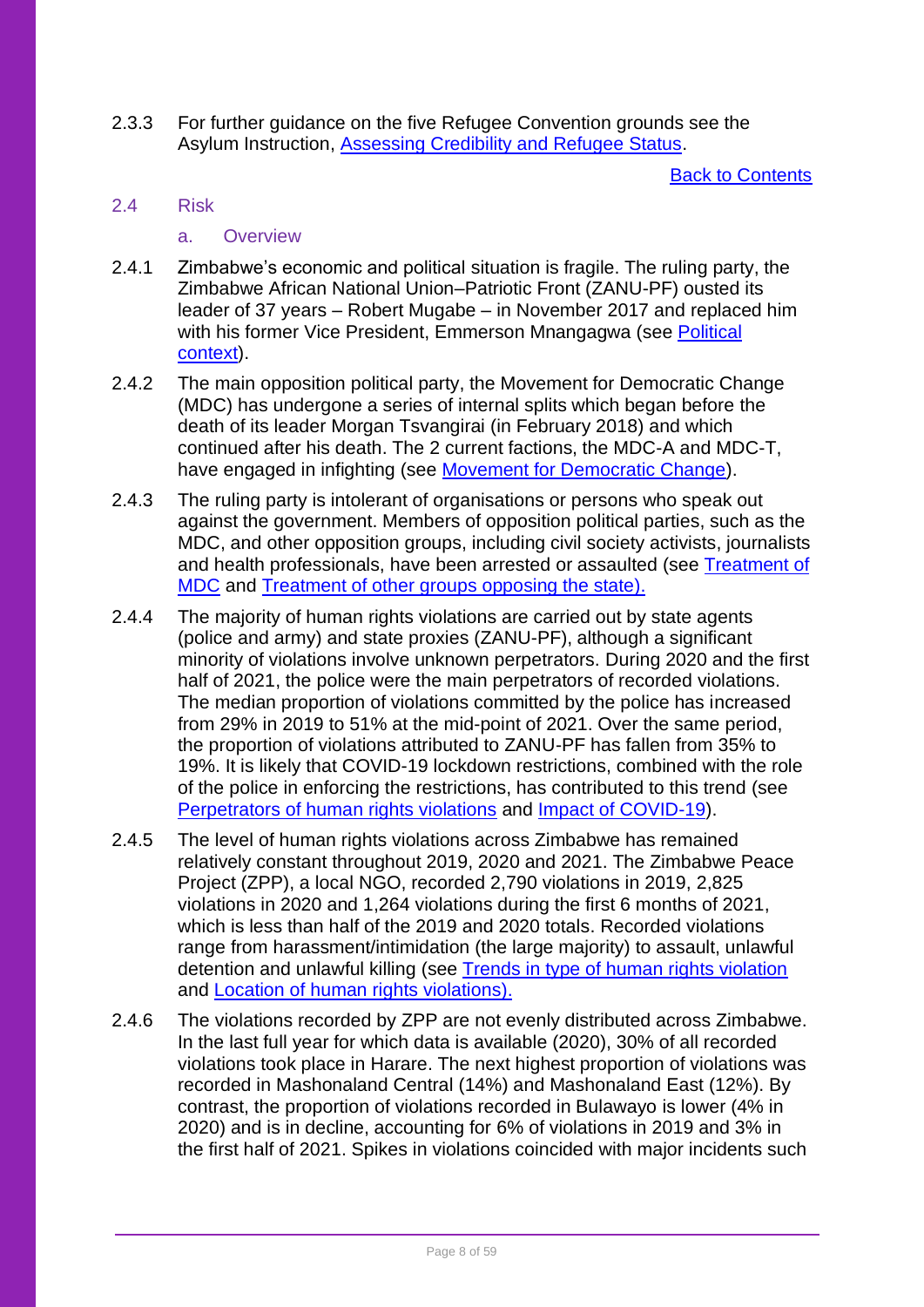2.3.3 For further guidance on the five Refugee Convention grounds see the Asylum Instruction, [Assessing Credibility and Refugee Status](#).

[Back to Contents](#)

## 2.4 Risk

### a. Overview

2.4.1 Zimbabwe's economic and political situation is fragile. The ruling party, the Zimbabwe African National Union–Patriotic Front (ZANU-PF) ousted its leader of 37 years – Robert Mugabe – in November 2017 and replaced him with his former Vice President, Emmerson Mnangagwa (see [Political context](#)).

2.4.2 The main opposition political party, the Movement for Democratic Change (MDC) has undergone a series of internal splits which began before the death of its leader Morgan Tsvangirai (in February 2018) and which continued after his death. The 2 current factions, the MDC-A and MDC-T, have engaged in infighting (see [Movement for Democratic Change](#)).

2.4.3 The ruling party is intolerant of organisations or persons who speak out against the government. Members of opposition political parties, such as the MDC, and other opposition groups, including civil society activists, journalists and health professionals, have been arrested or assaulted (see [Treatment of MDC](#) and [Treatment of other groups opposing the state).](#)

2.4.4 The majority of human rights violations are carried out by state agents (police and army) and state proxies (ZANU-PF), although a significant minority of violations involve unknown perpetrators. During 2020 and the first half of 2021, the police were the main perpetrators of recorded violations. The median proportion of violations committed by the police has increased from 29% in 2019 to 51% at the mid-point of 2021. Over the same period, the proportion of violations attributed to ZANU-PF has fallen from 35% to 19%. It is likely that COVID-19 lockdown restrictions, combined with the role of the police in enforcing the restrictions, has contributed to this trend (see [Perpetrators of human rights violations](#) and [Impact of COVID-19](#)).

2.4.5 The level of human rights violations across Zimbabwe has remained relatively constant throughout 2019, 2020 and 2021. The Zimbabwe Peace Project (ZPP), a local NGO, recorded 2,790 violations in 2019, 2,825 violations in 2020 and 1,264 violations during the first 6 months of 2021, which is less than half of the 2019 and 2020 totals. Recorded violations range from harassment/intimidation (the large majority) to assault, unlawful detention and unlawful killing (see [Trends in type of human rights violation](#) and [Location of human rights violations).](#)

2.4.6 The violations recorded by ZPP are not evenly distributed across Zimbabwe. In the last full year for which data is available (2020), 30% of all recorded violations took place in Harare. The next highest proportion of violations was recorded in Mashonaland Central (14%) and Mashonaland East (12%). By contrast, the proportion of violations recorded in Bulawayo is lower (4% in 2020) and is in decline, accounting for 6% of violations in 2019 and 3% in the first half of 2021. Spikes in violations coincided with major incidents such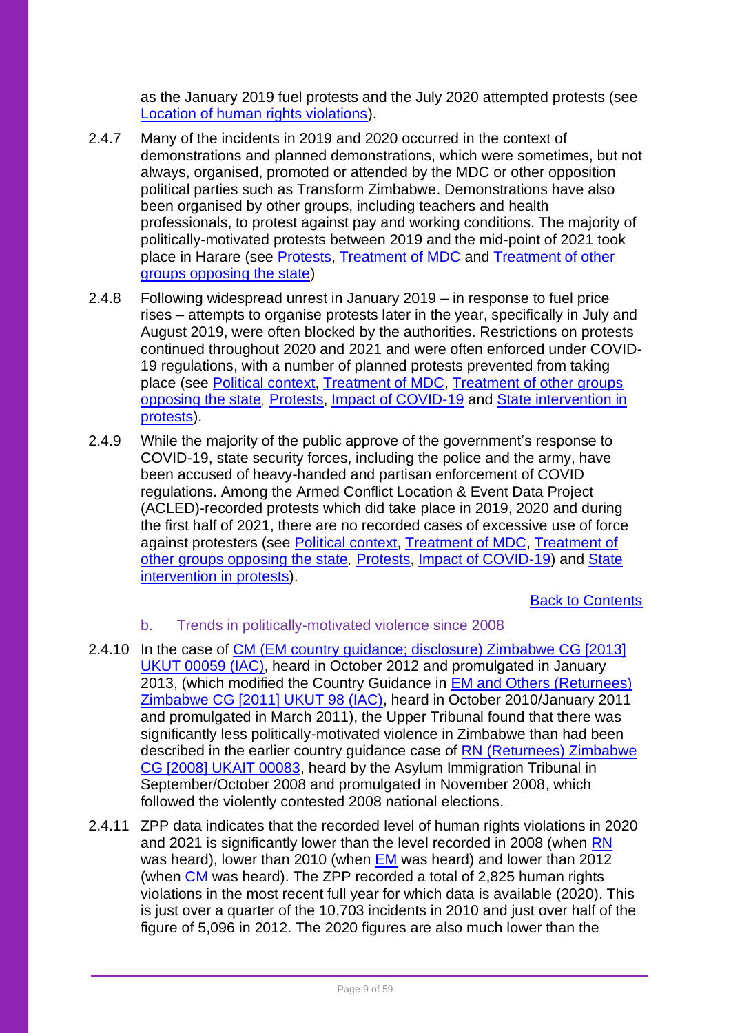as the January 2019 fuel protests and the July 2020 attempted protests (see Location of human rights violations).

2.4.7 Many of the incidents in 2019 and 2020 occurred in the context of demonstrations and planned demonstrations, which were sometimes, but not always, organised, promoted or attended by the MDC or other opposition political parties such as Transform Zimbabwe. Demonstrations have also been organised by other groups, including teachers and health professionals, to protest against pay and working conditions. The majority of politically-motivated protests between 2019 and the mid-point of 2021 took place in Harare (see Protests, Treatment of MDC and Treatment of other groups opposing the state)

2.4.8 Following widespread unrest in January 2019 – in response to fuel price rises – attempts to organise protests later in the year, specifically in July and August 2019, were often blocked by the authorities. Restrictions on protests continued throughout 2020 and 2021 and were often enforced under COVID-19 regulations, with a number of planned protests prevented from taking place (see Political context, Treatment of MDC, Treatment of other groups opposing the state, Protests, Impact of COVID-19 and State intervention in protests).

2.4.9 While the majority of the public approve of the government's response to COVID-19, state security forces, including the police and the army, have been accused of heavy-handed and partisan enforcement of COVID regulations. Among the Armed Conflict Location & Event Data Project (ACLED)-recorded protests which did take place in 2019, 2020 and during the first half of 2021, there are no recorded cases of excessive use of force against protesters (see Political context, Treatment of MDC, Treatment of other groups opposing the state, Protests, Impact of COVID-19) and State intervention in protests).

Back to Contents

### b. Trends in politically-motivated violence since 2008

2.4.10 In the case of CM (EM country guidance; disclosure) Zimbabwe CG [2013] UKUT 00059 (IAC), heard in October 2012 and promulgated in January 2013, (which modified the Country Guidance in EM and Others (Returnees) Zimbabwe CG [2011] UKUT 98 (IAC), heard in October 2010/January 2011 and promulgated in March 2011), the Upper Tribunal found that there was significantly less politically-motivated violence in Zimbabwe than had been described in the earlier country guidance case of RN (Returnees) Zimbabwe CG [2008] UKAIT 00083, heard by the Asylum Immigration Tribunal in September/October 2008 and promulgated in November 2008, which followed the violently contested 2008 national elections.

2.4.11 ZPP data indicates that the recorded level of human rights violations in 2020 and 2021 is significantly lower than the level recorded in 2008 (when RN was heard), lower than 2010 (when EM was heard) and lower than 2012 (when CM was heard). The ZPP recorded a total of 2,825 human rights violations in the most recent full year for which data is available (2020). This is just over a quarter of the 10,703 incidents in 2010 and just over half of the figure of 5,096 in 2012. The 2020 figures are also much lower than the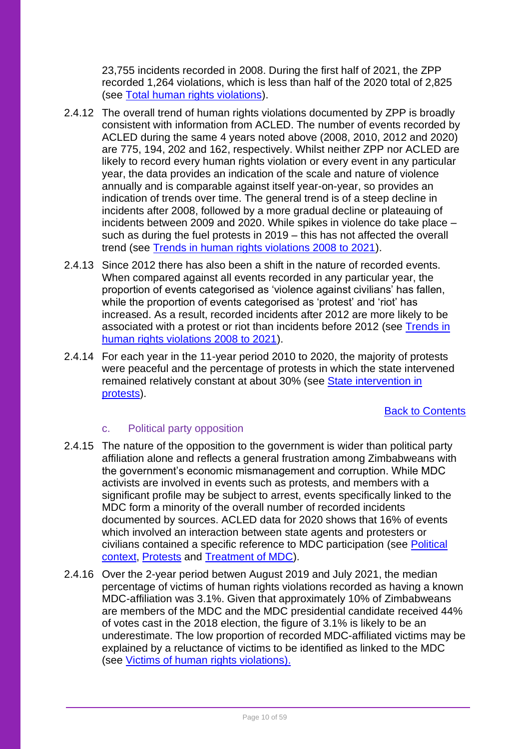23,755 incidents recorded in 2008. During the first half of 2021, the ZPP recorded 1,264 violations, which is less than half of the 2020 total of 2,825 (see Total human rights violations).

2.4.12 The overall trend of human rights violations documented by ZPP is broadly consistent with information from ACLED. The number of events recorded by ACLED during the same 4 years noted above (2008, 2010, 2012 and 2020) are 775, 194, 202 and 162, respectively. Whilst neither ZPP nor ACLED are likely to record every human rights violation or every event in any particular year, the data provides an indication of the scale and nature of violence annually and is comparable against itself year-on-year, so provides an indication of trends over time. The general trend is of a steep decline in incidents after 2008, followed by a more gradual decline or plateauing of incidents between 2009 and 2020. While spikes in violence do take place – such as during the fuel protests in 2019 – this has not affected the overall trend (see Trends in human rights violations 2008 to 2021).

2.4.13 Since 2012 there has also been a shift in the nature of recorded events. When compared against all events recorded in any particular year, the proportion of events categorised as 'violence against civilians' has fallen, while the proportion of events categorised as 'protest' and 'riot' has increased. As a result, recorded incidents after 2012 are more likely to be associated with a protest or riot than incidents before 2012 (see Trends in human rights violations 2008 to 2021).

2.4.14 For each year in the 11-year period 2010 to 2020, the majority of protests were peaceful and the percentage of protests in which the state intervened remained relatively constant at about 30% (see State intervention in protests).

Back to Contents

### c. Political party opposition

2.4.15 The nature of the opposition to the government is wider than political party affiliation alone and reflects a general frustration among Zimbabweans with the government's economic mismanagement and corruption. While MDC activists are involved in events such as protests, and members with a significant profile may be subject to arrest, events specifically linked to the MDC form a minority of the overall number of recorded incidents documented by sources. ACLED data for 2020 shows that 16% of events which involved an interaction between state agents and protesters or civilians contained a specific reference to MDC participation (see Political context, Protests and Treatment of MDC).

2.4.16 Over the 2-year period betwen August 2019 and July 2021, the median percentage of victims of human rights violations recorded as having a known MDC-affiliation was 3.1%. Given that approximately 10% of Zimbabweans are members of the MDC and the MDC presidential candidate received 44% of votes cast in the 2018 election, the figure of 3.1% is likely to be an underestimate. The low proportion of recorded MDC-affiliated victims may be explained by a reluctance of victims to be identified as linked to the MDC (see Victims of human rights violations).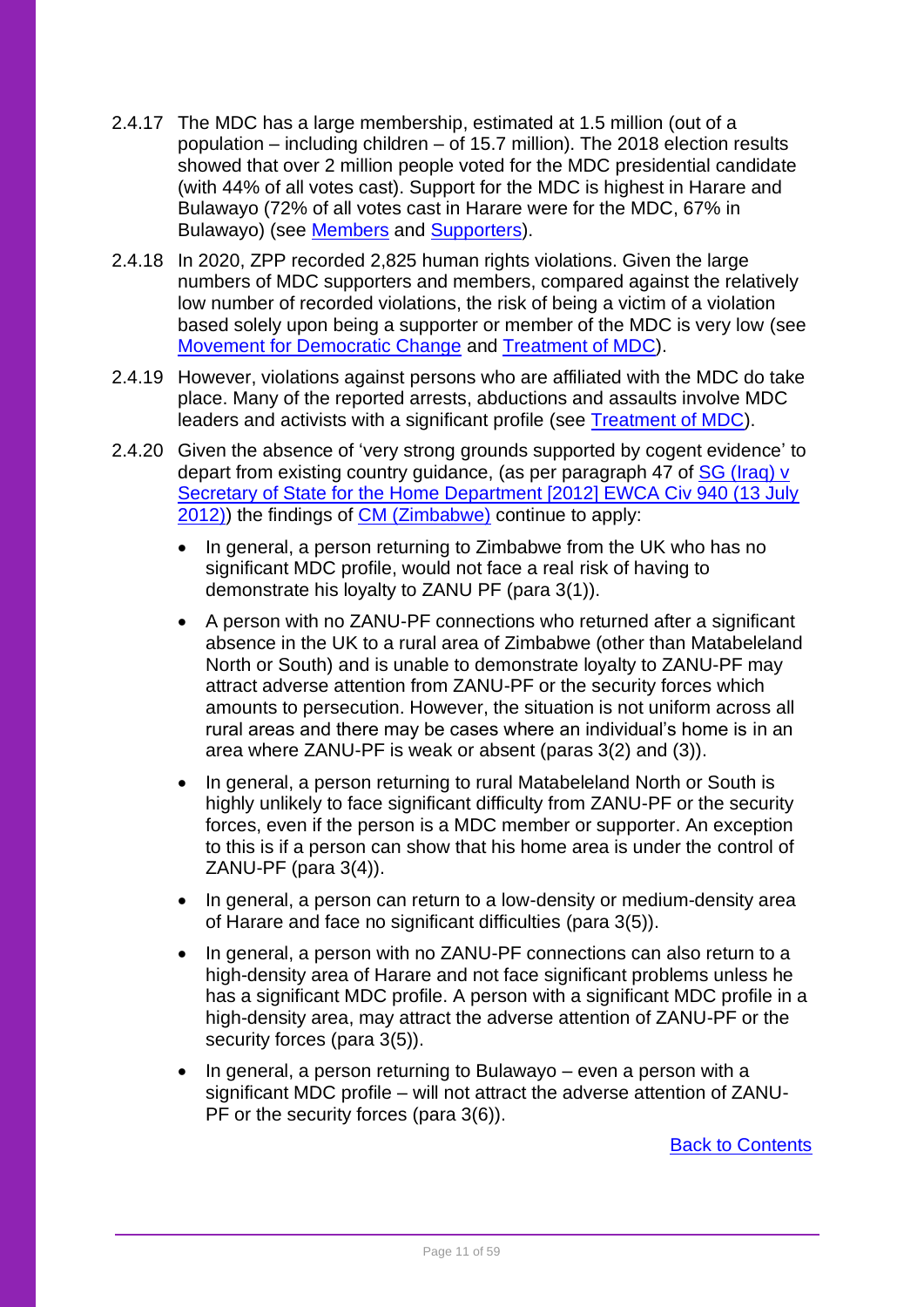2.4.17 The MDC has a large membership, estimated at 1.5 million (out of a population – including children – of 15.7 million). The 2018 election results showed that over 2 million people voted for the MDC presidential candidate (with 44% of all votes cast). Support for the MDC is highest in Harare and Bulawayo (72% of all votes cast in Harare were for the MDC, 67% in Bulawayo) (see Members and Supporters).

2.4.18 In 2020, ZPP recorded 2,825 human rights violations. Given the large numbers of MDC supporters and members, compared against the relatively low number of recorded violations, the risk of being a victim of a violation based solely upon being a supporter or member of the MDC is very low (see Movement for Democratic Change and Treatment of MDC).

2.4.19 However, violations against persons who are affiliated with the MDC do take place. Many of the reported arrests, abductions and assaults involve MDC leaders and activists with a significant profile (see Treatment of MDC).

2.4.20 Given the absence of 'very strong grounds supported by cogent evidence' to depart from existing country guidance, (as per paragraph 47 of SG (Iraq) v Secretary of State for the Home Department [2012] EWCA Civ 940 (13 July 2012)) the findings of CM (Zimbabwe) continue to apply:

- In general, a person returning to Zimbabwe from the UK who has no significant MDC profile, would not face a real risk of having to demonstrate his loyalty to ZANU PF (para 3(1)).
- A person with no ZANU-PF connections who returned after a significant absence in the UK to a rural area of Zimbabwe (other than Matabeleland North or South) and is unable to demonstrate loyalty to ZANU-PF may attract adverse attention from ZANU-PF or the security forces which amounts to persecution. However, the situation is not uniform across all rural areas and there may be cases where an individual's home is in an area where ZANU-PF is weak or absent (paras 3(2) and (3)).
- In general, a person returning to rural Matabeleland North or South is highly unlikely to face significant difficulty from ZANU-PF or the security forces, even if the person is a MDC member or supporter. An exception to this is if a person can show that his home area is under the control of ZANU-PF (para 3(4)).
- In general, a person can return to a low-density or medium-density area of Harare and face no significant difficulties (para 3(5)).
- In general, a person with no ZANU-PF connections can also return to a high-density area of Harare and not face significant problems unless he has a significant MDC profile. A person with a significant MDC profile in a high-density area, may attract the adverse attention of ZANU-PF or the security forces (para 3(5)).
- In general, a person returning to Bulawayo – even a person with a significant MDC profile – will not attract the adverse attention of ZANU-PF or the security forces (para 3(6)).

Back to Contents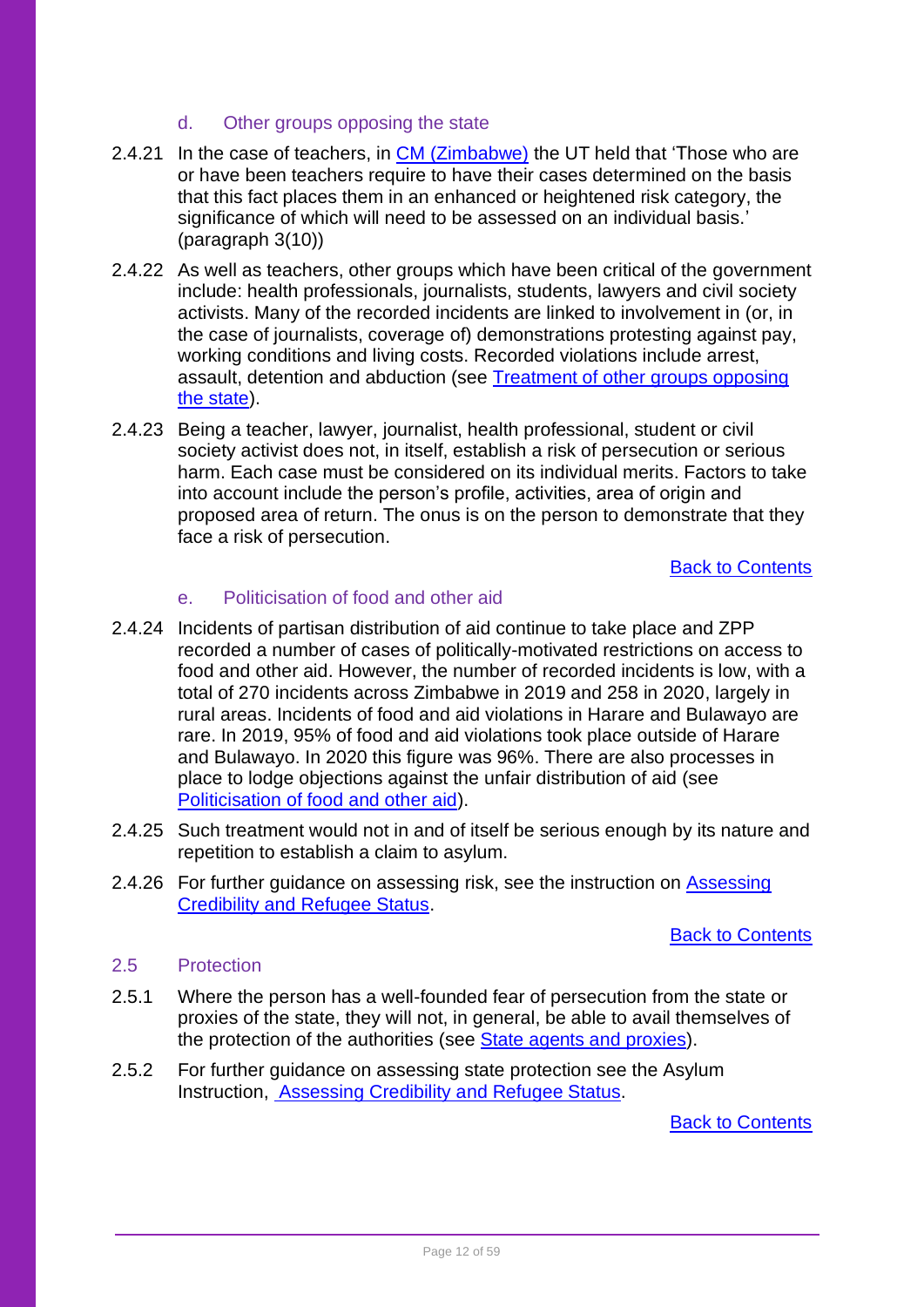#### d. Other groups opposing the state

2.4.21 In the case of teachers, in CM (Zimbabwe) the UT held that 'Those who are or have been teachers require to have their cases determined on the basis that this fact places them in an enhanced or heightened risk category, the significance of which will need to be assessed on an individual basis.' (paragraph 3(10))

2.4.22 As well as teachers, other groups which have been critical of the government include: health professionals, journalists, students, lawyers and civil society activists. Many of the recorded incidents are linked to involvement in (or, in the case of journalists, coverage of) demonstrations protesting against pay, working conditions and living costs. Recorded violations include arrest, assault, detention and abduction (see Treatment of other groups opposing the state).

2.4.23 Being a teacher, lawyer, journalist, health professional, student or civil society activist does not, in itself, establish a risk of persecution or serious harm. Each case must be considered on its individual merits. Factors to take into account include the person's profile, activities, area of origin and proposed area of return. The onus is on the person to demonstrate that they face a risk of persecution.

Back to Contents

#### e. Politicisation of food and other aid

2.4.24 Incidents of partisan distribution of aid continue to take place and ZPP recorded a number of cases of politically-motivated restrictions on access to food and other aid. However, the number of recorded incidents is low, with a total of 270 incidents across Zimbabwe in 2019 and 258 in 2020, largely in rural areas. Incidents of food and aid violations in Harare and Bulawayo are rare. In 2019, 95% of food and aid violations took place outside of Harare and Bulawayo. In 2020 this figure was 96%. There are also processes in place to lodge objections against the unfair distribution of aid (see Politicisation of food and other aid).

2.4.25 Such treatment would not in and of itself be serious enough by its nature and repetition to establish a claim to asylum.

2.4.26 For further guidance on assessing risk, see the instruction on Assessing Credibility and Refugee Status.

Back to Contents

### 2.5 Protection

2.5.1 Where the person has a well-founded fear of persecution from the state or proxies of the state, they will not, in general, be able to avail themselves of the protection of the authorities (see State agents and proxies).

2.5.2 For further guidance on assessing state protection see the Asylum Instruction, Assessing Credibility and Refugee Status.

Back to Contents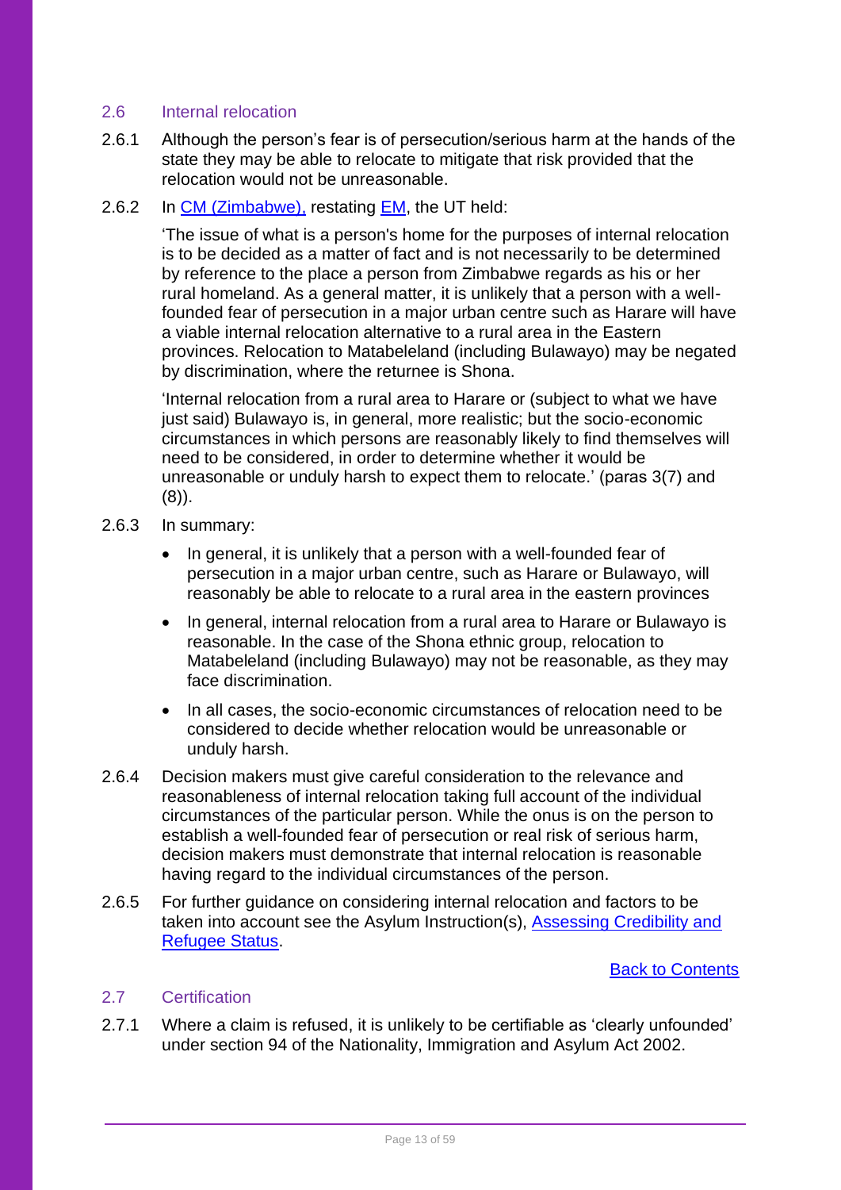### 2.6 Internal relocation

2.6.1 Although the person's fear is of persecution/serious harm at the hands of the state they may be able to relocate to mitigate that risk provided that the relocation would not be unreasonable.

2.6.2 In [CM (Zimbabwe),](#) restating [EM](#), the UT held:

> 'The issue of what is a person's home for the purposes of internal relocation is to be decided as a matter of fact and is not necessarily to be determined by reference to the place a person from Zimbabwe regards as his or her rural homeland. As a general matter, it is unlikely that a person with a well-founded fear of persecution in a major urban centre such as Harare will have a viable internal relocation alternative to a rural area in the Eastern provinces. Relocation to Matabeleland (including Bulawayo) may be negated by discrimination, where the returnee is Shona.
>
> 'Internal relocation from a rural area to Harare or (subject to what we have just said) Bulawayo is, in general, more realistic; but the socio-economic circumstances in which persons are reasonably likely to find themselves will need to be considered, in order to determine whether it would be unreasonable or unduly harsh to expect them to relocate.' (paras 3(7) and (8)).

2.6.3 In summary:

- In general, it is unlikely that a person with a well-founded fear of persecution in a major urban centre, such as Harare or Bulawayo, will reasonably be able to relocate to a rural area in the eastern provinces
- In general, internal relocation from a rural area to Harare or Bulawayo is reasonable. In the case of the Shona ethnic group, relocation to Matabeleland (including Bulawayo) may not be reasonable, as they may face discrimination.
- In all cases, the socio-economic circumstances of relocation need to be considered to decide whether relocation would be unreasonable or unduly harsh.

2.6.4 Decision makers must give careful consideration to the relevance and reasonableness of internal relocation taking full account of the individual circumstances of the particular person. While the onus is on the person to establish a well-founded fear of persecution or real risk of serious harm, decision makers must demonstrate that internal relocation is reasonable having regard to the individual circumstances of the person.

2.6.5 For further guidance on considering internal relocation and factors to be taken into account see the Asylum Instruction(s), [Assessing Credibility and Refugee Status](#).

[Back to Contents](#)

### 2.7 Certification

2.7.1 Where a claim is refused, it is unlikely to be certifiable as 'clearly unfounded' under section 94 of the Nationality, Immigration and Asylum Act 2002.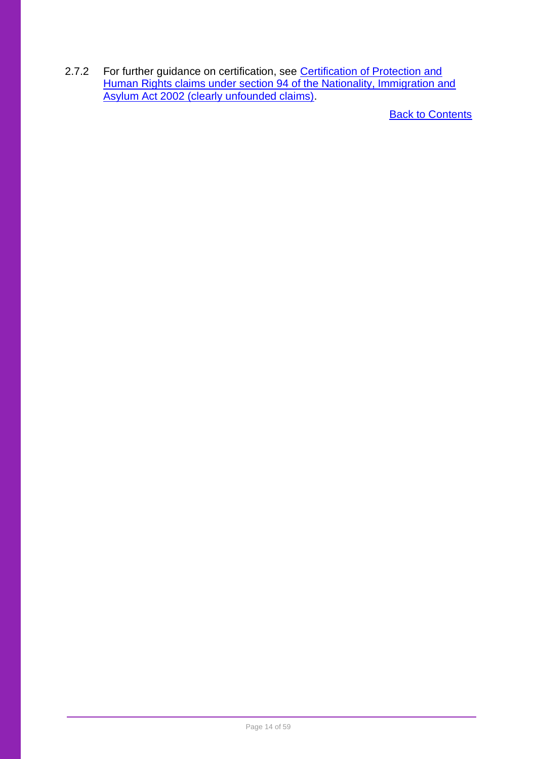2.7.2 For further guidance on certification, see [Certification of Protection and Human Rights claims under section 94 of the Nationality, Immigration and Asylum Act 2002 (clearly unfounded claims)].

[Back to Contents]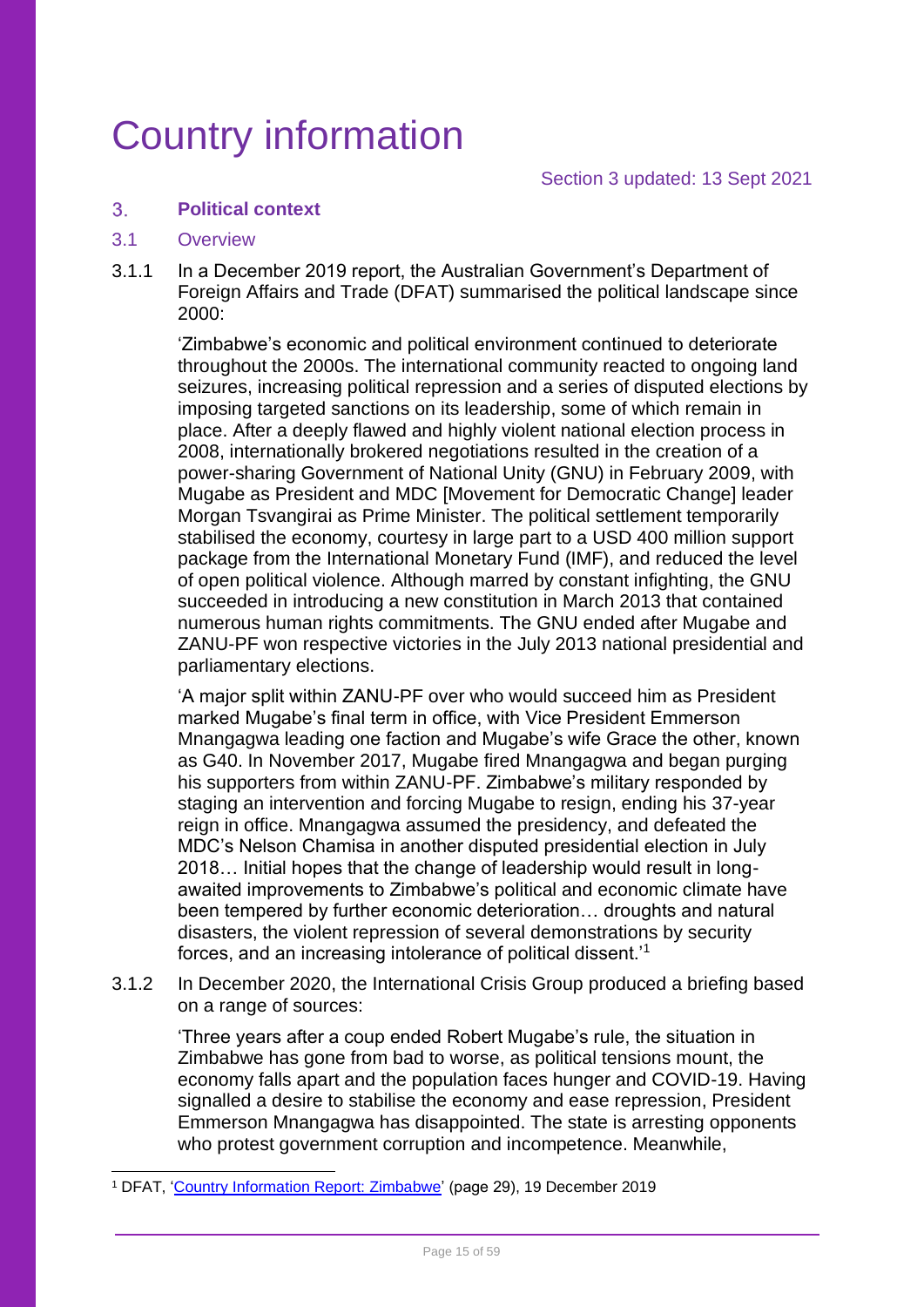# Country information

Section 3 updated: 13 Sept 2021

## 3. Political context

### 3.1 Overview

3.1.1 In a December 2019 report, the Australian Government's Department of Foreign Affairs and Trade (DFAT) summarised the political landscape since 2000:

> 'Zimbabwe's economic and political environment continued to deteriorate throughout the 2000s. The international community reacted to ongoing land seizures, increasing political repression and a series of disputed elections by imposing targeted sanctions on its leadership, some of which remain in place. After a deeply flawed and highly violent national election process in 2008, internationally brokered negotiations resulted in the creation of a power-sharing Government of National Unity (GNU) in February 2009, with Mugabe as President and MDC [Movement for Democratic Change] leader Morgan Tsvangirai as Prime Minister. The political settlement temporarily stabilised the economy, courtesy in large part to a USD 400 million support package from the International Monetary Fund (IMF), and reduced the level of open political violence. Although marred by constant infighting, the GNU succeeded in introducing a new constitution in March 2013 that contained numerous human rights commitments. The GNU ended after Mugabe and ZANU-PF won respective victories in the July 2013 national presidential and parliamentary elections.
>
> 'A major split within ZANU-PF over who would succeed him as President marked Mugabe's final term in office, with Vice President Emmerson Mnangagwa leading one faction and Mugabe's wife Grace the other, known as G40. In November 2017, Mugabe fired Mnangagwa and began purging his supporters from within ZANU-PF. Zimbabwe's military responded by staging an intervention and forcing Mugabe to resign, ending his 37-year reign in office. Mnangagwa assumed the presidency, and defeated the MDC's Nelson Chamisa in another disputed presidential election in July 2018… Initial hopes that the change of leadership would result in long-awaited improvements to Zimbabwe's political and economic climate have been tempered by further economic deterioration… droughts and natural disasters, the violent repression of several demonstrations by security forces, and an increasing intolerance of political dissent.'[1]

3.1.2 In December 2020, the International Crisis Group produced a briefing based on a range of sources:

> 'Three years after a coup ended Robert Mugabe's rule, the situation in Zimbabwe has gone from bad to worse, as political tensions mount, the economy falls apart and the population faces hunger and COVID-19. Having signalled a desire to stabilise the economy and ease repression, President Emmerson Mnangagwa has disappointed. The state is arresting opponents who protest government corruption and incompetence. Meanwhile,

---

[1] DFAT, 'Country Information Report: Zimbabwe' (page 29), 19 December 2019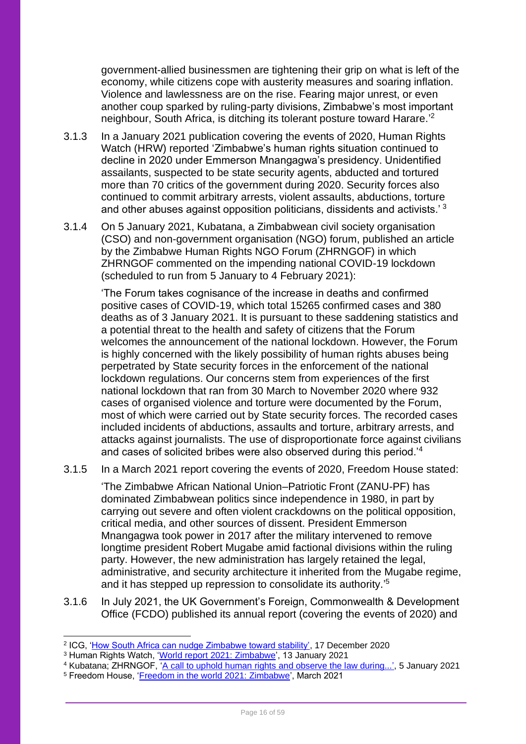government-allied businessmen are tightening their grip on what is left of the economy, while citizens cope with austerity measures and soaring inflation. Violence and lawlessness are on the rise. Fearing major unrest, or even another coup sparked by ruling-party divisions, Zimbabwe's most important neighbour, South Africa, is ditching its tolerant posture toward Harare.'[2]

3.1.3 In a January 2021 publication covering the events of 2020, Human Rights Watch (HRW) reported 'Zimbabwe's human rights situation continued to decline in 2020 under Emmerson Mnangagwa's presidency. Unidentified assailants, suspected to be state security agents, abducted and tortured more than 70 critics of the government during 2020. Security forces also continued to commit arbitrary arrests, violent assaults, abductions, torture and other abuses against opposition politicians, dissidents and activists.' [3]

3.1.4 On 5 January 2021, Kubatana, a Zimbabwean civil society organisation (CSO) and non-government organisation (NGO) forum, published an article by the Zimbabwe Human Rights NGO Forum (ZHRNGOF) in which ZHRNGOF commented on the impending national COVID-19 lockdown (scheduled to run from 5 January to 4 February 2021):

> 'The Forum takes cognisance of the increase in deaths and confirmed positive cases of COVID-19, which total 15265 confirmed cases and 380 deaths as of 3 January 2021. It is pursuant to these saddening statistics and a potential threat to the health and safety of citizens that the Forum welcomes the announcement of the national lockdown. However, the Forum is highly concerned with the likely possibility of human rights abuses being perpetrated by State security forces in the enforcement of the national lockdown regulations. Our concerns stem from experiences of the first national lockdown that ran from 30 March to November 2020 where 932 cases of organised violence and torture were documented by the Forum, most of which were carried out by State security forces. The recorded cases included incidents of abductions, assaults and torture, arbitrary arrests, and attacks against journalists. The use of disproportionate force against civilians and cases of solicited bribes were also observed during this period.'[4]

3.1.5 In a March 2021 report covering the events of 2020, Freedom House stated:

> 'The Zimbabwe African National Union–Patriotic Front (ZANU-PF) has dominated Zimbabwean politics since independence in 1980, in part by carrying out severe and often violent crackdowns on the political opposition, critical media, and other sources of dissent. President Emmerson Mnangagwa took power in 2017 after the military intervened to remove longtime president Robert Mugabe amid factional divisions within the ruling party. However, the new administration has largely retained the legal, administrative, and security architecture it inherited from the Mugabe regime, and it has stepped up repression to consolidate its authority.'[5]

3.1.6 In July 2021, the UK Government's Foreign, Commonwealth & Development Office (FCDO) published its annual report (covering the events of 2020) and

---

[2] ICG, 'How South Africa can nudge Zimbabwe toward stability', 17 December 2020
[3] Human Rights Watch, 'World report 2021: Zimbabwe', 13 January 2021
[4] Kubatana; ZHRNGOF, 'A call to uphold human rights and observe the law during...', 5 January 2021
[5] Freedom House, 'Freedom in the world 2021: Zimbabwe', March 2021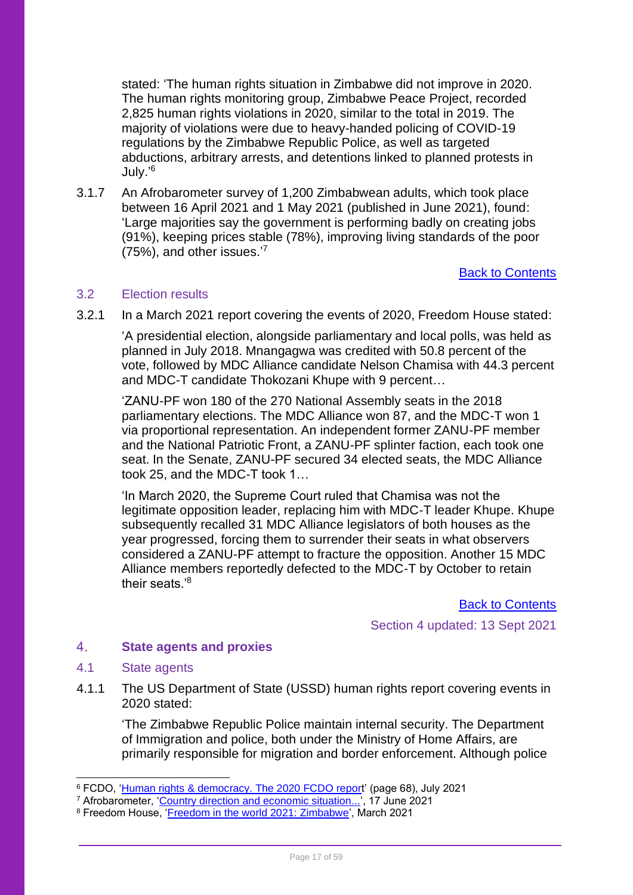stated: 'The human rights situation in Zimbabwe did not improve in 2020. The human rights monitoring group, Zimbabwe Peace Project, recorded 2,825 human rights violations in 2020, similar to the total in 2019. The majority of violations were due to heavy-handed policing of COVID-19 regulations by the Zimbabwe Republic Police, as well as targeted abductions, arbitrary arrests, and detentions linked to planned protests in July.'[6]

3.1.7 An Afrobarometer survey of 1,200 Zimbabwean adults, which took place between 16 April 2021 and 1 May 2021 (published in June 2021), found: 'Large majorities say the government is performing badly on creating jobs (91%), keeping prices stable (78%), improving living standards of the poor (75%), and other issues.'[7]

[Back to Contents]

## 3.2 Election results

3.2.1 In a March 2021 report covering the events of 2020, Freedom House stated:

'A presidential election, alongside parliamentary and local polls, was held as planned in July 2018. Mnangagwa was credited with 50.8 percent of the vote, followed by MDC Alliance candidate Nelson Chamisa with 44.3 percent and MDC-T candidate Thokozani Khupe with 9 percent…

'ZANU-PF won 180 of the 270 National Assembly seats in the 2018 parliamentary elections. The MDC Alliance won 87, and the MDC-T won 1 via proportional representation. An independent former ZANU-PF member and the National Patriotic Front, a ZANU-PF splinter faction, each took one seat. In the Senate, ZANU-PF secured 34 elected seats, the MDC Alliance took 25, and the MDC-T took 1…

'In March 2020, the Supreme Court ruled that Chamisa was not the legitimate opposition leader, replacing him with MDC-T leader Khupe. Khupe subsequently recalled 31 MDC Alliance legislators of both houses as the year progressed, forcing them to surrender their seats in what observers considered a ZANU-PF attempt to fracture the opposition. Another 15 MDC Alliance members reportedly defected to the MDC-T by October to retain their seats.'[8]

[Back to Contents]

Section 4 updated: 13 Sept 2021

# 4. State agents and proxies

## 4.1 State agents

4.1.1 The US Department of State (USSD) human rights report covering events in 2020 stated:

'The Zimbabwe Republic Police maintain internal security. The Department of Immigration and police, both under the Ministry of Home Affairs, are primarily responsible for migration and border enforcement. Although police

---

[6] FCDO, 'Human rights & democracy. The 2020 FCDO report' (page 68), July 2021

[7] Afrobarometer, 'Country direction and economic situation...', 17 June 2021

[8] Freedom House, 'Freedom in the world 2021: Zimbabwe', March 2021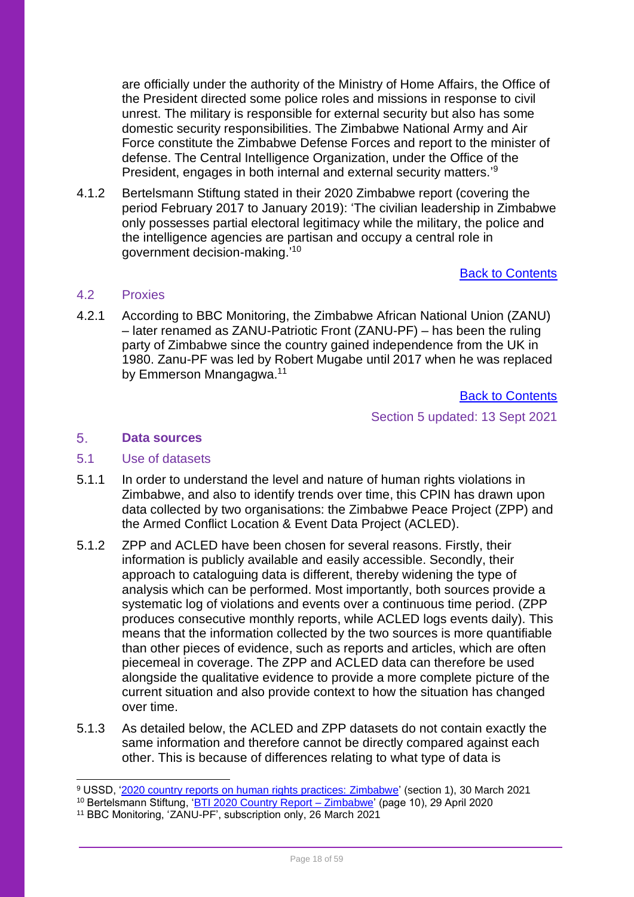are officially under the authority of the Ministry of Home Affairs, the Office of the President directed some police roles and missions in response to civil unrest. The military is responsible for external security but also has some domestic security responsibilities. The Zimbabwe National Army and Air Force constitute the Zimbabwe Defense Forces and report to the minister of defense. The Central Intelligence Organization, under the Office of the President, engages in both internal and external security matters.'[9]

4.1.2 Bertelsmann Stiftung stated in their 2020 Zimbabwe report (covering the period February 2017 to January 2019): 'The civilian leadership in Zimbabwe only possesses partial electoral legitimacy while the military, the police and the intelligence agencies are partisan and occupy a central role in government decision-making.'[10]

Back to Contents

### 4.2 Proxies

4.2.1 According to BBC Monitoring, the Zimbabwe African National Union (ZANU) – later renamed as ZANU-Patriotic Front (ZANU-PF) – has been the ruling party of Zimbabwe since the country gained independence from the UK in 1980. Zanu-PF was led by Robert Mugabe until 2017 when he was replaced by Emmerson Mnangagwa.[11]

Back to Contents

Section 5 updated: 13 Sept 2021

## 5. Data sources

### 5.1 Use of datasets

5.1.1 In order to understand the level and nature of human rights violations in Zimbabwe, and also to identify trends over time, this CPIN has drawn upon data collected by two organisations: the Zimbabwe Peace Project (ZPP) and the Armed Conflict Location & Event Data Project (ACLED).

5.1.2 ZPP and ACLED have been chosen for several reasons. Firstly, their information is publicly available and easily accessible. Secondly, their approach to cataloguing data is different, thereby widening the type of analysis which can be performed. Most importantly, both sources provide a systematic log of violations and events over a continuous time period. (ZPP produces consecutive monthly reports, while ACLED logs events daily). This means that the information collected by the two sources is more quantifiable than other pieces of evidence, such as reports and articles, which are often piecemeal in coverage. The ZPP and ACLED data can therefore be used alongside the qualitative evidence to provide a more complete picture of the current situation and also provide context to how the situation has changed over time.

5.1.3 As detailed below, the ACLED and ZPP datasets do not contain exactly the same information and therefore cannot be directly compared against each other. This is because of differences relating to what type of data is

---

[9] USSD, '2020 country reports on human rights practices: Zimbabwe' (section 1), 30 March 2021

[10] Bertelsmann Stiftung, 'BTI 2020 Country Report – Zimbabwe' (page 10), 29 April 2020

[11] BBC Monitoring, 'ZANU-PF', subscription only, 26 March 2021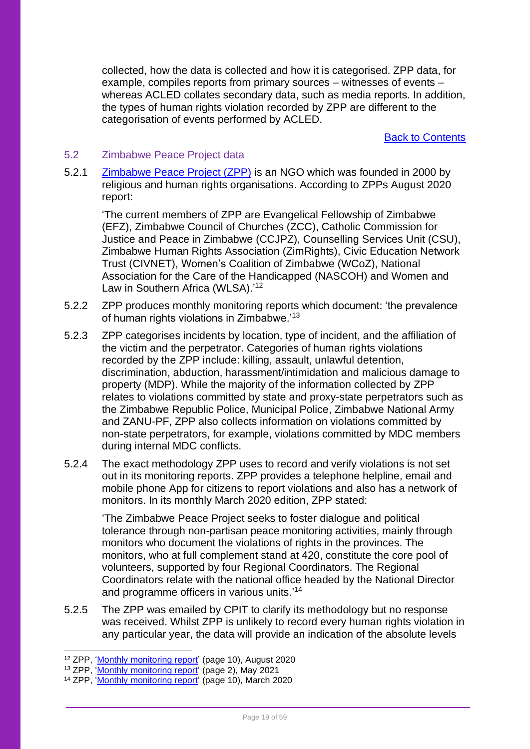collected, how the data is collected and how it is categorised. ZPP data, for example, compiles reports from primary sources – witnesses of events – whereas ACLED collates secondary data, such as media reports. In addition, the types of human rights violation recorded by ZPP are different to the categorisation of events performed by ACLED.

[Back to Contents]

## 5.2 Zimbabwe Peace Project data

5.2.1 [Zimbabwe Peace Project (ZPP)] is an NGO which was founded in 2000 by religious and human rights organisations. According to ZPPs August 2020 report:

> 'The current members of ZPP are Evangelical Fellowship of Zimbabwe (EFZ), Zimbabwe Council of Churches (ZCC), Catholic Commission for Justice and Peace in Zimbabwe (CCJPZ), Counselling Services Unit (CSU), Zimbabwe Human Rights Association (ZimRights), Civic Education Network Trust (CIVNET), Women's Coalition of Zimbabwe (WCoZ), National Association for the Care of the Handicapped (NASCOH) and Women and Law in Southern Africa (WLSA).'[12]

5.2.2 ZPP produces monthly monitoring reports which document: 'the prevalence of human rights violations in Zimbabwe.'[13]

5.2.3 ZPP categorises incidents by location, type of incident, and the affiliation of the victim and the perpetrator. Categories of human rights violations recorded by the ZPP include: killing, assault, unlawful detention, discrimination, abduction, harassment/intimidation and malicious damage to property (MDP). While the majority of the information collected by ZPP relates to violations committed by state and proxy-state perpetrators such as the Zimbabwe Republic Police, Municipal Police, Zimbabwe National Army and ZANU-PF, ZPP also collects information on violations committed by non-state perpetrators, for example, violations committed by MDC members during internal MDC conflicts.

5.2.4 The exact methodology ZPP uses to record and verify violations is not set out in its monitoring reports. ZPP provides a telephone helpline, email and mobile phone App for citizens to report violations and also has a network of monitors. In its monthly March 2020 edition, ZPP stated:

> 'The Zimbabwe Peace Project seeks to foster dialogue and political tolerance through non-partisan peace monitoring activities, mainly through monitors who document the violations of rights in the provinces. The monitors, who at full complement stand at 420, constitute the core pool of volunteers, supported by four Regional Coordinators. The Regional Coordinators relate with the national office headed by the National Director and programme officers in various units.'[14]

5.2.5 The ZPP was emailed by CPIT to clarify its methodology but no response was received. Whilst ZPP is unlikely to record every human rights violation in any particular year, the data will provide an indication of the absolute levels

---

[12] ZPP, 'Monthly monitoring report' (page 10), August 2020

[13] ZPP, 'Monthly monitoring report' (page 2), May 2021

[14] ZPP, 'Monthly monitoring report' (page 10), March 2020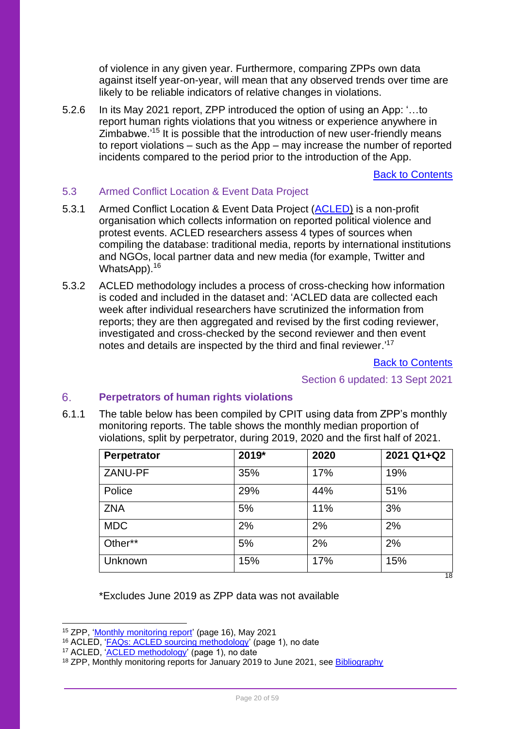of violence in any given year. Furthermore, comparing ZPPs own data against itself year-on-year, will mean that any observed trends over time are likely to be reliable indicators of relative changes in violations.

5.2.6 In its May 2021 report, ZPP introduced the option of using an App: '…to report human rights violations that you witness or experience anywhere in Zimbabwe.'[15] It is possible that the introduction of new user-friendly means to report violations – such as the App – may increase the number of reported incidents compared to the period prior to the introduction of the App.

Back to Contents

## 5.3 Armed Conflict Location & Event Data Project

5.3.1 Armed Conflict Location & Event Data Project (ACLED) is a non-profit organisation which collects information on reported political violence and protest events. ACLED researchers assess 4 types of sources when compiling the database: traditional media, reports by international institutions and NGOs, local partner data and new media (for example, Twitter and WhatsApp).[16]

5.3.2 ACLED methodology includes a process of cross-checking how information is coded and included in the dataset and: 'ACLED data are collected each week after individual researchers have scrutinized the information from reports; they are then aggregated and revised by the first coding reviewer, investigated and cross-checked by the second reviewer and then event notes and details are inspected by the third and final reviewer.'[17]

Back to Contents

Section 6 updated: 13 Sept 2021

# 6. Perpetrators of human rights violations

6.1.1 The table below has been compiled by CPIT using data from ZPP's monthly monitoring reports. The table shows the monthly median proportion of violations, split by perpetrator, during 2019, 2020 and the first half of 2021.

| Perpetrator | 2019* | 2020 | 2021 Q1+Q2 |
|---|---|---|---|
| ZANU-PF | 35% | 17% | 19% |
| Police | 29% | 44% | 51% |
| ZNA | 5% | 11% | 3% |
| MDC | 2% | 2% | 2% |
| Other** | 5% | 2% | 2% |
| Unknown | 15% | 17% | 15% |

[18]

*Excludes June 2019 as ZPP data was not available

---

[15] ZPP, 'Monthly monitoring report' (page 16), May 2021

[16] ACLED, 'FAQs: ACLED sourcing methodology' (page 1), no date

[17] ACLED, 'ACLED methodology' (page 1), no date

[18] ZPP, Monthly monitoring reports for January 2019 to June 2021, see Bibliography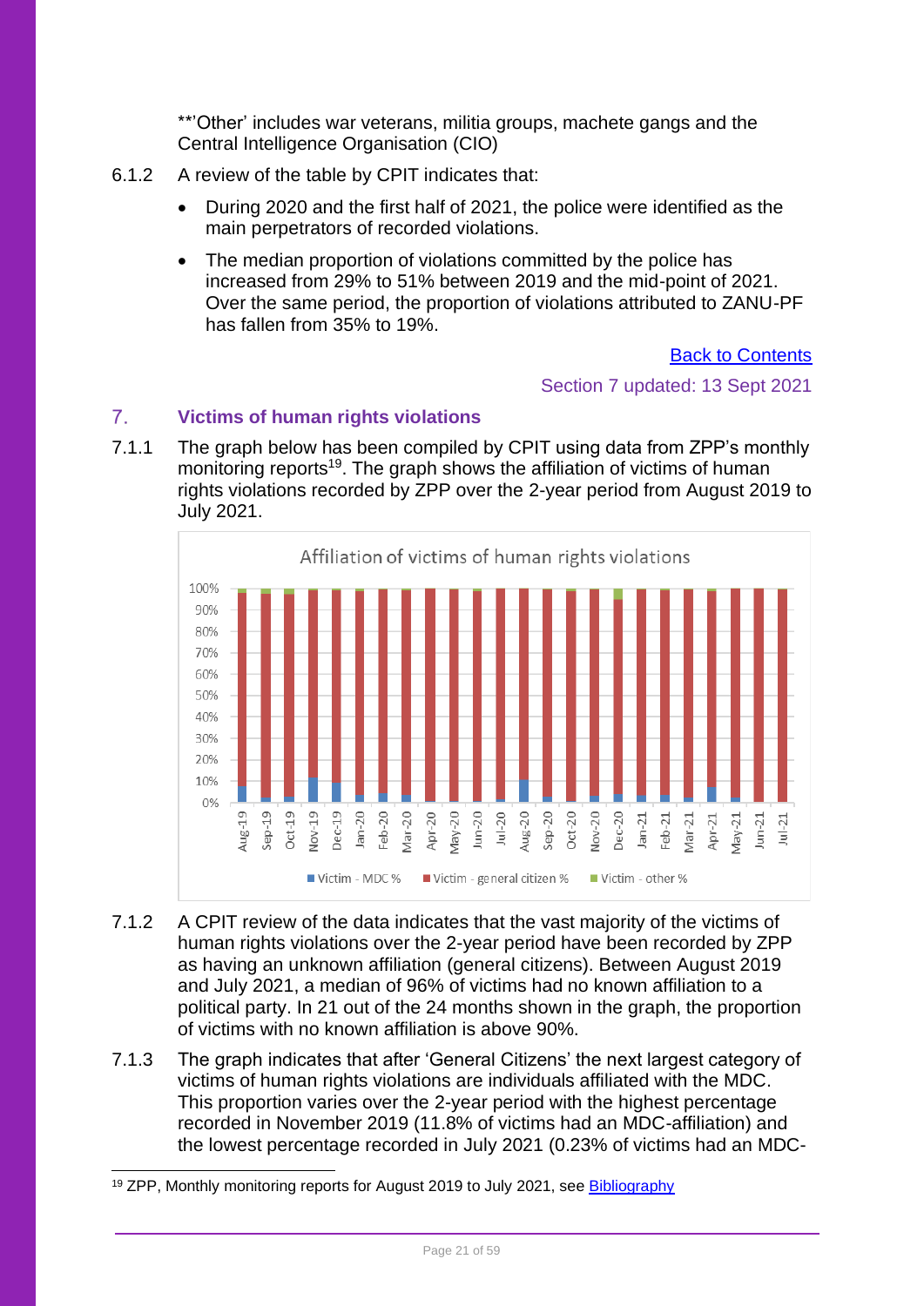**'Other' includes war veterans, militia groups, machete gangs and the Central Intelligence Organisation (CIO)

6.1.2 A review of the table by CPIT indicates that:

- During 2020 and the first half of 2021, the police were identified as the main perpetrators of recorded violations.
- The median proportion of violations committed by the police has increased from 29% to 51% between 2019 and the mid-point of 2021. Over the same period, the proportion of violations attributed to ZANU-PF has fallen from 35% to 19%.

Back to Contents

Section 7 updated: 13 Sept 2021

## 7. Victims of human rights violations

7.1.1 The graph below has been compiled by CPIT using data from ZPP's monthly monitoring reports[19]. The graph shows the affiliation of victims of human rights violations recorded by ZPP over the 2-year period from August 2019 to July 2021.

Affiliation of victims of human rights violations

7.1.2 A CPIT review of the data indicates that the vast majority of the victims of human rights violations over the 2-year period have been recorded by ZPP as having an unknown affiliation (general citizens). Between August 2019 and July 2021, a median of 96% of victims had no known affiliation to a political party. In 21 out of the 24 months shown in the graph, the proportion of victims with no known affiliation is above 90%.

7.1.3 The graph indicates that after 'General Citizens' the next largest category of victims of human rights violations are individuals affiliated with the MDC. This proportion varies over the 2-year period with the highest percentage recorded in November 2019 (11.8% of victims had an MDC-affiliation) and the lowest percentage recorded in July 2021 (0.23% of victims had an MDC-

[19] ZPP, Monthly monitoring reports for August 2019 to July 2021, see Bibliography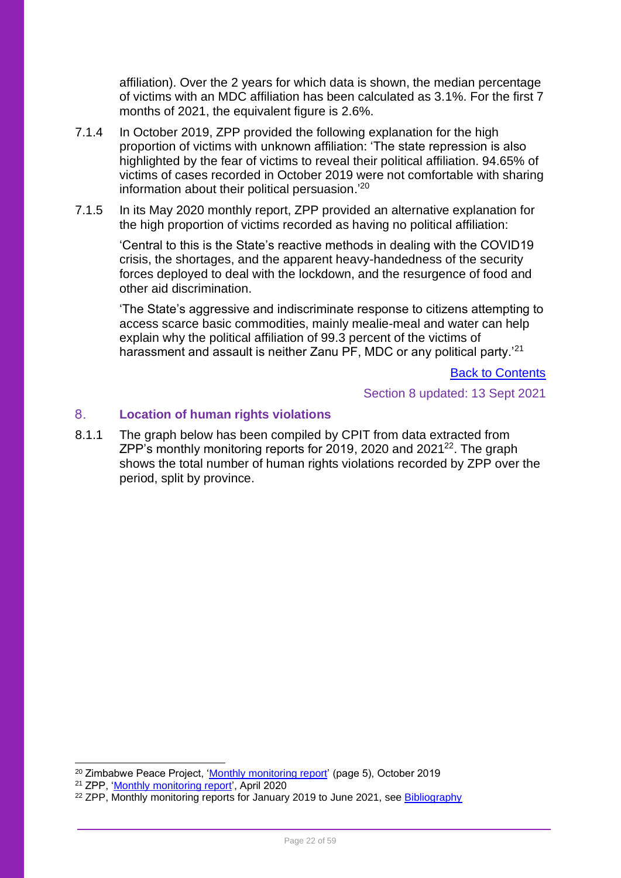affiliation). Over the 2 years for which data is shown, the median percentage of victims with an MDC affiliation has been calculated as 3.1%. For the first 7 months of 2021, the equivalent figure is 2.6%.

7.1.4 In October 2019, ZPP provided the following explanation for the high proportion of victims with unknown affiliation: 'The state repression is also highlighted by the fear of victims to reveal their political affiliation. 94.65% of victims of cases recorded in October 2019 were not comfortable with sharing information about their political persuasion.'[20]

7.1.5 In its May 2020 monthly report, ZPP provided an alternative explanation for the high proportion of victims recorded as having no political affiliation:

> 'Central to this is the State's reactive methods in dealing with the COVID19 crisis, the shortages, and the apparent heavy-handedness of the security forces deployed to deal with the lockdown, and the resurgence of food and other aid discrimination.
>
> 'The State's aggressive and indiscriminate response to citizens attempting to access scarce basic commodities, mainly mealie-meal and water can help explain why the political affiliation of 99.3 percent of the victims of harassment and assault is neither Zanu PF, MDC or any political party.'[21]

[Back to Contents]

Section 8 updated: 13 Sept 2021

## 8. Location of human rights violations

8.1.1 The graph below has been compiled by CPIT from data extracted from ZPP's monthly monitoring reports for 2019, 2020 and 2021[22]. The graph shows the total number of human rights violations recorded by ZPP over the period, split by province.

---

[20] Zimbabwe Peace Project, 'Monthly monitoring report' (page 5), October 2019

[21] ZPP, 'Monthly monitoring report', April 2020

[22] ZPP, Monthly monitoring reports for January 2019 to June 2021, see Bibliography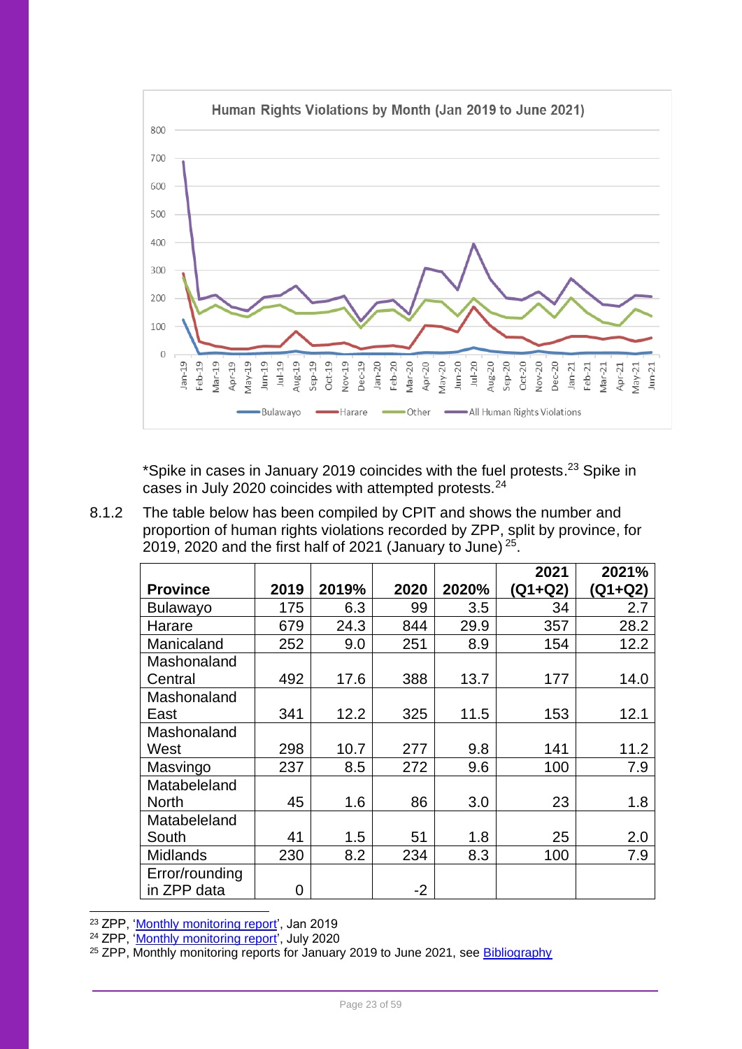*Spike in cases in January 2019 coincides with the fuel protests.[23] Spike in cases in July 2020 coincides with attempted protests.[24]

8.1.2 The table below has been compiled by CPIT and shows the number and proportion of human rights violations recorded by ZPP, split by province, for 2019, 2020 and the first half of 2021 (January to June) [25].

| Province | 2019 | 2019% | 2020 | 2020% | 2021 (Q1+Q2) | 2021% (Q1+Q2) |
|---|---|---|---|---|---|---|
| Bulawayo | 175 | 6.3 | 99 | 3.5 | 34 | 2.7 |
| Harare | 679 | 24.3 | 844 | 29.9 | 357 | 28.2 |
| Manicaland | 252 | 9.0 | 251 | 8.9 | 154 | 12.2 |
| Mashonaland Central | 492 | 17.6 | 388 | 13.7 | 177 | 14.0 |
| Mashonaland East | 341 | 12.2 | 325 | 11.5 | 153 | 12.1 |
| Mashonaland West | 298 | 10.7 | 277 | 9.8 | 141 | 11.2 |
| Masvingo | 237 | 8.5 | 272 | 9.6 | 100 | 7.9 |
| Matabeleland North | 45 | 1.6 | 86 | 3.0 | 23 | 1.8 |
| Matabeleland South | 41 | 1.5 | 51 | 1.8 | 25 | 2.0 |
| Midlands | 230 | 8.2 | 234 | 8.3 | 100 | 7.9 |
| Error/rounding in ZPP data | 0 | | -2 | | | |

[23] ZPP, 'Monthly monitoring report', Jan 2019
[24] ZPP, 'Monthly monitoring report', July 2020
[25] ZPP, Monthly monitoring reports for January 2019 to June 2021, see Bibliography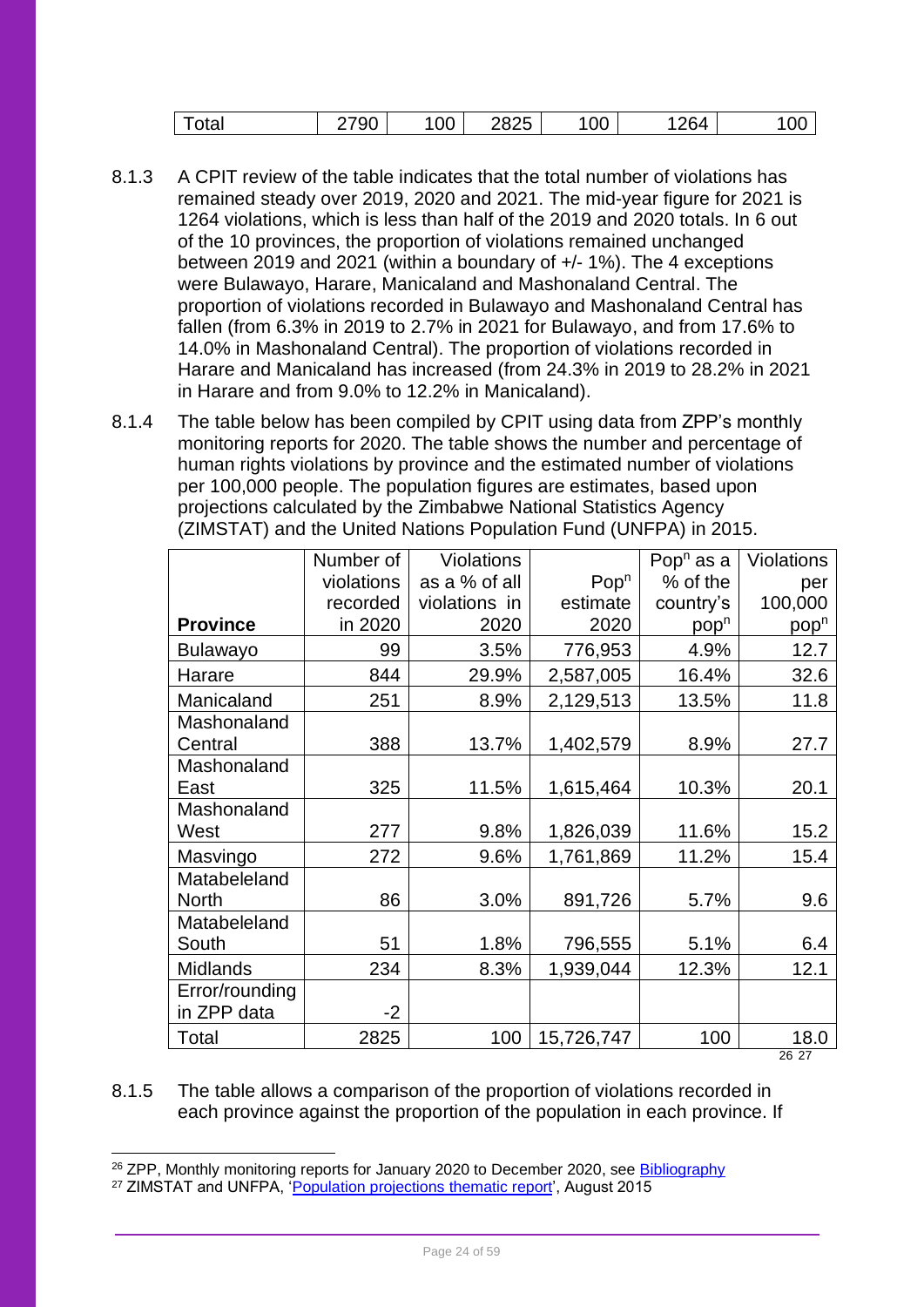| Total | 2790 | 100 | 2825 | 100 | 1264 | 100 |
|---|---|---|---|---|---|---|

8.1.3 A CPIT review of the table indicates that the total number of violations has remained steady over 2019, 2020 and 2021. The mid-year figure for 2021 is 1264 violations, which is less than half of the 2019 and 2020 totals. In 6 out of the 10 provinces, the proportion of violations remained unchanged between 2019 and 2021 (within a boundary of +/- 1%). The 4 exceptions were Bulawayo, Harare, Manicaland and Mashonaland Central. The proportion of violations recorded in Bulawayo and Mashonaland Central has fallen (from 6.3% in 2019 to 2.7% in 2021 for Bulawayo, and from 17.6% to 14.0% in Mashonaland Central). The proportion of violations recorded in Harare and Manicaland has increased (from 24.3% in 2019 to 28.2% in 2021 in Harare and from 9.0% to 12.2% in Manicaland).

8.1.4 The table below has been compiled by CPIT using data from ZPP's monthly monitoring reports for 2020. The table shows the number and percentage of human rights violations by province and the estimated number of violations per 100,000 people. The population figures are estimates, based upon projections calculated by the Zimbabwe National Statistics Agency (ZIMSTAT) and the United Nations Population Fund (UNFPA) in 2015.

| Province | Number of violations recorded in 2020 | Violations as a % of all violations in 2020 | Pop$^n$ estimate 2020 | Pop$^n$ as a % of the country's pop$^n$ | Violations per 100,000 pop$^n$ |
|---|---|---|---|---|---|
| Bulawayo | 99 | 3.5% | 776,953 | 4.9% | 12.7 |
| Harare | 844 | 29.9% | 2,587,005 | 16.4% | 32.6 |
| Manicaland | 251 | 8.9% | 2,129,513 | 13.5% | 11.8 |
| Mashonaland Central | 388 | 13.7% | 1,402,579 | 8.9% | 27.7 |
| Mashonaland East | 325 | 11.5% | 1,615,464 | 10.3% | 20.1 |
| Mashonaland West | 277 | 9.8% | 1,826,039 | 11.6% | 15.2 |
| Masvingo | 272 | 9.6% | 1,761,869 | 11.2% | 15.4 |
| Matabeleland North | 86 | 3.0% | 891,726 | 5.7% | 9.6 |
| Matabeleland South | 51 | 1.8% | 796,555 | 5.1% | 6.4 |
| Midlands | 234 | 8.3% | 1,939,044 | 12.3% | 12.1 |
| Error/rounding in ZPP data | -2 | | | | |
| Total | 2825 | 100 | 15,726,747 | 100 | 18.0 |

[26] [27]

8.1.5 The table allows a comparison of the proportion of violations recorded in each province against the proportion of the population in each province. If

[26] ZPP, Monthly monitoring reports for January 2020 to December 2020, see Bibliography

[27] ZIMSTAT and UNFPA, 'Population projections thematic report', August 2015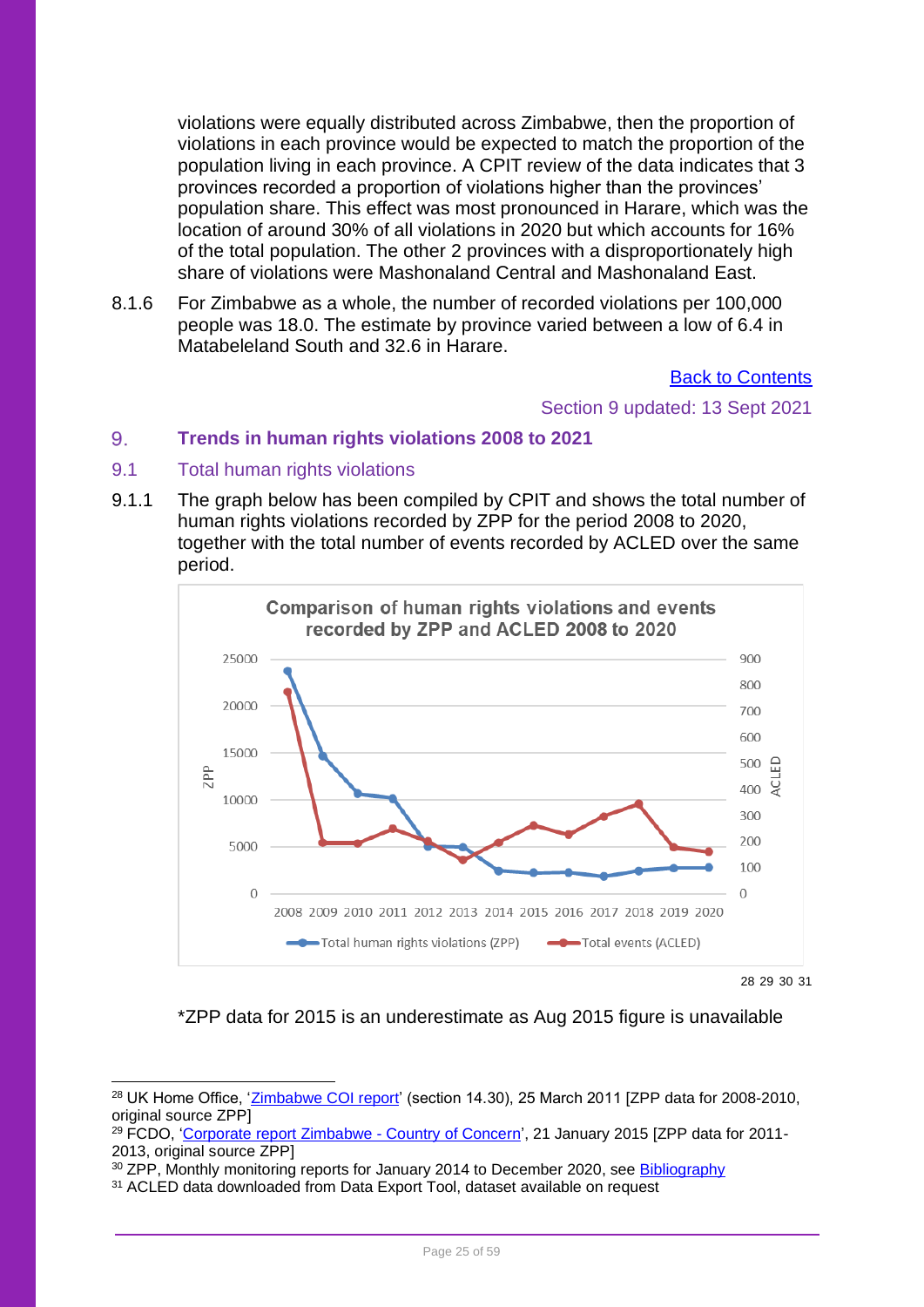violations were equally distributed across Zimbabwe, then the proportion of violations in each province would be expected to match the proportion of the population living in each province. A CPIT review of the data indicates that 3 provinces recorded a proportion of violations higher than the provinces' population share. This effect was most pronounced in Harare, which was the location of around 30% of all violations in 2020 but which accounts for 16% of the total population. The other 2 provinces with a disproportionately high share of violations were Mashonaland Central and Mashonaland East.

8.1.6 For Zimbabwe as a whole, the number of recorded violations per 100,000 people was 18.0. The estimate by province varied between a low of 6.4 in Matabeleland South and 32.6 in Harare.

Back to Contents

Section 9 updated: 13 Sept 2021

## 9. Trends in human rights violations 2008 to 2021

### 9.1 Total human rights violations

9.1.1 The graph below has been compiled by CPIT and shows the total number of human rights violations recorded by ZPP for the period 2008 to 2020, together with the total number of events recorded by ACLED over the same period.

Comparison of human rights violations and events recorded by ZPP and ACLED 2008 to 2020

[28] [29] [30] [31]

*ZPP data for 2015 is an underestimate as Aug 2015 figure is unavailable

---

[28] UK Home Office, 'Zimbabwe COI report' (section 14.30), 25 March 2011 [ZPP data for 2008-2010, original source ZPP]

[29] FCDO, 'Corporate report Zimbabwe - Country of Concern', 21 January 2015 [ZPP data for 2011-2013, original source ZPP]

[30] ZPP, Monthly monitoring reports for January 2014 to December 2020, see Bibliography

[31] ACLED data downloaded from Data Export Tool, dataset available on request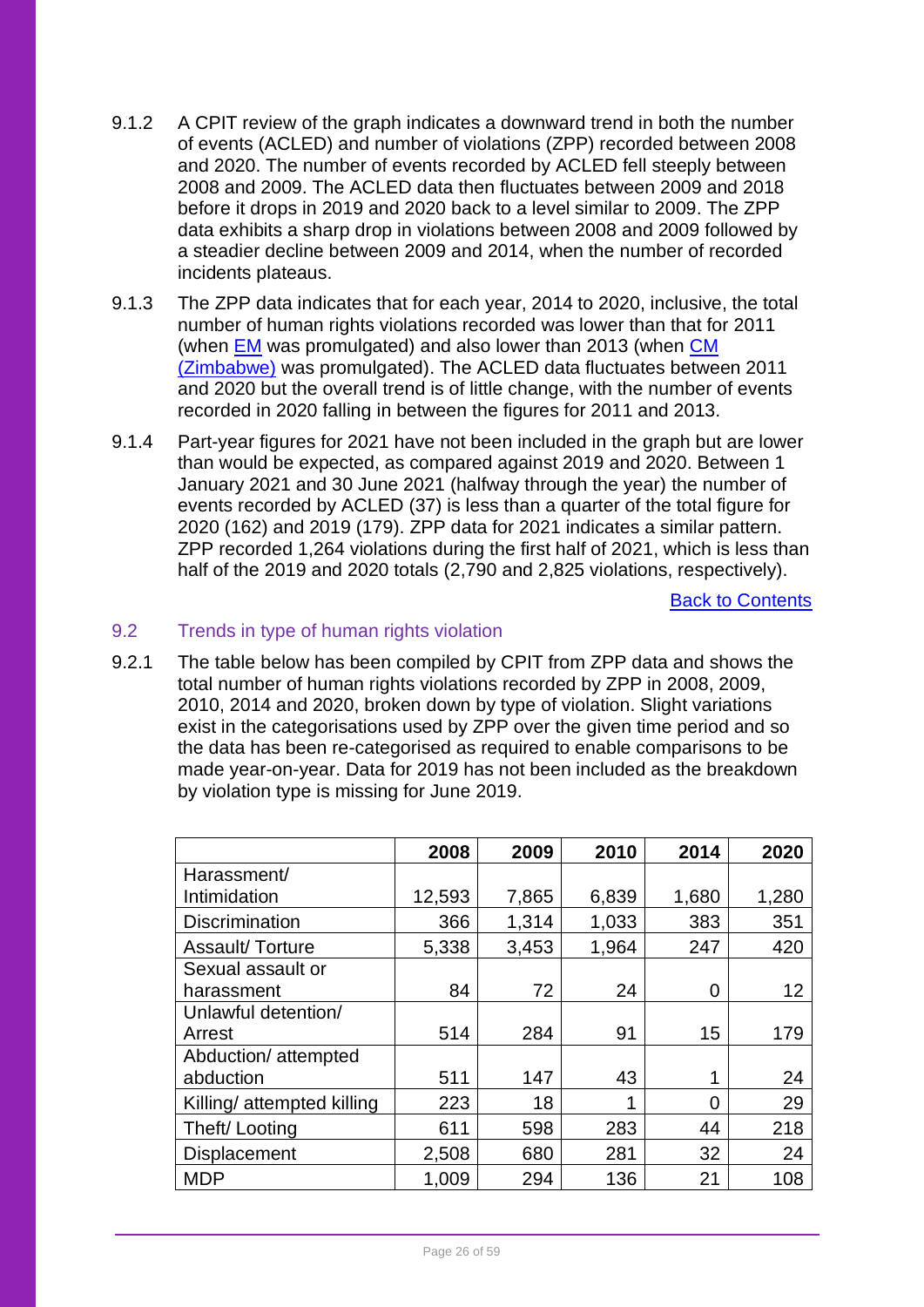9.1.2 A CPIT review of the graph indicates a downward trend in both the number of events (ACLED) and number of violations (ZPP) recorded between 2008 and 2020. The number of events recorded by ACLED fell steeply between 2008 and 2009. The ACLED data then fluctuates between 2009 and 2018 before it drops in 2019 and 2020 back to a level similar to 2009. The ZPP data exhibits a sharp drop in violations between 2008 and 2009 followed by a steadier decline between 2009 and 2014, when the number of recorded incidents plateaus.

9.1.3 The ZPP data indicates that for each year, 2014 to 2020, inclusive, the total number of human rights violations recorded was lower than that for 2011 (when [EM] was promulgated) and also lower than 2013 (when [CM (Zimbabwe)] was promulgated). The ACLED data fluctuates between 2011 and 2020 but the overall trend is of little change, with the number of events recorded in 2020 falling in between the figures for 2011 and 2013.

9.1.4 Part-year figures for 2021 have not been included in the graph but are lower than would be expected, as compared against 2019 and 2020. Between 1 January 2021 and 30 June 2021 (halfway through the year) the number of events recorded by ACLED (37) is less than a quarter of the total figure for 2020 (162) and 2019 (179). ZPP data for 2021 indicates a similar pattern. ZPP recorded 1,264 violations during the first half of 2021, which is less than half of the 2019 and 2020 totals (2,790 and 2,825 violations, respectively).

[Back to Contents]

## 9.2 Trends in type of human rights violation

9.2.1 The table below has been compiled by CPIT from ZPP data and shows the total number of human rights violations recorded by ZPP in 2008, 2009, 2010, 2014 and 2020, broken down by type of violation. Slight variations exist in the categorisations used by ZPP over the given time period and so the data has been re-categorised as required to enable comparisons to be made year-on-year. Data for 2019 has not been included as the breakdown by violation type is missing for June 2019.

| | 2008 | 2009 | 2010 | 2014 | 2020 |
|---|---|---|---|---|---|
| Harassment/ Intimidation | 12,593 | 7,865 | 6,839 | 1,680 | 1,280 |
| Discrimination | 366 | 1,314 | 1,033 | 383 | 351 |
| Assault/ Torture | 5,338 | 3,453 | 1,964 | 247 | 420 |
| Sexual assault or harassment | 84 | 72 | 24 | 0 | 12 |
| Unlawful detention/ Arrest | 514 | 284 | 91 | 15 | 179 |
| Abduction/ attempted abduction | 511 | 147 | 43 | 1 | 24 |
| Killing/ attempted killing | 223 | 18 | 1 | 0 | 29 |
| Theft/ Looting | 611 | 598 | 283 | 44 | 218 |
| Displacement | 2,508 | 680 | 281 | 32 | 24 |
| MDP | 1,009 | 294 | 136 | 21 | 108 |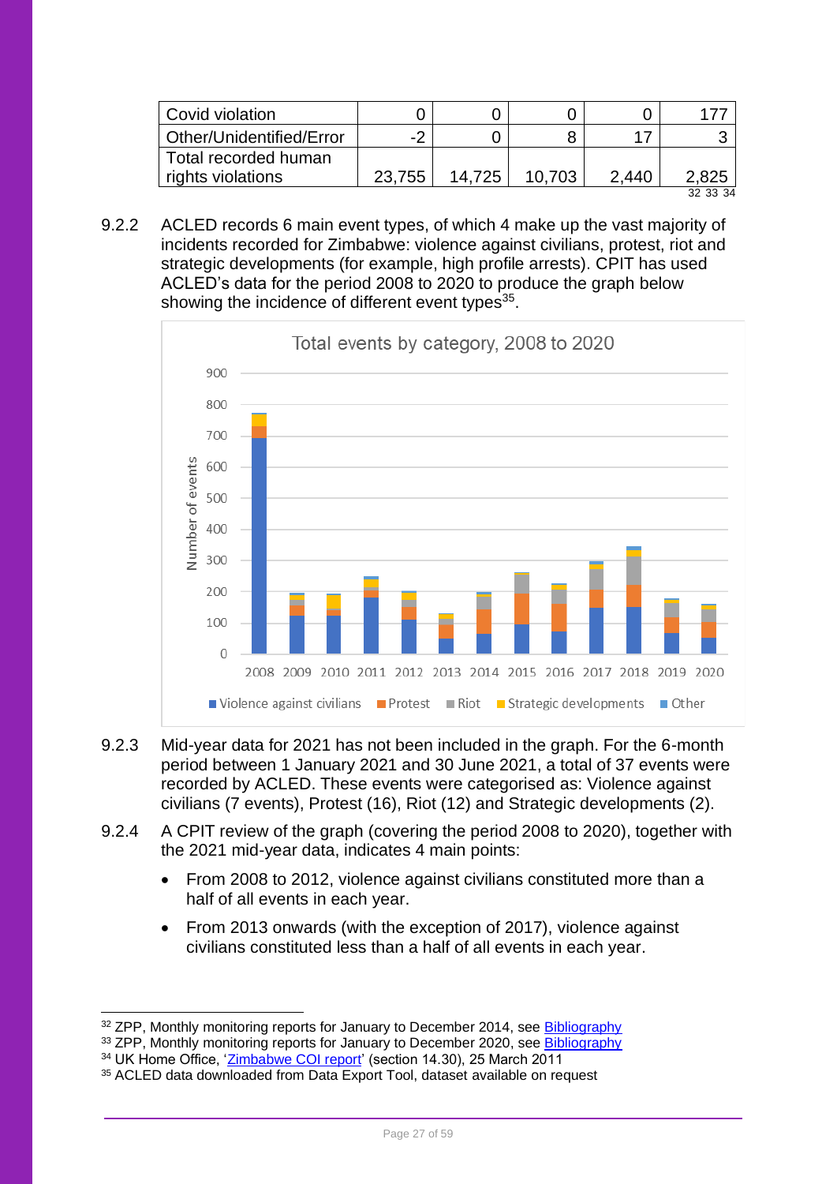| Covid violation | 0 | 0 | 0 | 0 | 177 |
|---|---|---|---|---|---|
| Other/Unidentified/Error | -2 | 0 | 8 | 17 | 3 |
| Total recorded human rights violations | 23,755 | 14,725 | 10,703 | 2,440 | 2,825 |

[32] [33] [34]

9.2.2 ACLED records 6 main event types, of which 4 make up the vast majority of incidents recorded for Zimbabwe: violence against civilians, protest, riot and strategic developments (for example, high profile arrests). CPIT has used ACLED's data for the period 2008 to 2020 to produce the graph below showing the incidence of different event types[35].

Total events by category, 2008 to 2020

9.2.3 Mid-year data for 2021 has not been included in the graph. For the 6-month period between 1 January 2021 and 30 June 2021, a total of 37 events were recorded by ACLED. These events were categorised as: Violence against civilians (7 events), Protest (16), Riot (12) and Strategic developments (2).

9.2.4 A CPIT review of the graph (covering the period 2008 to 2020), together with the 2021 mid-year data, indicates 4 main points:

- From 2008 to 2012, violence against civilians constituted more than a half of all events in each year.
- From 2013 onwards (with the exception of 2017), violence against civilians constituted less than a half of all events in each year.

---

[32] ZPP, Monthly monitoring reports for January to December 2014, see Bibliography

[33] ZPP, Monthly monitoring reports for January to December 2020, see Bibliography

[34] UK Home Office, 'Zimbabwe COI report' (section 14.30), 25 March 2011

[35] ACLED data downloaded from Data Export Tool, dataset available on request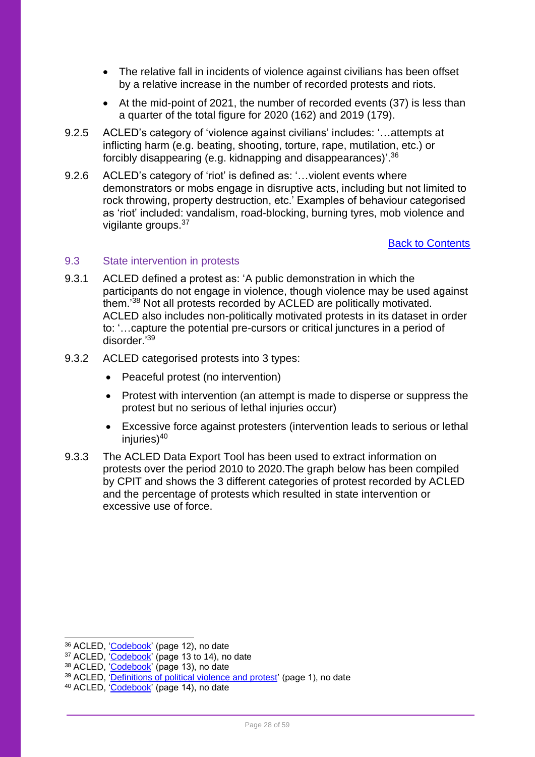- The relative fall in incidents of violence against civilians has been offset by a relative increase in the number of recorded protests and riots.
- At the mid-point of 2021, the number of recorded events (37) is less than a quarter of the total figure for 2020 (162) and 2019 (179).

9.2.5 ACLED's category of 'violence against civilians' includes: '…attempts at inflicting harm (e.g. beating, shooting, torture, rape, mutilation, etc.) or forcibly disappearing (e.g. kidnapping and disappearances)'.[36]

9.2.6 ACLED's category of 'riot' is defined as: '…violent events where demonstrators or mobs engage in disruptive acts, including but not limited to rock throwing, property destruction, etc.' Examples of behaviour categorised as 'riot' included: vandalism, road-blocking, burning tyres, mob violence and vigilante groups.[37]

[Back to Contents]

## 9.3 State intervention in protests

9.3.1 ACLED defined a protest as: 'A public demonstration in which the participants do not engage in violence, though violence may be used against them.'[38] Not all protests recorded by ACLED are politically motivated. ACLED also includes non-politically motivated protests in its dataset in order to: '…capture the potential pre-cursors or critical junctures in a period of disorder.'[39]

9.3.2 ACLED categorised protests into 3 types:

- Peaceful protest (no intervention)
- Protest with intervention (an attempt is made to disperse or suppress the protest but no serious of lethal injuries occur)
- Excessive force against protesters (intervention leads to serious or lethal injuries)[40]

9.3.3 The ACLED Data Export Tool has been used to extract information on protests over the period 2010 to 2020.The graph below has been compiled by CPIT and shows the 3 different categories of protest recorded by ACLED and the percentage of protests which resulted in state intervention or excessive use of force.

---

[36] ACLED, 'Codebook' (page 12), no date
[37] ACLED, 'Codebook' (page 13 to 14), no date
[38] ACLED, 'Codebook' (page 13), no date
[39] ACLED, 'Definitions of political violence and protest' (page 1), no date
[40] ACLED, 'Codebook' (page 14), no date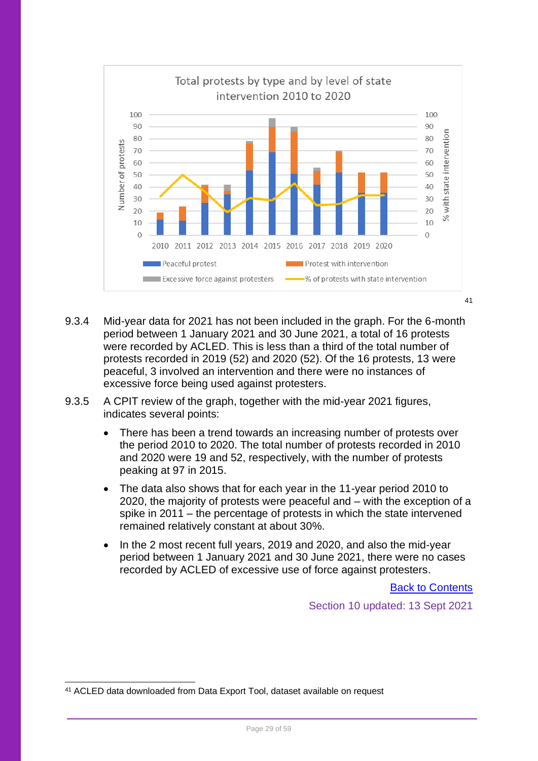Total protests by type and by level of state intervention 2010 to 2020

[41]

9.3.4 Mid-year data for 2021 has not been included in the graph. For the 6-month period between 1 January 2021 and 30 June 2021, a total of 16 protests were recorded by ACLED. This is less than a third of the total number of protests recorded in 2019 (52) and 2020 (52). Of the 16 protests, 13 were peaceful, 3 involved an intervention and there were no instances of excessive force being used against protesters.

9.3.5 A CPIT review of the graph, together with the mid-year 2021 figures, indicates several points:

- There has been a trend towards an increasing number of protests over the period 2010 to 2020. The total number of protests recorded in 2010 and 2020 were 19 and 52, respectively, with the number of protests peaking at 97 in 2015.
- The data also shows that for each year in the 11-year period 2010 to 2020, the majority of protests were peaceful and – with the exception of a spike in 2011 – the percentage of protests in which the state intervened remained relatively constant at about 30%.
- In the 2 most recent full years, 2019 and 2020, and also the mid-year period between 1 January 2021 and 30 June 2021, there were no cases recorded by ACLED of excessive use of force against protesters.

Back to Contents

Section 10 updated: 13 Sept 2021

[41] ACLED data downloaded from Data Export Tool, dataset available on request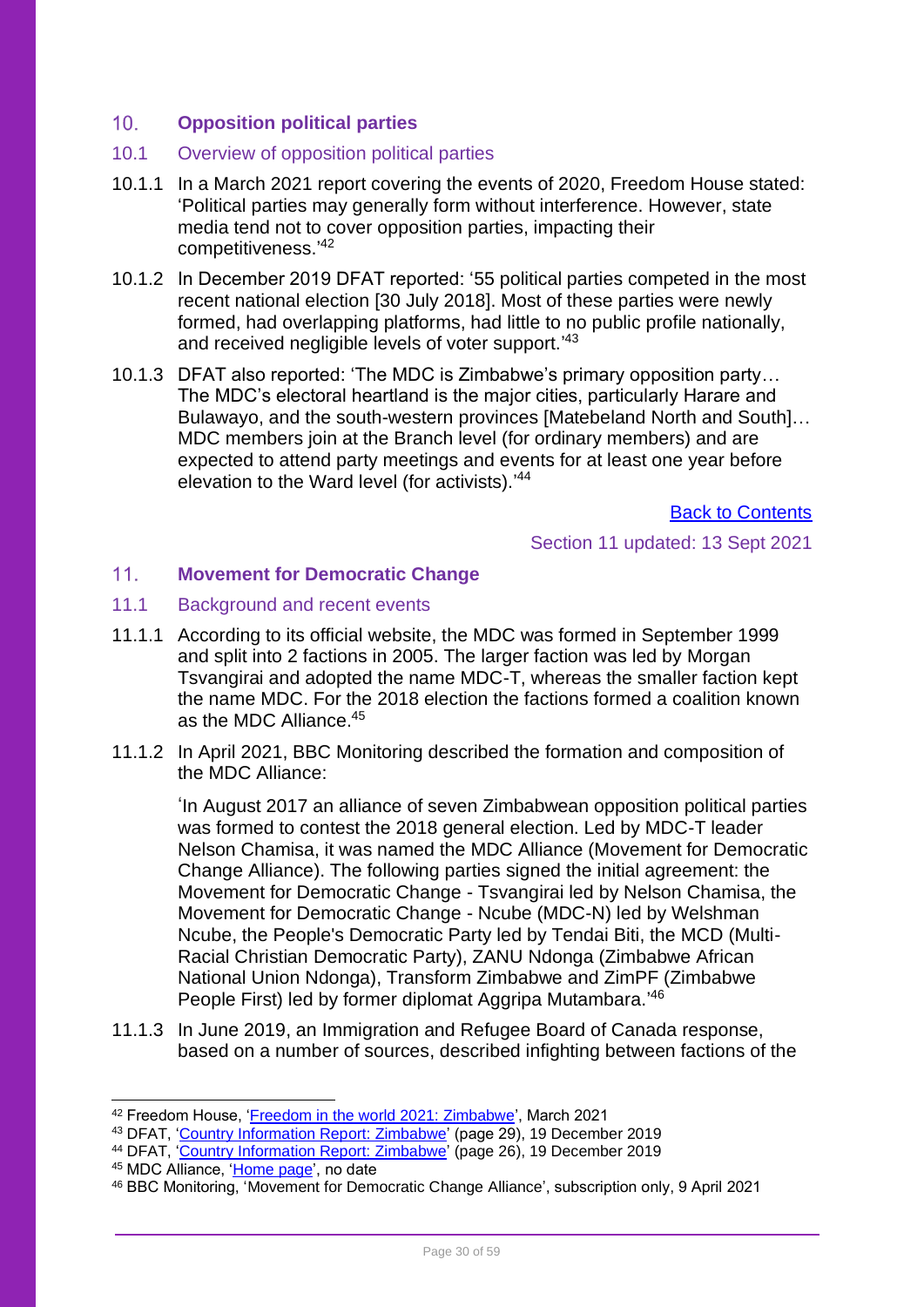## 10. Opposition political parties

### 10.1 Overview of opposition political parties

10.1.1 In a March 2021 report covering the events of 2020, Freedom House stated: 'Political parties may generally form without interference. However, state media tend not to cover opposition parties, impacting their competitiveness.'[42]

10.1.2 In December 2019 DFAT reported: '55 political parties competed in the most recent national election [30 July 2018]. Most of these parties were newly formed, had overlapping platforms, had little to no public profile nationally, and received negligible levels of voter support.'[43]

10.1.3 DFAT also reported: 'The MDC is Zimbabwe's primary opposition party… The MDC's electoral heartland is the major cities, particularly Harare and Bulawayo, and the south-western provinces [Matebeland North and South]… MDC members join at the Branch level (for ordinary members) and are expected to attend party meetings and events for at least one year before elevation to the Ward level (for activists).'[44]

Back to Contents

Section 11 updated: 13 Sept 2021

## 11. Movement for Democratic Change

### 11.1 Background and recent events

11.1.1 According to its official website, the MDC was formed in September 1999 and split into 2 factions in 2005. The larger faction was led by Morgan Tsvangirai and adopted the name MDC-T, whereas the smaller faction kept the name MDC. For the 2018 election the factions formed a coalition known as the MDC Alliance.[45]

11.1.2 In April 2021, BBC Monitoring described the formation and composition of the MDC Alliance:

> 'In August 2017 an alliance of seven Zimbabwean opposition political parties was formed to contest the 2018 general election. Led by MDC-T leader Nelson Chamisa, it was named the MDC Alliance (Movement for Democratic Change Alliance). The following parties signed the initial agreement: the Movement for Democratic Change - Tsvangirai led by Nelson Chamisa, the Movement for Democratic Change - Ncube (MDC-N) led by Welshman Ncube, the People's Democratic Party led by Tendai Biti, the MCD (Multi-Racial Christian Democratic Party), ZANU Ndonga (Zimbabwe African National Union Ndonga), Transform Zimbabwe and ZimPF (Zimbabwe People First) led by former diplomat Aggripa Mutambara.'[46]

11.1.3 In June 2019, an Immigration and Refugee Board of Canada response, based on a number of sources, described infighting between factions of the

---

[42] Freedom House, 'Freedom in the world 2021: Zimbabwe', March 2021

[43] DFAT, 'Country Information Report: Zimbabwe' (page 29), 19 December 2019

[44] DFAT, 'Country Information Report: Zimbabwe' (page 26), 19 December 2019

[45] MDC Alliance, 'Home page', no date

[46] BBC Monitoring, 'Movement for Democratic Change Alliance', subscription only, 9 April 2021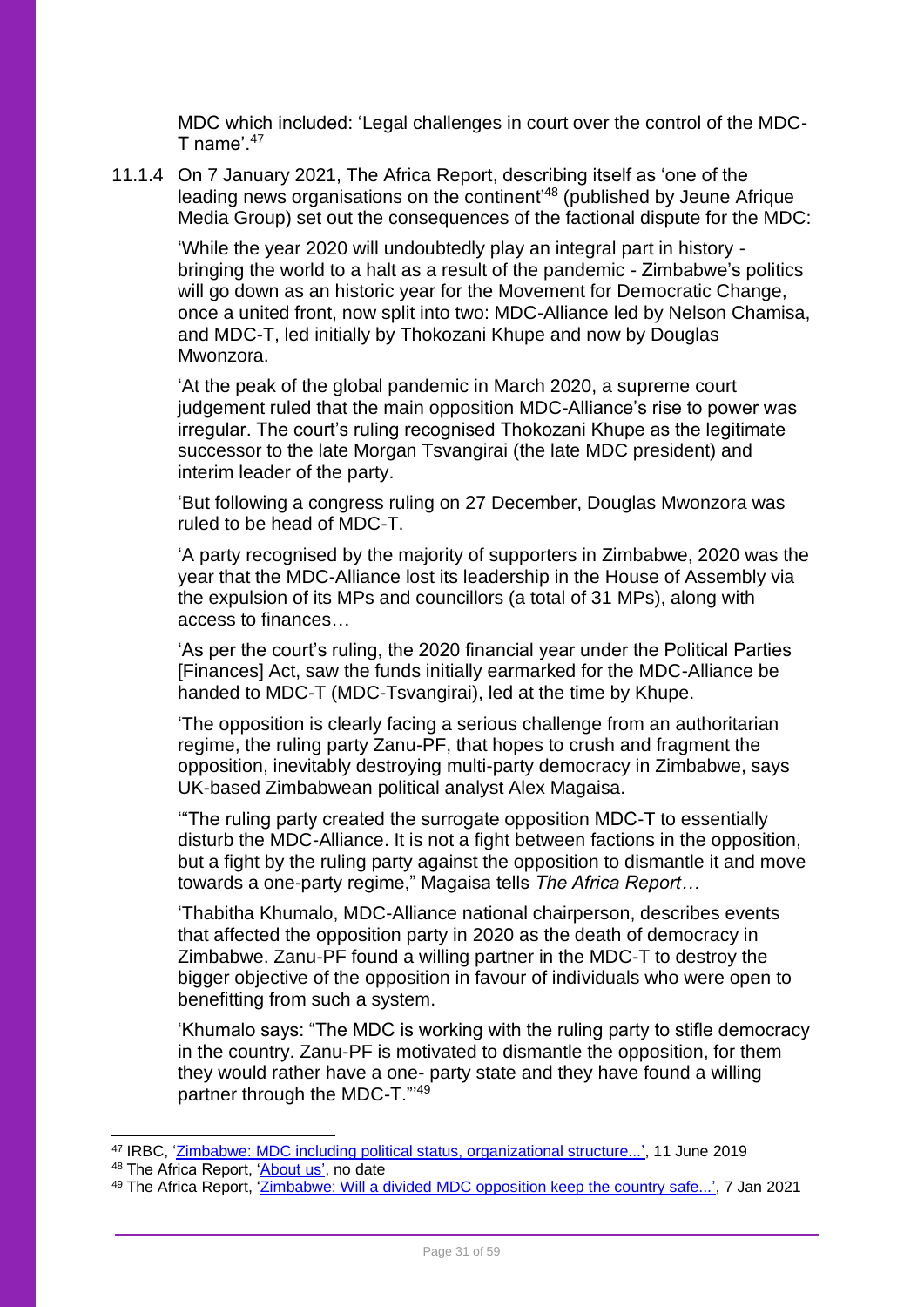MDC which included: 'Legal challenges in court over the control of the MDC-T name'.[47]

11.1.4 On 7 January 2021, The Africa Report, describing itself as 'one of the leading news organisations on the continent'[48] (published by Jeune Afrique Media Group) set out the consequences of the factional dispute for the MDC:

> 'While the year 2020 will undoubtedly play an integral part in history - bringing the world to a halt as a result of the pandemic - Zimbabwe's politics will go down as an historic year for the Movement for Democratic Change, once a united front, now split into two: MDC-Alliance led by Nelson Chamisa, and MDC-T, led initially by Thokozani Khupe and now by Douglas Mwonzora.
>
> 'At the peak of the global pandemic in March 2020, a supreme court judgement ruled that the main opposition MDC-Alliance's rise to power was irregular. The court's ruling recognised Thokozani Khupe as the legitimate successor to the late Morgan Tsvangirai (the late MDC president) and interim leader of the party.
>
> 'But following a congress ruling on 27 December, Douglas Mwonzora was ruled to be head of MDC-T.
>
> 'A party recognised by the majority of supporters in Zimbabwe, 2020 was the year that the MDC-Alliance lost its leadership in the House of Assembly via the expulsion of its MPs and councillors (a total of 31 MPs), along with access to finances…
>
> 'As per the court's ruling, the 2020 financial year under the Political Parties [Finances] Act, saw the funds initially earmarked for the MDC-Alliance be handed to MDC-T (MDC-Tsvangirai), led at the time by Khupe.
>
> 'The opposition is clearly facing a serious challenge from an authoritarian regime, the ruling party Zanu-PF, that hopes to crush and fragment the opposition, inevitably destroying multi-party democracy in Zimbabwe, says UK-based Zimbabwean political analyst Alex Magaisa.
>
> '"The ruling party created the surrogate opposition MDC-T to essentially disturb the MDC-Alliance. It is not a fight between factions in the opposition, but a fight by the ruling party against the opposition to dismantle it and move towards a one-party regime," Magaisa tells *The Africa Report…*
>
> 'Thabitha Khumalo, MDC-Alliance national chairperson, describes events that affected the opposition party in 2020 as the death of democracy in Zimbabwe. Zanu-PF found a willing partner in the MDC-T to destroy the bigger objective of the opposition in favour of individuals who were open to benefitting from such a system.
>
> 'Khumalo says: "The MDC is working with the ruling party to stifle democracy in the country. Zanu-PF is motivated to dismantle the opposition, for them they would rather have a one- party state and they have found a willing partner through the MDC-T."'[49]

---

[47] IRBC, 'Zimbabwe: MDC including political status, organizational structure...', 11 June 2019

[48] The Africa Report, 'About us', no date

[49] The Africa Report, 'Zimbabwe: Will a divided MDC opposition keep the country safe...', 7 Jan 2021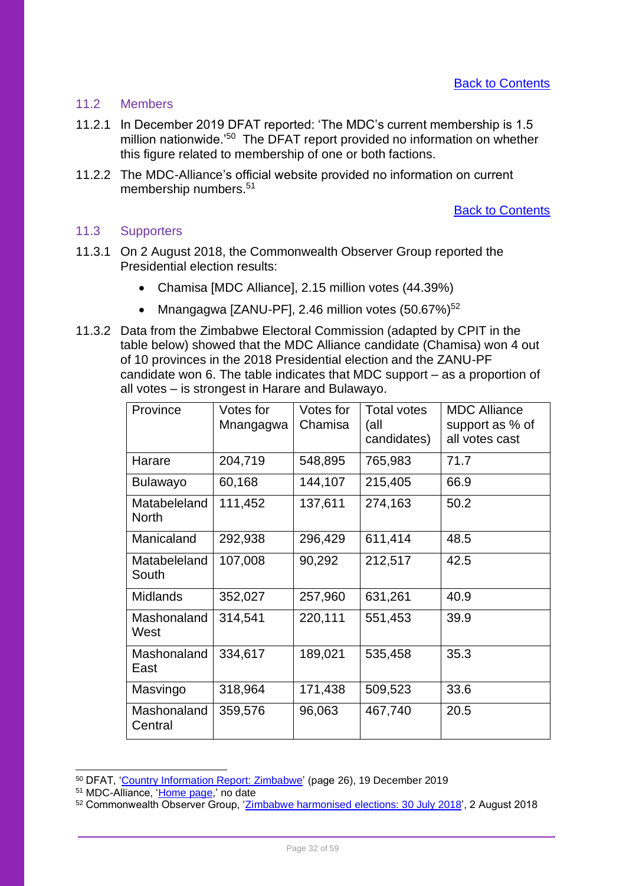[Back to Contents]

## 11.2 Members

11.2.1 In December 2019 DFAT reported: 'The MDC's current membership is 1.5 million nationwide.'[50] The DFAT report provided no information on whether this figure related to membership of one or both factions.

11.2.2 The MDC-Alliance's official website provided no information on current membership numbers.[51]

[Back to Contents]

## 11.3 Supporters

11.3.1 On 2 August 2018, the Commonwealth Observer Group reported the Presidential election results:

- Chamisa [MDC Alliance], 2.15 million votes (44.39%)
- Mnangagwa [ZANU-PF], 2.46 million votes (50.67%)[52]

11.3.2 Data from the Zimbabwe Electoral Commission (adapted by CPIT in the table below) showed that the MDC Alliance candidate (Chamisa) won 4 out of 10 provinces in the 2018 Presidential election and the ZANU-PF candidate won 6. The table indicates that MDC support – as a proportion of all votes – is strongest in Harare and Bulawayo.

| Province | Votes for Mnangagwa | Votes for Chamisa | Total votes (all candidates) | MDC Alliance support as % of all votes cast |
|---|---|---|---|---|
| Harare | 204,719 | 548,895 | 765,983 | 71.7 |
| Bulawayo | 60,168 | 144,107 | 215,405 | 66.9 |
| Matabeleland North | 111,452 | 137,611 | 274,163 | 50.2 |
| Manicaland | 292,938 | 296,429 | 611,414 | 48.5 |
| Matabeleland South | 107,008 | 90,292 | 212,517 | 42.5 |
| Midlands | 352,027 | 257,960 | 631,261 | 40.9 |
| Mashonaland West | 314,541 | 220,111 | 551,453 | 39.9 |
| Mashonaland East | 334,617 | 189,021 | 535,458 | 35.3 |
| Masvingo | 318,964 | 171,438 | 509,523 | 33.6 |
| Mashonaland Central | 359,576 | 96,063 | 467,740 | 20.5 |

[50] DFAT, 'Country Information Report: Zimbabwe' (page 26), 19 December 2019

[51] MDC-Alliance, 'Home page,' no date

[52] Commonwealth Observer Group, 'Zimbabwe harmonised elections: 30 July 2018', 2 August 2018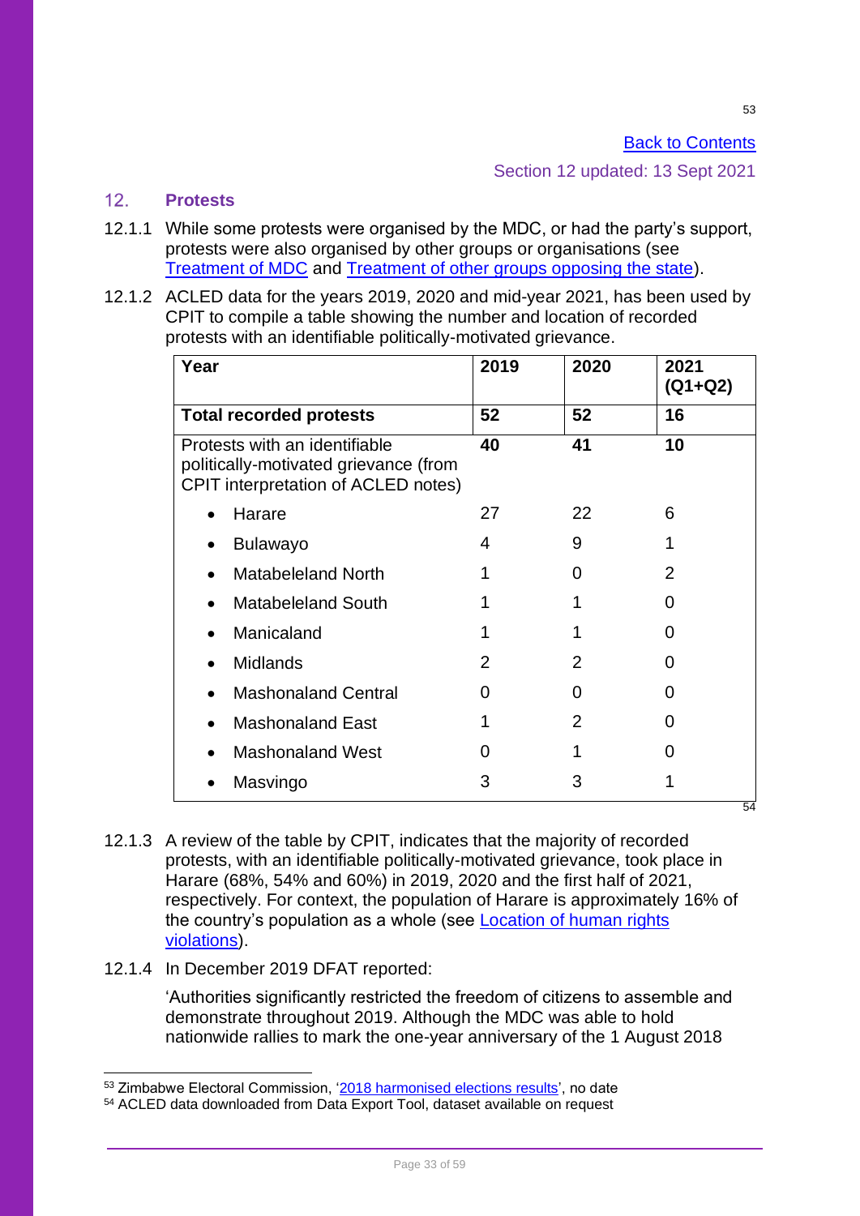[Back to Contents](#)

Section 12 updated: 13 Sept 2021

## 12. Protests

12.1.1 While some protests were organised by the MDC, or had the party's support, protests were also organised by other groups or organisations (see [Treatment of MDC](#) and [Treatment of other groups opposing the state](#)).

12.1.2 ACLED data for the years 2019, 2020 and mid-year 2021, has been used by CPIT to compile a table showing the number and location of recorded protests with an identifiable politically-motivated grievance.

| Year | 2019 | 2020 | 2021 (Q1+Q2) |
|---|---|---|---|
| **Total recorded protests** | **52** | **52** | **16** |
| Protests with an identifiable politically-motivated grievance (from CPIT interpretation of ACLED notes) | **40** | **41** | **10** |
| • Harare | 27 | 22 | 6 |
| • Bulawayo | 4 | 9 | 1 |
| • Matabeleland North | 1 | 0 | 2 |
| • Matabeleland South | 1 | 1 | 0 |
| • Manicaland | 1 | 1 | 0 |
| • Midlands | 2 | 2 | 0 |
| • Mashonaland Central | 0 | 0 | 0 |
| • Mashonaland East | 1 | 2 | 0 |
| • Mashonaland West | 0 | 1 | 0 |
| • Masvingo | 3 | 3 | 1 |

[54]

12.1.3 A review of the table by CPIT, indicates that the majority of recorded protests, with an identifiable politically-motivated grievance, took place in Harare (68%, 54% and 60%) in 2019, 2020 and the first half of 2021, respectively. For context, the population of Harare is approximately 16% of the country's population as a whole (see [Location of human rights violations](#)).

12.1.4 In December 2019 DFAT reported:

> 'Authorities significantly restricted the freedom of citizens to assemble and demonstrate throughout 2019. Although the MDC was able to hold nationwide rallies to mark the one-year anniversary of the 1 August 2018

---

[53] Zimbabwe Electoral Commission, '[2018 harmonised elections results](#)', no date

[54] ACLED data downloaded from Data Export Tool, dataset available on request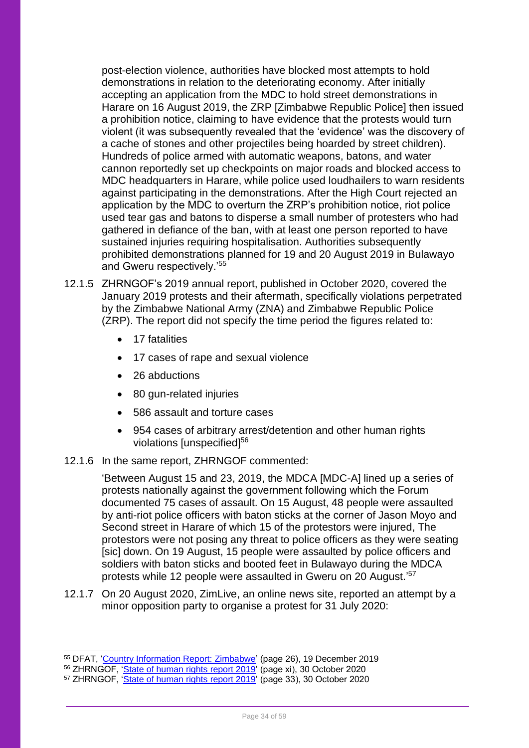post-election violence, authorities have blocked most attempts to hold demonstrations in relation to the deteriorating economy. After initially accepting an application from the MDC to hold street demonstrations in Harare on 16 August 2019, the ZRP [Zimbabwe Republic Police] then issued a prohibition notice, claiming to have evidence that the protests would turn violent (it was subsequently revealed that the 'evidence' was the discovery of a cache of stones and other projectiles being hoarded by street children). Hundreds of police armed with automatic weapons, batons, and water cannon reportedly set up checkpoints on major roads and blocked access to MDC headquarters in Harare, while police used loudhailers to warn residents against participating in the demonstrations. After the High Court rejected an application by the MDC to overturn the ZRP's prohibition notice, riot police used tear gas and batons to disperse a small number of protesters who had gathered in defiance of the ban, with at least one person reported to have sustained injuries requiring hospitalisation. Authorities subsequently prohibited demonstrations planned for 19 and 20 August 2019 in Bulawayo and Gweru respectively.'[55]

12.1.5 ZHRNGOF's 2019 annual report, published in October 2020, covered the January 2019 protests and their aftermath, specifically violations perpetrated by the Zimbabwe National Army (ZNA) and Zimbabwe Republic Police (ZRP). The report did not specify the time period the figures related to:

- 17 fatalities
- 17 cases of rape and sexual violence
- 26 abductions
- 80 gun-related injuries
- 586 assault and torture cases
- 954 cases of arbitrary arrest/detention and other human rights violations [unspecified][56]

12.1.6 In the same report, ZHRNGOF commented:

'Between August 15 and 23, 2019, the MDCA [MDC-A] lined up a series of protests nationally against the government following which the Forum documented 75 cases of assault. On 15 August, 48 people were assaulted by anti-riot police officers with baton sticks at the corner of Jason Moyo and Second street in Harare of which 15 of the protestors were injured, The protestors were not posing any threat to police officers as they were seating [sic] down. On 19 August, 15 people were assaulted by police officers and soldiers with baton sticks and booted feet in Bulawayo during the MDCA protests while 12 people were assaulted in Gweru on 20 August.'[57]

12.1.7 On 20 August 2020, ZimLive, an online news site, reported an attempt by a minor opposition party to organise a protest for 31 July 2020:

---

[55] DFAT, 'Country Information Report: Zimbabwe' (page 26), 19 December 2019

[56] ZHRNGOF, 'State of human rights report 2019' (page xi), 30 October 2020

[57] ZHRNGOF, 'State of human rights report 2019' (page 33), 30 October 2020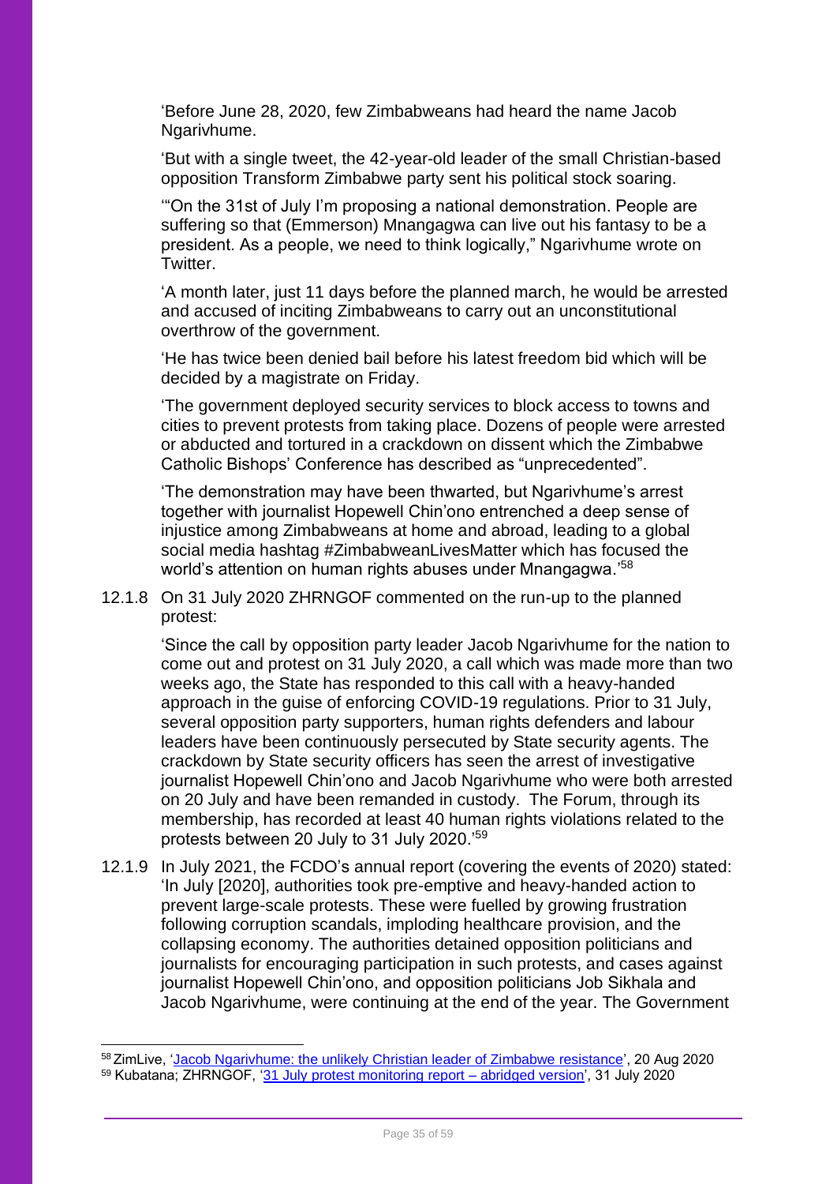'Before June 28, 2020, few Zimbabweans had heard the name Jacob Ngarivhume.

'But with a single tweet, the 42-year-old leader of the small Christian-based opposition Transform Zimbabwe party sent his political stock soaring.

'"On the 31st of July I'm proposing a national demonstration. People are suffering so that (Emmerson) Mnangagwa can live out his fantasy to be a president. As a people, we need to think logically," Ngarivhume wrote on Twitter.

'A month later, just 11 days before the planned march, he would be arrested and accused of inciting Zimbabweans to carry out an unconstitutional overthrow of the government.

'He has twice been denied bail before his latest freedom bid which will be decided by a magistrate on Friday.

'The government deployed security services to block access to towns and cities to prevent protests from taking place. Dozens of people were arrested or abducted and tortured in a crackdown on dissent which the Zimbabwe Catholic Bishops' Conference has described as "unprecedented".

'The demonstration may have been thwarted, but Ngarivhume's arrest together with journalist Hopewell Chin'ono entrenched a deep sense of injustice among Zimbabweans at home and abroad, leading to a global social media hashtag #ZimbabweanLivesMatter which has focused the world's attention on human rights abuses under Mnangagwa.'[58]

12.1.8 On 31 July 2020 ZHRNGOF commented on the run-up to the planned protest:

'Since the call by opposition party leader Jacob Ngarivhume for the nation to come out and protest on 31 July 2020, a call which was made more than two weeks ago, the State has responded to this call with a heavy-handed approach in the guise of enforcing COVID-19 regulations. Prior to 31 July, several opposition party supporters, human rights defenders and labour leaders have been continuously persecuted by State security agents. The crackdown by State security officers has seen the arrest of investigative journalist Hopewell Chin'ono and Jacob Ngarivhume who were both arrested on 20 July and have been remanded in custody. The Forum, through its membership, has recorded at least 40 human rights violations related to the protests between 20 July to 31 July 2020.'[59]

12.1.9 In July 2021, the FCDO's annual report (covering the events of 2020) stated: 'In July [2020], authorities took pre-emptive and heavy-handed action to prevent large-scale protests. These were fuelled by growing frustration following corruption scandals, imploding healthcare provision, and the collapsing economy. The authorities detained opposition politicians and journalists for encouraging participation in such protests, and cases against journalist Hopewell Chin'ono, and opposition politicians Job Sikhala and Jacob Ngarivhume, were continuing at the end of the year. The Government

---

[58] ZimLive, 'Jacob Ngarivhume: the unlikely Christian leader of Zimbabwe resistance', 20 Aug 2020

[59] Kubatana; ZHRNGOF, '31 July protest monitoring report – abridged version', 31 July 2020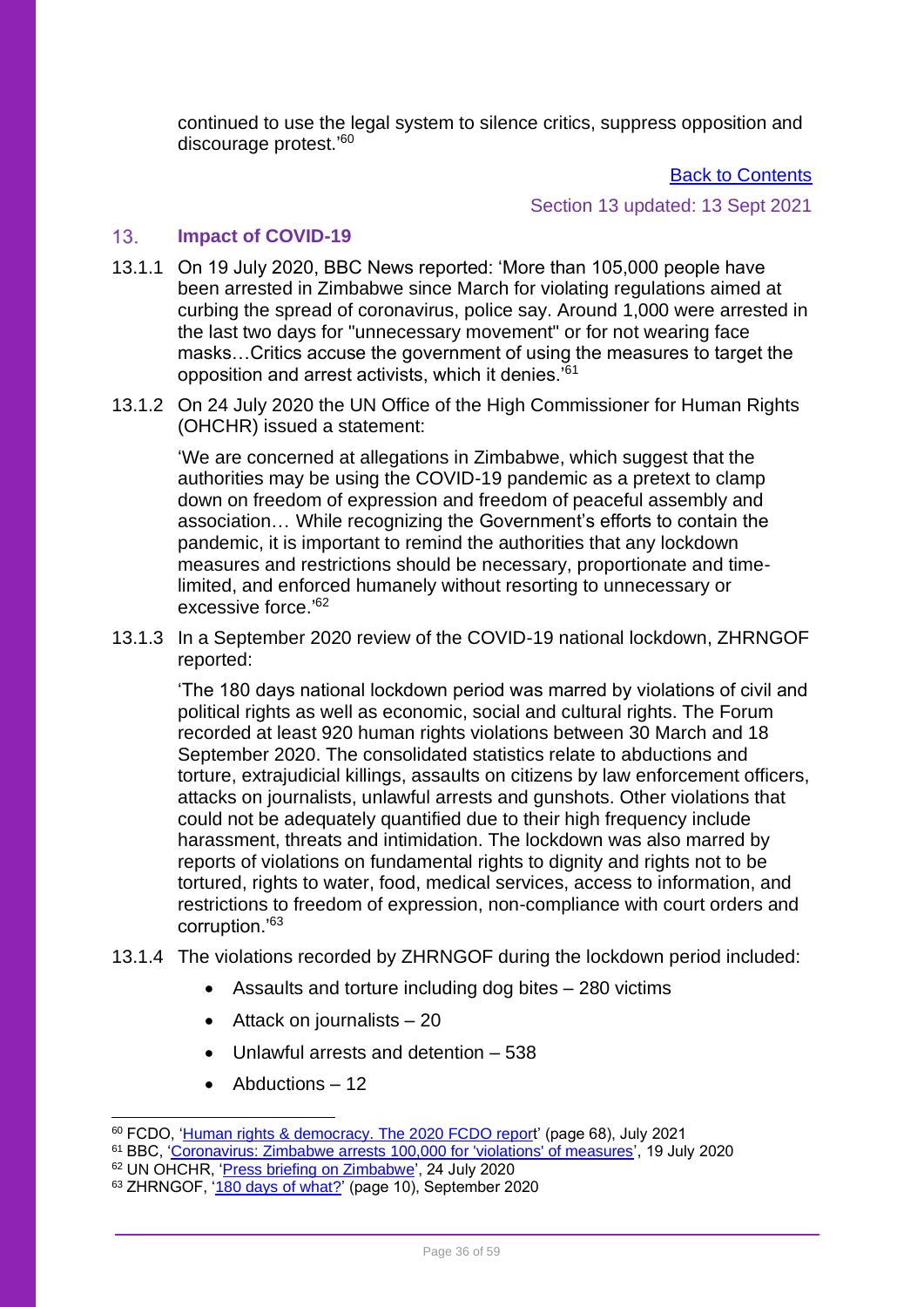continued to use the legal system to silence critics, suppress opposition and discourage protest.'[60]

[Back to Contents](#)

Section 13 updated: 13 Sept 2021

## 13. Impact of COVID-19

13.1.1 On 19 July 2020, BBC News reported: 'More than 105,000 people have been arrested in Zimbabwe since March for violating regulations aimed at curbing the spread of coronavirus, police say. Around 1,000 were arrested in the last two days for "unnecessary movement" or for not wearing face masks…Critics accuse the government of using the measures to target the opposition and arrest activists, which it denies.'[61]

13.1.2 On 24 July 2020 the UN Office of the High Commissioner for Human Rights (OHCHR) issued a statement:

> 'We are concerned at allegations in Zimbabwe, which suggest that the authorities may be using the COVID-19 pandemic as a pretext to clamp down on freedom of expression and freedom of peaceful assembly and association… While recognizing the Government's efforts to contain the pandemic, it is important to remind the authorities that any lockdown measures and restrictions should be necessary, proportionate and time-limited, and enforced humanely without resorting to unnecessary or excessive force.'[62]

13.1.3 In a September 2020 review of the COVID-19 national lockdown, ZHRNGOF reported:

> 'The 180 days national lockdown period was marred by violations of civil and political rights as well as economic, social and cultural rights. The Forum recorded at least 920 human rights violations between 30 March and 18 September 2020. The consolidated statistics relate to abductions and torture, extrajudicial killings, assaults on citizens by law enforcement officers, attacks on journalists, unlawful arrests and gunshots. Other violations that could not be adequately quantified due to their high frequency include harassment, threats and intimidation. The lockdown was also marred by reports of violations on fundamental rights to dignity and rights not to be tortured, rights to water, food, medical services, access to information, and restrictions to freedom of expression, non-compliance with court orders and corruption.'[63]

13.1.4 The violations recorded by ZHRNGOF during the lockdown period included:

- Assaults and torture including dog bites – 280 victims
- Attack on journalists – 20
- Unlawful arrests and detention – 538
- Abductions – 12

---

[60] FCDO, '[Human rights & democracy. The 2020 FCDO report](#)' (page 68), July 2021
[61] BBC, '[Coronavirus: Zimbabwe arrests 100,000 for 'violations' of measures](#)', 19 July 2020
[62] UN OHCHR, '[Press briefing on Zimbabwe](#)', 24 July 2020
[63] ZHRNGOF, '[180 days of what?](#)' (page 10), September 2020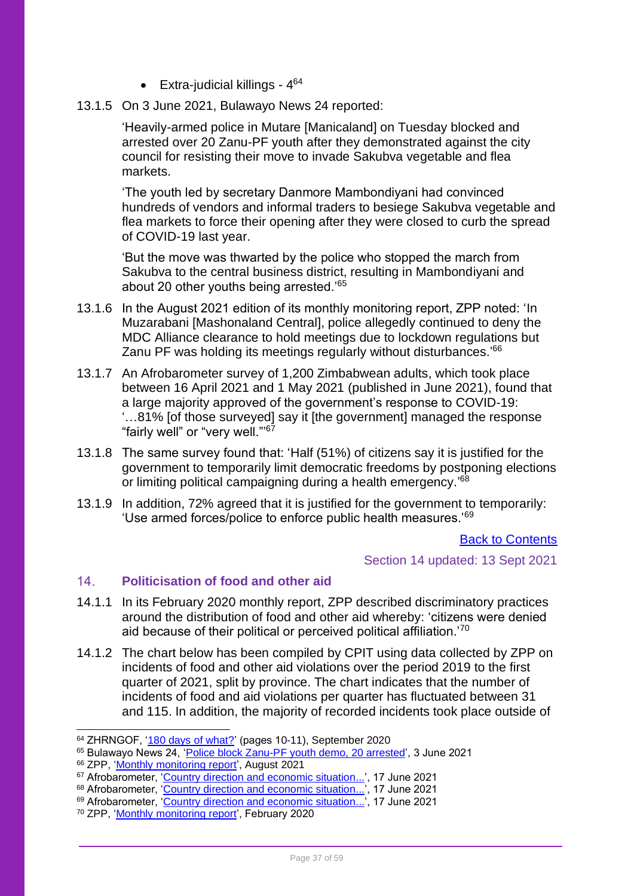- Extra-judicial killings - 4[64]

13.1.5 On 3 June 2021, Bulawayo News 24 reported:

> 'Heavily-armed police in Mutare [Manicaland] on Tuesday blocked and arrested over 20 Zanu-PF youth after they demonstrated against the city council for resisting their move to invade Sakubva vegetable and flea markets.
>
> 'The youth led by secretary Danmore Mambondiyani had convinced hundreds of vendors and informal traders to besiege Sakubva vegetable and flea markets to force their opening after they were closed to curb the spread of COVID-19 last year.
>
> 'But the move was thwarted by the police who stopped the march from Sakubva to the central business district, resulting in Mambondiyani and about 20 other youths being arrested.'[65]

13.1.6 In the August 2021 edition of its monthly monitoring report, ZPP noted: 'In Muzarabani [Mashonaland Central], police allegedly continued to deny the MDC Alliance clearance to hold meetings due to lockdown regulations but Zanu PF was holding its meetings regularly without disturbances.'[66]

13.1.7 An Afrobarometer survey of 1,200 Zimbabwean adults, which took place between 16 April 2021 and 1 May 2021 (published in June 2021), found that a large majority approved of the government's response to COVID-19: '…81% [of those surveyed] say it [the government] managed the response "fairly well" or "very well."'[67]

13.1.8 The same survey found that: 'Half (51%) of citizens say it is justified for the government to temporarily limit democratic freedoms by postponing elections or limiting political campaigning during a health emergency.'[68]

13.1.9 In addition, 72% agreed that it is justified for the government to temporarily: 'Use armed forces/police to enforce public health measures.'[69]

Back to Contents

Section 14 updated: 13 Sept 2021

## 14. Politicisation of food and other aid

14.1.1 In its February 2020 monthly report, ZPP described discriminatory practices around the distribution of food and other aid whereby: 'citizens were denied aid because of their political or perceived political affiliation.'[70]

14.1.2 The chart below has been compiled by CPIT using data collected by ZPP on incidents of food and other aid violations over the period 2019 to the first quarter of 2021, split by province. The chart indicates that the number of incidents of food and aid violations per quarter has fluctuated between 31 and 115. In addition, the majority of recorded incidents took place outside of

---

[64] ZHRNGOF, '180 days of what?' (pages 10-11), September 2020
[65] Bulawayo News 24, 'Police block Zanu-PF youth demo, 20 arrested', 3 June 2021
[66] ZPP, 'Monthly monitoring report', August 2021
[67] Afrobarometer, 'Country direction and economic situation...', 17 June 2021
[68] Afrobarometer, 'Country direction and economic situation...', 17 June 2021
[69] Afrobarometer, 'Country direction and economic situation...', 17 June 2021
[70] ZPP, 'Monthly monitoring report', February 2020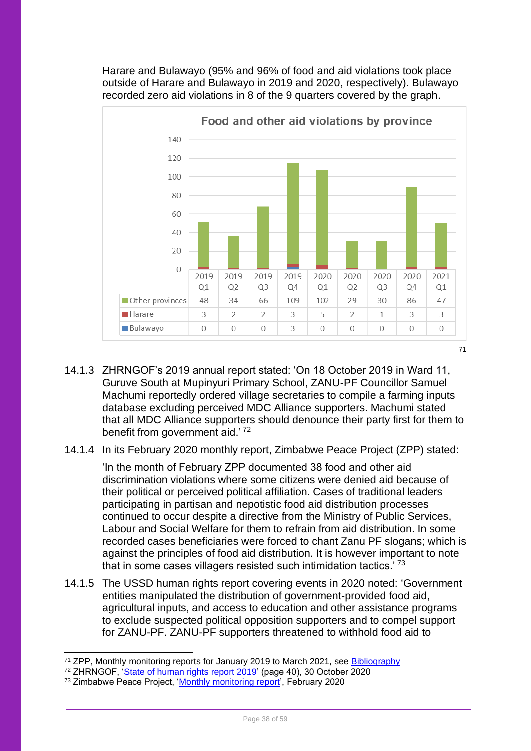Harare and Bulawayo (95% and 96% of food and aid violations took place outside of Harare and Bulawayo in 2019 and 2020, respectively). Bulawayo recorded zero aid violations in 8 of the 9 quarters covered by the graph.

**Food and other aid violations by province**

| | 2019 Q1 | 2019 Q2 | 2019 Q3 | 2019 Q4 | 2020 Q1 | 2020 Q2 | 2020 Q3 | 2020 Q4 | 2021 Q1 |
|---|---|---|---|---|---|---|---|---|---|
| Other provinces | 48 | 34 | 66 | 109 | 102 | 29 | 30 | 86 | 47 |
| Harare | 3 | 2 | 2 | 3 | 5 | 2 | 1 | 3 | 3 |
| Bulawayo | 0 | 0 | 0 | 3 | 0 | 0 | 0 | 0 | 0 |

[71]

14.1.3 ZHRNGOF's 2019 annual report stated: 'On 18 October 2019 in Ward 11, Guruve South at Mupinyuri Primary School, ZANU-PF Councillor Samuel Machumi reportedly ordered village secretaries to compile a farming inputs database excluding perceived MDC Alliance supporters. Machumi stated that all MDC Alliance supporters should denounce their party first for them to benefit from government aid.' [72]

14.1.4 In its February 2020 monthly report, Zimbabwe Peace Project (ZPP) stated:

> 'In the month of February ZPP documented 38 food and other aid discrimination violations where some citizens were denied aid because of their political or perceived political affiliation. Cases of traditional leaders participating in partisan and nepotistic food aid distribution processes continued to occur despite a directive from the Ministry of Public Services, Labour and Social Welfare for them to refrain from aid distribution. In some recorded cases beneficiaries were forced to chant Zanu PF slogans; which is against the principles of food aid distribution. It is however important to note that in some cases villagers resisted such intimidation tactics.' [73]

14.1.5 The USSD human rights report covering events in 2020 noted: 'Government entities manipulated the distribution of government-provided food aid, agricultural inputs, and access to education and other assistance programs to exclude suspected political opposition supporters and to compel support for ZANU-PF. ZANU-PF supporters threatened to withhold food aid to

---

[71] ZPP, Monthly monitoring reports for January 2019 to March 2021, see Bibliography

[72] ZHRNGOF, 'State of human rights report 2019' (page 40), 30 October 2020

[73] Zimbabwe Peace Project, 'Monthly monitoring report', February 2020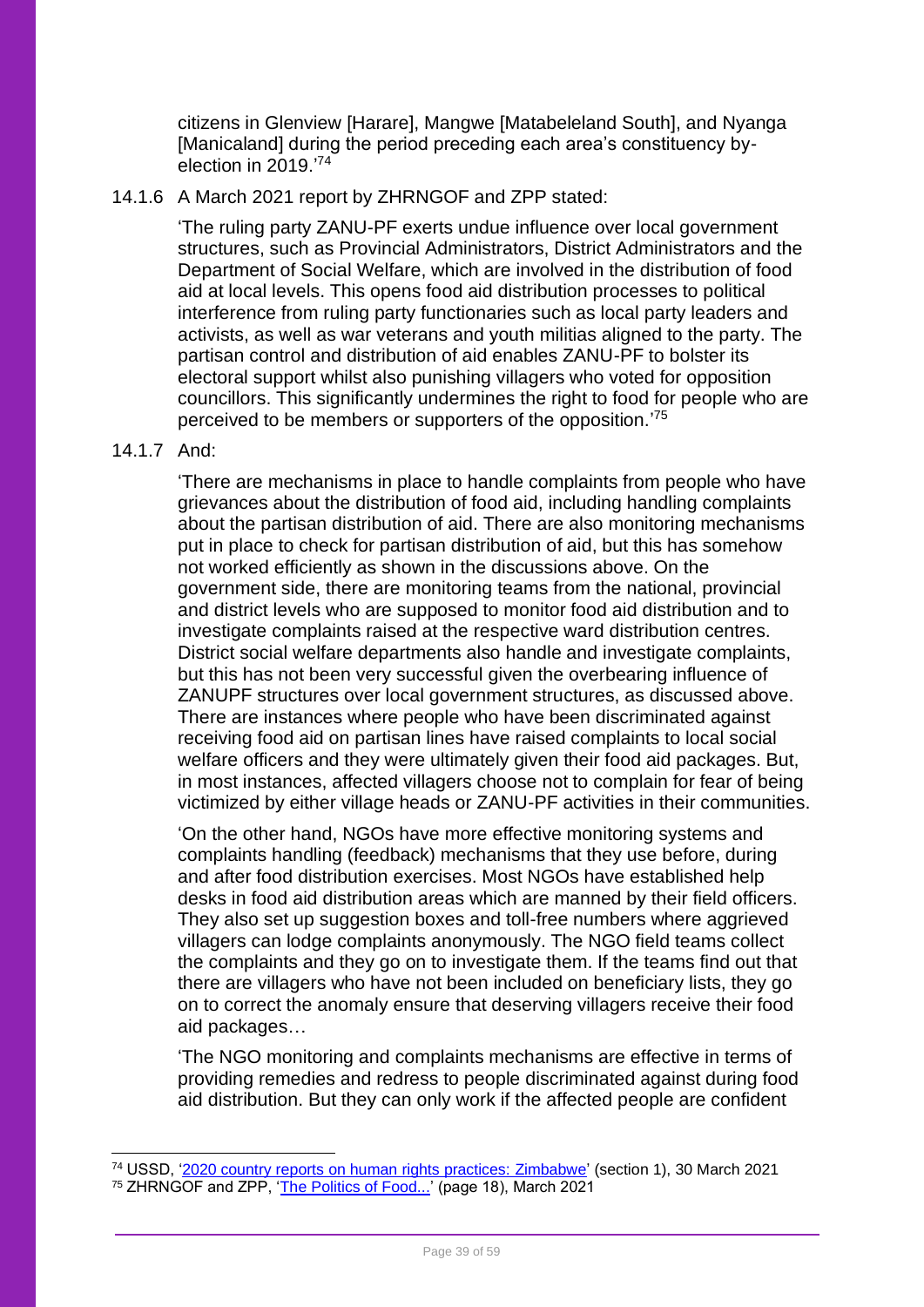citizens in Glenview [Harare], Mangwe [Matabeleland South], and Nyanga [Manicaland] during the period preceding each area's constituency by-election in 2019.'[74]

14.1.6 A March 2021 report by ZHRNGOF and ZPP stated:

> 'The ruling party ZANU-PF exerts undue influence over local government structures, such as Provincial Administrators, District Administrators and the Department of Social Welfare, which are involved in the distribution of food aid at local levels. This opens food aid distribution processes to political interference from ruling party functionaries such as local party leaders and activists, as well as war veterans and youth militias aligned to the party. The partisan control and distribution of aid enables ZANU-PF to bolster its electoral support whilst also punishing villagers who voted for opposition councillors. This significantly undermines the right to food for people who are perceived to be members or supporters of the opposition.'[75]

14.1.7 And:

> 'There are mechanisms in place to handle complaints from people who have grievances about the distribution of food aid, including handling complaints about the partisan distribution of aid. There are also monitoring mechanisms put in place to check for partisan distribution of aid, but this has somehow not worked efficiently as shown in the discussions above. On the government side, there are monitoring teams from the national, provincial and district levels who are supposed to monitor food aid distribution and to investigate complaints raised at the respective ward distribution centres. District social welfare departments also handle and investigate complaints, but this has not been very successful given the overbearing influence of ZANUPF structures over local government structures, as discussed above. There are instances where people who have been discriminated against receiving food aid on partisan lines have raised complaints to local social welfare officers and they were ultimately given their food aid packages. But, in most instances, affected villagers choose not to complain for fear of being victimized by either village heads or ZANU-PF activities in their communities.
>
> 'On the other hand, NGOs have more effective monitoring systems and complaints handling (feedback) mechanisms that they use before, during and after food distribution exercises. Most NGOs have established help desks in food aid distribution areas which are manned by their field officers. They also set up suggestion boxes and toll-free numbers where aggrieved villagers can lodge complaints anonymously. The NGO field teams collect the complaints and they go on to investigate them. If the teams find out that there are villagers who have not been included on beneficiary lists, they go on to correct the anomaly ensure that deserving villagers receive their food aid packages…
>
> 'The NGO monitoring and complaints mechanisms are effective in terms of providing remedies and redress to people discriminated against during food aid distribution. But they can only work if the affected people are confident

---

[74] USSD, '2020 country reports on human rights practices: Zimbabwe' (section 1), 30 March 2021

[75] ZHRNGOF and ZPP, 'The Politics of Food...' (page 18), March 2021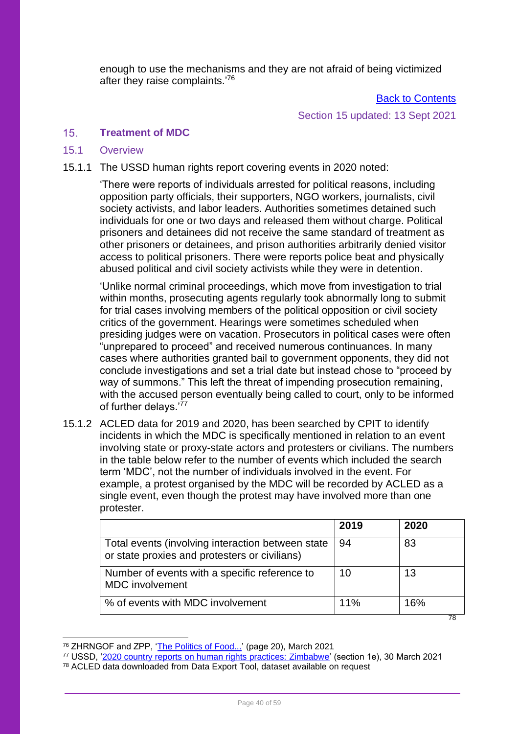enough to use the mechanisms and they are not afraid of being victimized after they raise complaints.'[76]

Back to Contents

Section 15 updated: 13 Sept 2021

## 15. Treatment of MDC

### 15.1 Overview

15.1.1 The USSD human rights report covering events in 2020 noted:

> 'There were reports of individuals arrested for political reasons, including opposition party officials, their supporters, NGO workers, journalists, civil society activists, and labor leaders. Authorities sometimes detained such individuals for one or two days and released them without charge. Political prisoners and detainees did not receive the same standard of treatment as other prisoners or detainees, and prison authorities arbitrarily denied visitor access to political prisoners. There were reports police beat and physically abused political and civil society activists while they were in detention.
>
> 'Unlike normal criminal proceedings, which move from investigation to trial within months, prosecuting agents regularly took abnormally long to submit for trial cases involving members of the political opposition or civil society critics of the government. Hearings were sometimes scheduled when presiding judges were on vacation. Prosecutors in political cases were often "unprepared to proceed" and received numerous continuances. In many cases where authorities granted bail to government opponents, they did not conclude investigations and set a trial date but instead chose to "proceed by way of summons." This left the threat of impending prosecution remaining, with the accused person eventually being called to court, only to be informed of further delays.'[77]

15.1.2 ACLED data for 2019 and 2020, has been searched by CPIT to identify incidents in which the MDC is specifically mentioned in relation to an event involving state or proxy-state actors and protesters or civilians. The numbers in the table below refer to the number of events which included the search term 'MDC', not the number of individuals involved in the event. For example, a protest organised by the MDC will be recorded by ACLED as a single event, even though the protest may have involved more than one protester.

| | 2019 | 2020 |
|---|---|---|
| Total events (involving interaction between state or state proxies and protesters or civilians) | 94 | 83 |
| Number of events with a specific reference to MDC involvement | 10 | 13 |
| % of events with MDC involvement | 11% | 16% |

[78]

[76] ZHRNGOF and ZPP, 'The Politics of Food...' (page 20), March 2021

[77] USSD, '2020 country reports on human rights practices: Zimbabwe' (section 1e), 30 March 2021

[78] ACLED data downloaded from Data Export Tool, dataset available on request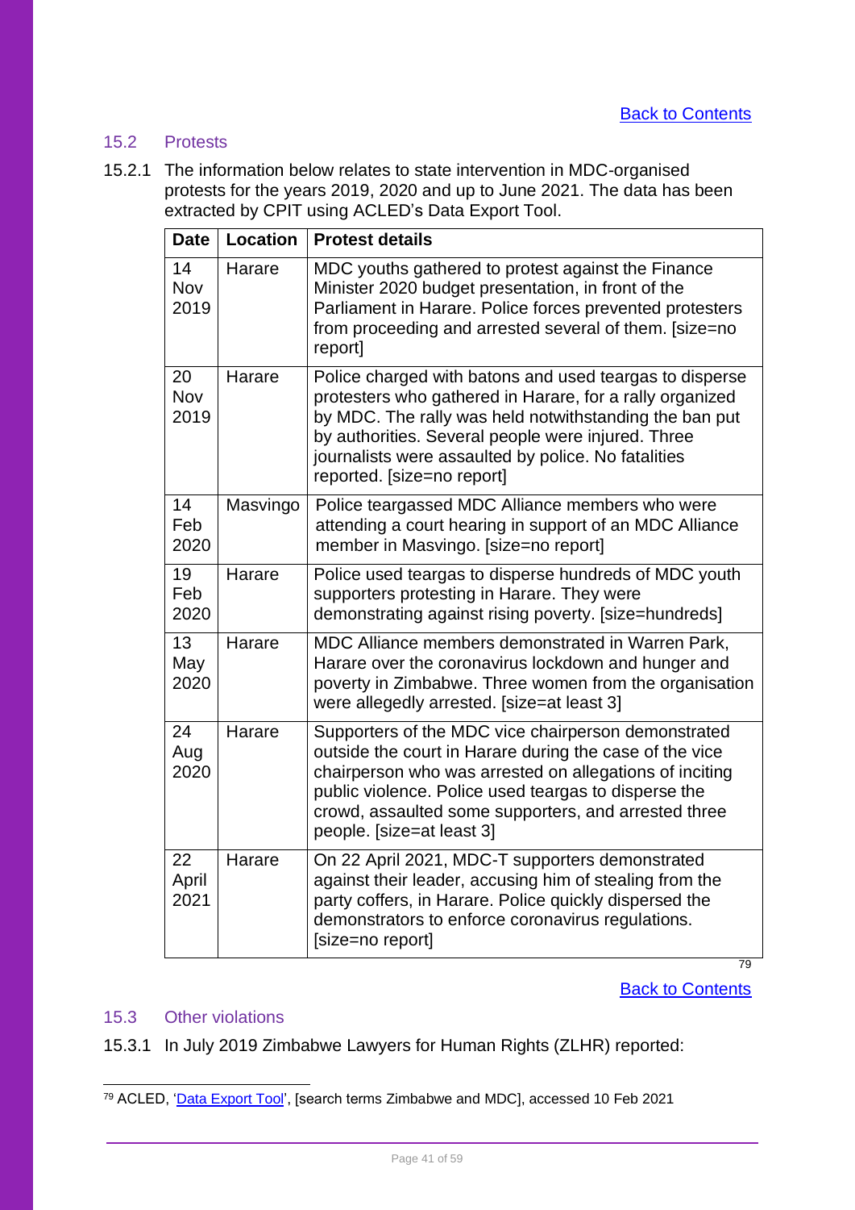[Back to Contents]

## 15.2 Protests

15.2.1 The information below relates to state intervention in MDC-organised protests for the years 2019, 2020 and up to June 2021. The data has been extracted by CPIT using ACLED's Data Export Tool.

| Date | Location | Protest details |
|---|---|---|
| 14 Nov 2019 | Harare | MDC youths gathered to protest against the Finance Minister 2020 budget presentation, in front of the Parliament in Harare. Police forces prevented protesters from proceeding and arrested several of them. [size=no report] |
| 20 Nov 2019 | Harare | Police charged with batons and used teargas to disperse protesters who gathered in Harare, for a rally organized by MDC. The rally was held notwithstanding the ban put by authorities. Several people were injured. Three journalists were assaulted by police. No fatalities reported. [size=no report] |
| 14 Feb 2020 | Masvingo | Police teargassed MDC Alliance members who were attending a court hearing in support of an MDC Alliance member in Masvingo. [size=no report] |
| 19 Feb 2020 | Harare | Police used teargas to disperse hundreds of MDC youth supporters protesting in Harare. They were demonstrating against rising poverty. [size=hundreds] |
| 13 May 2020 | Harare | MDC Alliance members demonstrated in Warren Park, Harare over the coronavirus lockdown and hunger and poverty in Zimbabwe. Three women from the organisation were allegedly arrested. [size=at least 3] |
| 24 Aug 2020 | Harare | Supporters of the MDC vice chairperson demonstrated outside the court in Harare during the case of the vice chairperson who was arrested on allegations of inciting public violence. Police used teargas to disperse the crowd, assaulted some supporters, and arrested three people. [size=at least 3] |
| 22 April 2021 | Harare | On 22 April 2021, MDC-T supporters demonstrated against their leader, accusing him of stealing from the party coffers, in Harare. Police quickly dispersed the demonstrators to enforce coronavirus regulations. [size=no report] |

[79]

[Back to Contents]

## 15.3 Other violations

15.3.1 In July 2019 Zimbabwe Lawyers for Human Rights (ZLHR) reported:

---

[79] ACLED, 'Data Export Tool', [search terms Zimbabwe and MDC], accessed 10 Feb 2021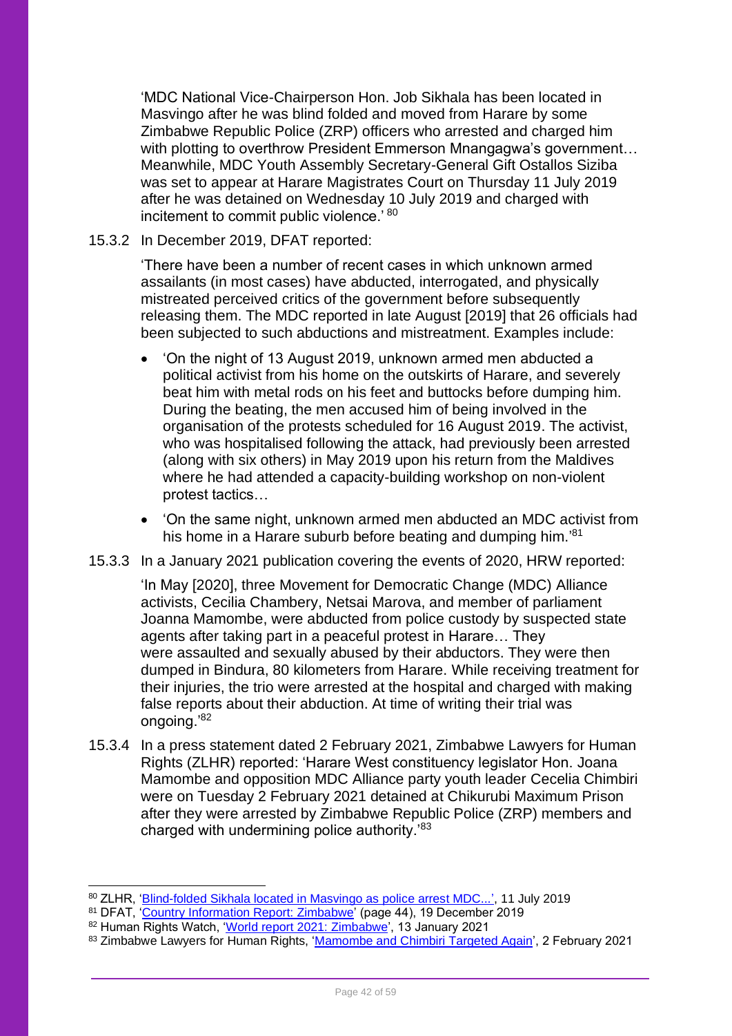'MDC National Vice-Chairperson Hon. Job Sikhala has been located in Masvingo after he was blind folded and moved from Harare by some Zimbabwe Republic Police (ZRP) officers who arrested and charged him with plotting to overthrow President Emmerson Mnangagwa's government… Meanwhile, MDC Youth Assembly Secretary-General Gift Ostallos Siziba was set to appear at Harare Magistrates Court on Thursday 11 July 2019 after he was detained on Wednesday 10 July 2019 and charged with incitement to commit public violence.' [80]

15.3.2 In December 2019, DFAT reported:

'There have been a number of recent cases in which unknown armed assailants (in most cases) have abducted, interrogated, and physically mistreated perceived critics of the government before subsequently releasing them. The MDC reported in late August [2019] that 26 officials had been subjected to such abductions and mistreatment. Examples include:

- 'On the night of 13 August 2019, unknown armed men abducted a political activist from his home on the outskirts of Harare, and severely beat him with metal rods on his feet and buttocks before dumping him. During the beating, the men accused him of being involved in the organisation of the protests scheduled for 16 August 2019. The activist, who was hospitalised following the attack, had previously been arrested (along with six others) in May 2019 upon his return from the Maldives where he had attended a capacity-building workshop on non-violent protest tactics…
- 'On the same night, unknown armed men abducted an MDC activist from his home in a Harare suburb before beating and dumping him.'[81]

15.3.3 In a January 2021 publication covering the events of 2020, HRW reported:

'In May [2020], three Movement for Democratic Change (MDC) Alliance activists, Cecilia Chambery, Netsai Marova, and member of parliament Joanna Mamombe, were abducted from police custody by suspected state agents after taking part in a peaceful protest in Harare… They were assaulted and sexually abused by their abductors. They were then dumped in Bindura, 80 kilometers from Harare. While receiving treatment for their injuries, the trio were arrested at the hospital and charged with making false reports about their abduction. At time of writing their trial was ongoing.'[82]

15.3.4 In a press statement dated 2 February 2021, Zimbabwe Lawyers for Human Rights (ZLHR) reported: 'Harare West constituency legislator Hon. Joana Mamombe and opposition MDC Alliance party youth leader Cecelia Chimbiri were on Tuesday 2 February 2021 detained at Chikurubi Maximum Prison after they were arrested by Zimbabwe Republic Police (ZRP) members and charged with undermining police authority.'[83]

---

[80] ZLHR, 'Blind-folded Sikhala located in Masvingo as police arrest MDC...', 11 July 2019
[81] DFAT, 'Country Information Report: Zimbabwe' (page 44), 19 December 2019
[82] Human Rights Watch, 'World report 2021: Zimbabwe', 13 January 2021
[83] Zimbabwe Lawyers for Human Rights, 'Mamombe and Chimbiri Targeted Again', 2 February 2021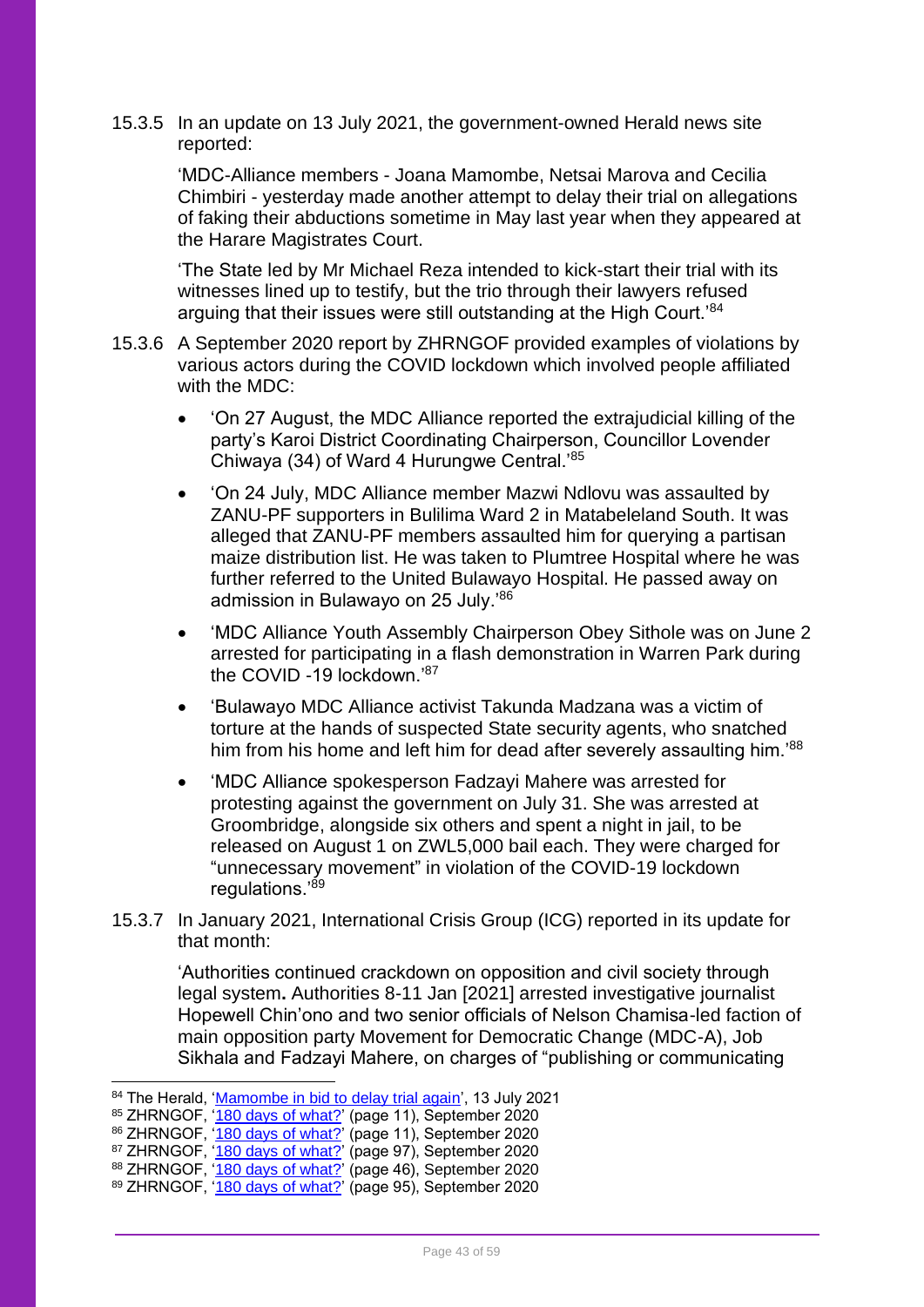15.3.5 In an update on 13 July 2021, the government-owned Herald news site reported:

> 'MDC-Alliance members - Joana Mamombe, Netsai Marova and Cecilia Chimbiri - yesterday made another attempt to delay their trial on allegations of faking their abductions sometime in May last year when they appeared at the Harare Magistrates Court.
>
> 'The State led by Mr Michael Reza intended to kick-start their trial with its witnesses lined up to testify, but the trio through their lawyers refused arguing that their issues were still outstanding at the High Court.'[84]

15.3.6 A September 2020 report by ZHRNGOF provided examples of violations by various actors during the COVID lockdown which involved people affiliated with the MDC:

- 'On 27 August, the MDC Alliance reported the extrajudicial killing of the party's Karoi District Coordinating Chairperson, Councillor Lovender Chiwaya (34) of Ward 4 Hurungwe Central.'[85]
- 'On 24 July, MDC Alliance member Mazwi Ndlovu was assaulted by ZANU-PF supporters in Bulilima Ward 2 in Matabeleland South. It was alleged that ZANU-PF members assaulted him for querying a partisan maize distribution list. He was taken to Plumtree Hospital where he was further referred to the United Bulawayo Hospital. He passed away on admission in Bulawayo on 25 July.'[86]
- 'MDC Alliance Youth Assembly Chairperson Obey Sithole was on June 2 arrested for participating in a flash demonstration in Warren Park during the COVID -19 lockdown.'[87]
- 'Bulawayo MDC Alliance activist Takunda Madzana was a victim of torture at the hands of suspected State security agents, who snatched him from his home and left him for dead after severely assaulting him.'[88]
- 'MDC Alliance spokesperson Fadzayi Mahere was arrested for protesting against the government on July 31. She was arrested at Groombridge, alongside six others and spent a night in jail, to be released on August 1 on ZWL5,000 bail each. They were charged for "unnecessary movement" in violation of the COVID-19 lockdown regulations.'[89]

15.3.7 In January 2021, International Crisis Group (ICG) reported in its update for that month:

> 'Authorities continued crackdown on opposition and civil society through legal system**.** Authorities 8-11 Jan [2021] arrested investigative journalist Hopewell Chin'ono and two senior officials of Nelson Chamisa-led faction of main opposition party Movement for Democratic Change (MDC-A), Job Sikhala and Fadzayi Mahere, on charges of "publishing or communicating

---

[84] The Herald, 'Mamombe in bid to delay trial again', 13 July 2021
[85] ZHRNGOF, '180 days of what?' (page 11), September 2020
[86] ZHRNGOF, '180 days of what?' (page 11), September 2020
[87] ZHRNGOF, '180 days of what?' (page 97), September 2020
[88] ZHRNGOF, '180 days of what?' (page 46), September 2020
[89] ZHRNGOF, '180 days of what?' (page 95), September 2020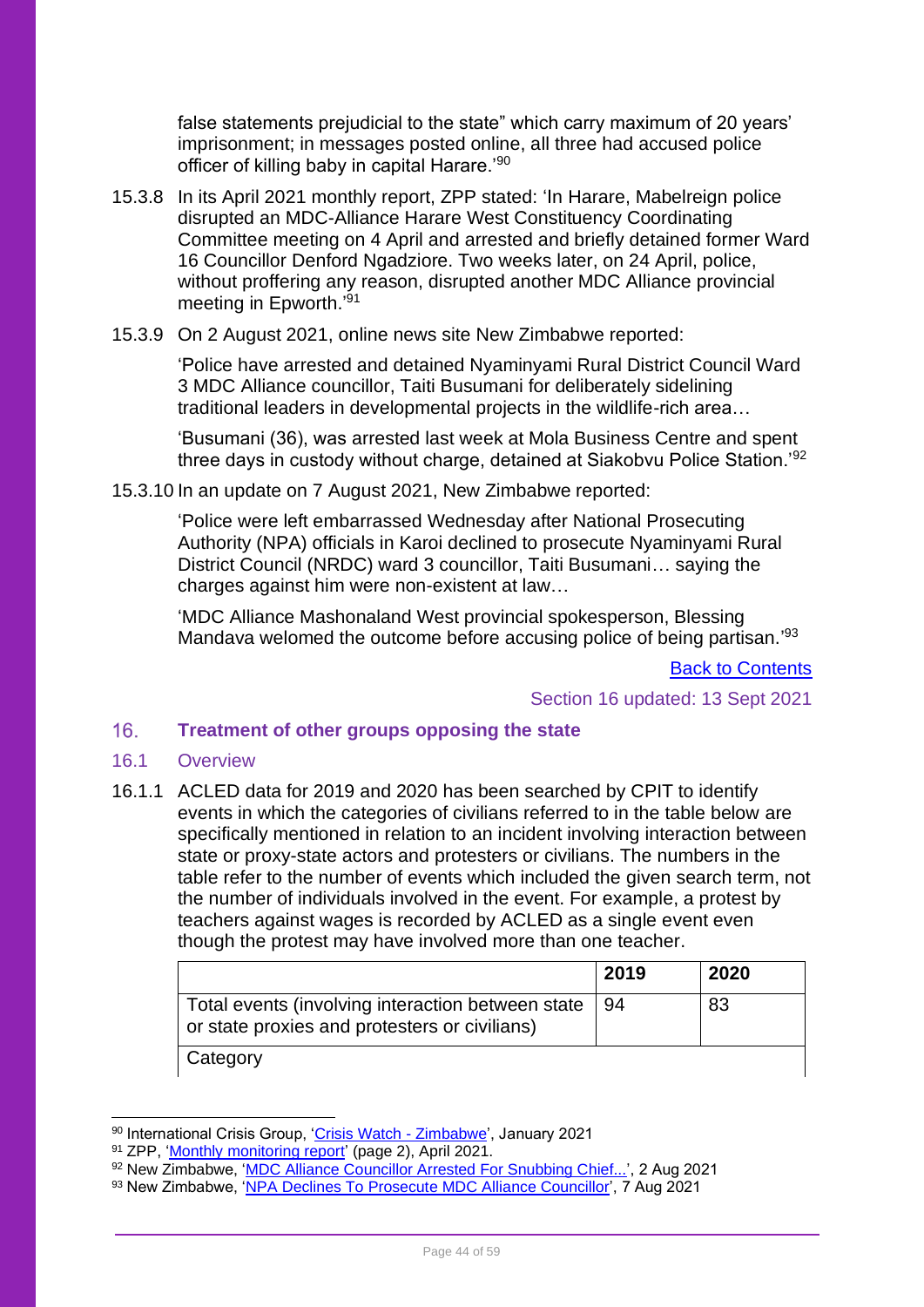false statements prejudicial to the state" which carry maximum of 20 years' imprisonment; in messages posted online, all three had accused police officer of killing baby in capital Harare.'[90]

15.3.8 In its April 2021 monthly report, ZPP stated: 'In Harare, Mabelreign police disrupted an MDC-Alliance Harare West Constituency Coordinating Committee meeting on 4 April and arrested and briefly detained former Ward 16 Councillor Denford Ngadziore. Two weeks later, on 24 April, police, without proffering any reason, disrupted another MDC Alliance provincial meeting in Epworth.'[91]

15.3.9 On 2 August 2021, online news site New Zimbabwe reported:

> 'Police have arrested and detained Nyaminyami Rural District Council Ward 3 MDC Alliance councillor, Taiti Busumani for deliberately sidelining traditional leaders in developmental projects in the wildlife-rich area…
>
> 'Busumani (36), was arrested last week at Mola Business Centre and spent three days in custody without charge, detained at Siakobvu Police Station.'[92]

15.3.10 In an update on 7 August 2021, New Zimbabwe reported:

> 'Police were left embarrassed Wednesday after National Prosecuting Authority (NPA) officials in Karoi declined to prosecute Nyaminyami Rural District Council (NRDC) ward 3 councillor, Taiti Busumani… saying the charges against him were non-existent at law…
>
> 'MDC Alliance Mashonaland West provincial spokesperson, Blessing Mandava welomed the outcome before accusing police of being partisan.'[93]

Back to Contents

Section 16 updated: 13 Sept 2021

## 16. Treatment of other groups opposing the state

### 16.1 Overview

16.1.1 ACLED data for 2019 and 2020 has been searched by CPIT to identify events in which the categories of civilians referred to in the table below are specifically mentioned in relation to an incident involving interaction between state or proxy-state actors and protesters or civilians. The numbers in the table refer to the number of events which included the given search term, not the number of individuals involved in the event. For example, a protest by teachers against wages is recorded by ACLED as a single event even though the protest may have involved more than one teacher.

| | 2019 | 2020 |
|---|---|---|
| Total events (involving interaction between state or state proxies and protesters or civilians) | 94 | 83 |
| Category | | |

[90] International Crisis Group, 'Crisis Watch - Zimbabwe', January 2021
[91] ZPP, 'Monthly monitoring report' (page 2), April 2021.
[92] New Zimbabwe, 'MDC Alliance Councillor Arrested For Snubbing Chief...', 2 Aug 2021
[93] New Zimbabwe, 'NPA Declines To Prosecute MDC Alliance Councillor', 7 Aug 2021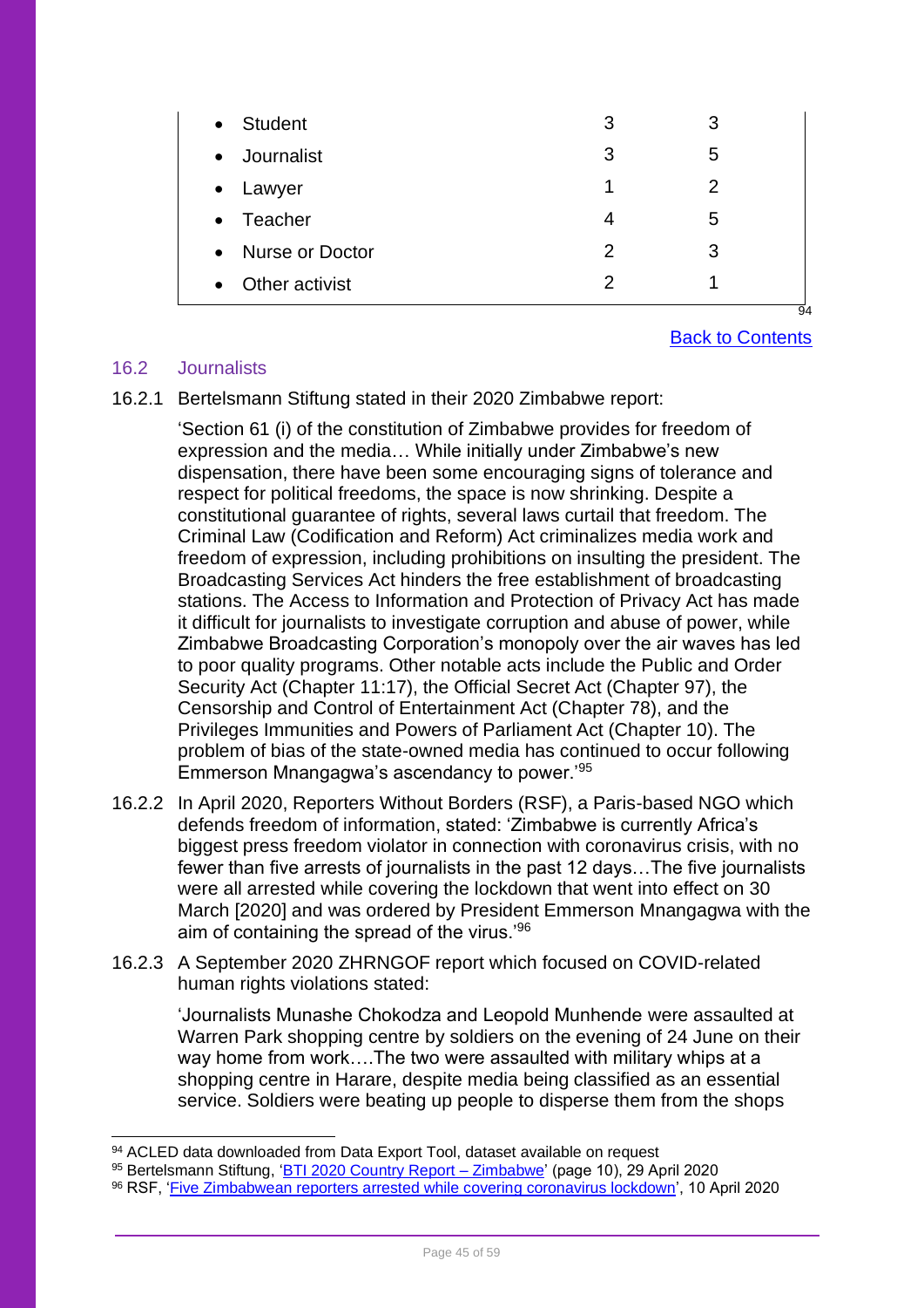| | | |
|---|---|---|
| • Student | 3 | 3 |
| • Journalist | 3 | 5 |
| • Lawyer | 1 | 2 |
| • Teacher | 4 | 5 |
| • Nurse or Doctor | 2 | 3 |
| • Other activist | 2 | 1 |

[94]

[Back to Contents]

### 16.2 Journalists

16.2.1 Bertelsmann Stiftung stated in their 2020 Zimbabwe report:

> 'Section 61 (i) of the constitution of Zimbabwe provides for freedom of expression and the media… While initially under Zimbabwe's new dispensation, there have been some encouraging signs of tolerance and respect for political freedoms, the space is now shrinking. Despite a constitutional guarantee of rights, several laws curtail that freedom. The Criminal Law (Codification and Reform) Act criminalizes media work and freedom of expression, including prohibitions on insulting the president. The Broadcasting Services Act hinders the free establishment of broadcasting stations. The Access to Information and Protection of Privacy Act has made it difficult for journalists to investigate corruption and abuse of power, while Zimbabwe Broadcasting Corporation's monopoly over the air waves has led to poor quality programs. Other notable acts include the Public and Order Security Act (Chapter 11:17), the Official Secret Act (Chapter 97), the Censorship and Control of Entertainment Act (Chapter 78), and the Privileges Immunities and Powers of Parliament Act (Chapter 10). The problem of bias of the state-owned media has continued to occur following Emmerson Mnangagwa's ascendancy to power.'[95]

16.2.2 In April 2020, Reporters Without Borders (RSF), a Paris-based NGO which defends freedom of information, stated: 'Zimbabwe is currently Africa's biggest press freedom violator in connection with coronavirus crisis, with no fewer than five arrests of journalists in the past 12 days…The five journalists were all arrested while covering the lockdown that went into effect on 30 March [2020] and was ordered by President Emmerson Mnangagwa with the aim of containing the spread of the virus.'[96]

16.2.3 A September 2020 ZHRNGOF report which focused on COVID-related human rights violations stated:

> 'Journalists Munashe Chokodza and Leopold Munhende were assaulted at Warren Park shopping centre by soldiers on the evening of 24 June on their way home from work….The two were assaulted with military whips at a shopping centre in Harare, despite media being classified as an essential service. Soldiers were beating up people to disperse them from the shops

---

[94] ACLED data downloaded from Data Export Tool, dataset available on request

[95] Bertelsmann Stiftung, 'BTI 2020 Country Report – Zimbabwe' (page 10), 29 April 2020

[96] RSF, 'Five Zimbabwean reporters arrested while covering coronavirus lockdown', 10 April 2020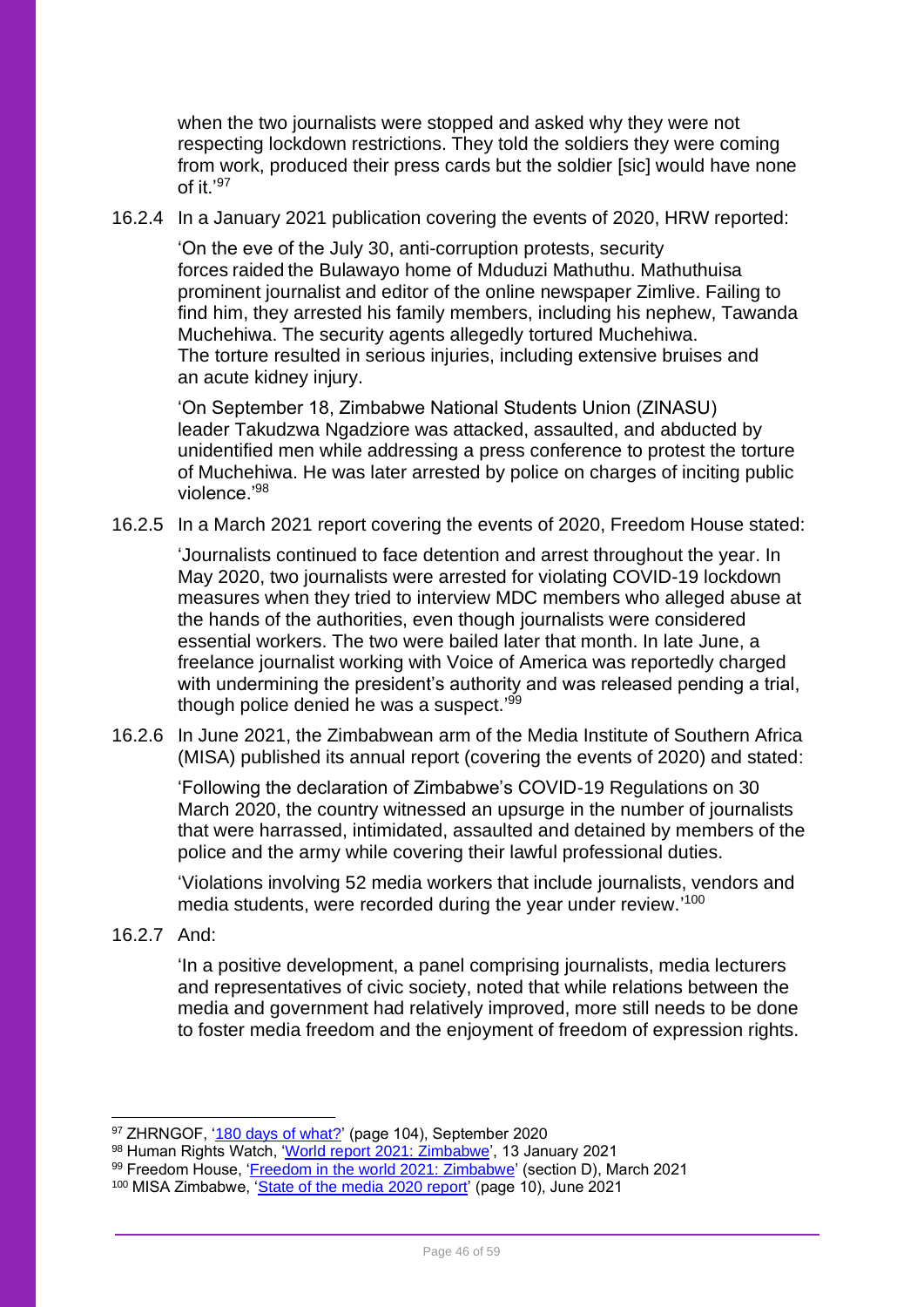when the two journalists were stopped and asked why they were not respecting lockdown restrictions. They told the soldiers they were coming from work, produced their press cards but the soldier [sic] would have none of it.'[97]

16.2.4 In a January 2021 publication covering the events of 2020, HRW reported:

'On the eve of the July 30, anti-corruption protests, security forces raided the Bulawayo home of Mduduzi Mathuthu. Mathuthuisa prominent journalist and editor of the online newspaper Zimlive. Failing to find him, they arrested his family members, including his nephew, Tawanda Muchehiwa. The security agents allegedly tortured Muchehiwa. The torture resulted in serious injuries, including extensive bruises and an acute kidney injury.

'On September 18, Zimbabwe National Students Union (ZINASU) leader Takudzwa Ngadziore was attacked, assaulted, and abducted by unidentified men while addressing a press conference to protest the torture of Muchehiwa. He was later arrested by police on charges of inciting public violence.'[98]

16.2.5 In a March 2021 report covering the events of 2020, Freedom House stated:

'Journalists continued to face detention and arrest throughout the year. In May 2020, two journalists were arrested for violating COVID-19 lockdown measures when they tried to interview MDC members who alleged abuse at the hands of the authorities, even though journalists were considered essential workers. The two were bailed later that month. In late June, a freelance journalist working with Voice of America was reportedly charged with undermining the president's authority and was released pending a trial, though police denied he was a suspect.'[99]

16.2.6 In June 2021, the Zimbabwean arm of the Media Institute of Southern Africa (MISA) published its annual report (covering the events of 2020) and stated:

'Following the declaration of Zimbabwe's COVID-19 Regulations on 30 March 2020, the country witnessed an upsurge in the number of journalists that were harrassed, intimidated, assaulted and detained by members of the police and the army while covering their lawful professional duties.

'Violations involving 52 media workers that include journalists, vendors and media students, were recorded during the year under review.'[100]

16.2.7 And:

'In a positive development, a panel comprising journalists, media lecturers and representatives of civic society, noted that while relations between the media and government had relatively improved, more still needs to be done to foster media freedom and the enjoyment of freedom of expression rights.

---

[97] ZHRNGOF, '180 days of what?' (page 104), September 2020
[98] Human Rights Watch, 'World report 2021: Zimbabwe', 13 January 2021
[99] Freedom House, 'Freedom in the world 2021: Zimbabwe' (section D), March 2021
[100] MISA Zimbabwe, 'State of the media 2020 report' (page 10), June 2021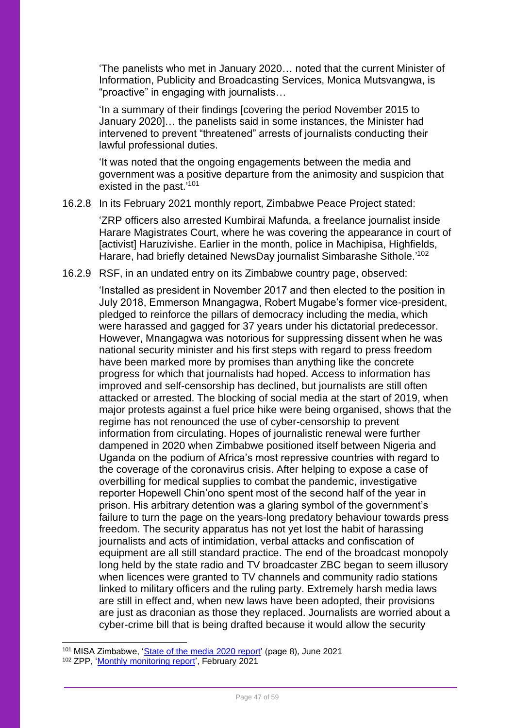'The panelists who met in January 2020… noted that the current Minister of Information, Publicity and Broadcasting Services, Monica Mutsvangwa, is "proactive" in engaging with journalists…

'In a summary of their findings [covering the period November 2015 to January 2020]… the panelists said in some instances, the Minister had intervened to prevent "threatened" arrests of journalists conducting their lawful professional duties.

'It was noted that the ongoing engagements between the media and government was a positive departure from the animosity and suspicion that existed in the past.'[101]

16.2.8 In its February 2021 monthly report, Zimbabwe Peace Project stated:

'ZRP officers also arrested Kumbirai Mafunda, a freelance journalist inside Harare Magistrates Court, where he was covering the appearance in court of [activist] Haruzivishe. Earlier in the month, police in Machipisa, Highfields, Harare, had briefly detained NewsDay journalist Simbarashe Sithole.'[102]

16.2.9 RSF, in an undated entry on its Zimbabwe country page, observed:

'Installed as president in November 2017 and then elected to the position in July 2018, Emmerson Mnangagwa, Robert Mugabe's former vice-president, pledged to reinforce the pillars of democracy including the media, which were harassed and gagged for 37 years under his dictatorial predecessor. However, Mnangagwa was notorious for suppressing dissent when he was national security minister and his first steps with regard to press freedom have been marked more by promises than anything like the concrete progress for which that journalists had hoped. Access to information has improved and self-censorship has declined, but journalists are still often attacked or arrested. The blocking of social media at the start of 2019, when major protests against a fuel price hike were being organised, shows that the regime has not renounced the use of cyber-censorship to prevent information from circulating. Hopes of journalistic renewal were further dampened in 2020 when Zimbabwe positioned itself between Nigeria and Uganda on the podium of Africa's most repressive countries with regard to the coverage of the coronavirus crisis. After helping to expose a case of overbilling for medical supplies to combat the pandemic, investigative reporter Hopewell Chin'ono spent most of the second half of the year in prison. His arbitrary detention was a glaring symbol of the government's failure to turn the page on the years-long predatory behaviour towards press freedom. The security apparatus has not yet lost the habit of harassing journalists and acts of intimidation, verbal attacks and confiscation of equipment are all still standard practice. The end of the broadcast monopoly long held by the state radio and TV broadcaster ZBC began to seem illusory when licences were granted to TV channels and community radio stations linked to military officers and the ruling party. Extremely harsh media laws are still in effect and, when new laws have been adopted, their provisions are just as draconian as those they replaced. Journalists are worried about a cyber-crime bill that is being drafted because it would allow the security

---

[101] MISA Zimbabwe, 'State of the media 2020 report' (page 8), June 2021

[102] ZPP, 'Monthly monitoring report', February 2021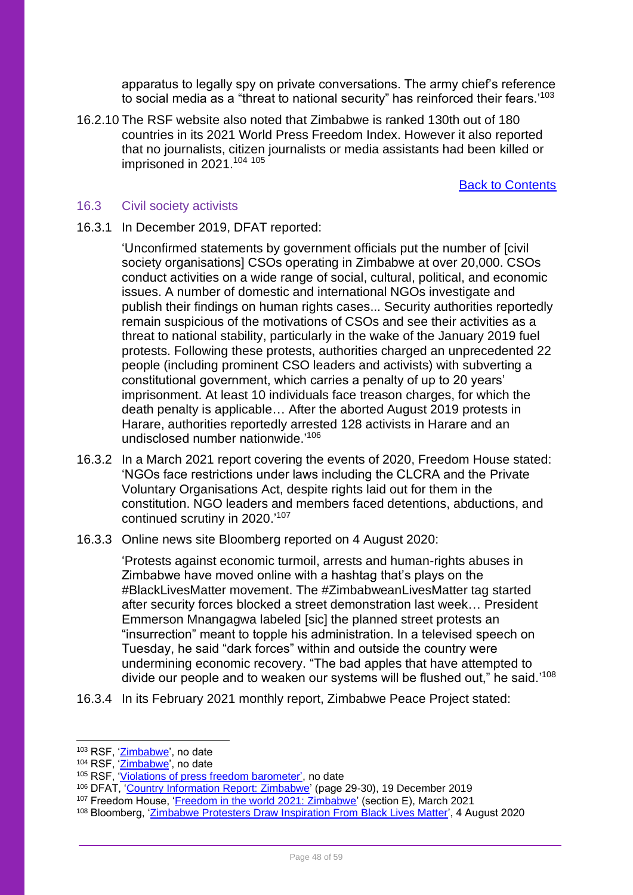apparatus to legally spy on private conversations. The army chief's reference to social media as a "threat to national security" has reinforced their fears.'[103]

16.2.10 The RSF website also noted that Zimbabwe is ranked 130th out of 180 countries in its 2021 World Press Freedom Index. However it also reported that no journalists, citizen journalists or media assistants had been killed or imprisoned in 2021.[104] [105]

Back to Contents

### 16.3 Civil society activists

16.3.1 In December 2019, DFAT reported:

> 'Unconfirmed statements by government officials put the number of [civil society organisations] CSOs operating in Zimbabwe at over 20,000. CSOs conduct activities on a wide range of social, cultural, political, and economic issues. A number of domestic and international NGOs investigate and publish their findings on human rights cases... Security authorities reportedly remain suspicious of the motivations of CSOs and see their activities as a threat to national stability, particularly in the wake of the January 2019 fuel protests. Following these protests, authorities charged an unprecedented 22 people (including prominent CSO leaders and activists) with subverting a constitutional government, which carries a penalty of up to 20 years' imprisonment. At least 10 individuals face treason charges, for which the death penalty is applicable… After the aborted August 2019 protests in Harare, authorities reportedly arrested 128 activists in Harare and an undisclosed number nationwide.'[106]

16.3.2 In a March 2021 report covering the events of 2020, Freedom House stated: 'NGOs face restrictions under laws including the CLCRA and the Private Voluntary Organisations Act, despite rights laid out for them in the constitution. NGO leaders and members faced detentions, abductions, and continued scrutiny in 2020.'[107]

16.3.3 Online news site Bloomberg reported on 4 August 2020:

> 'Protests against economic turmoil, arrests and human-rights abuses in Zimbabwe have moved online with a hashtag that's plays on the #BlackLivesMatter movement. The #ZimbabweanLivesMatter tag started after security forces blocked a street demonstration last week… President Emmerson Mnangagwa labeled [sic] the planned street protests an "insurrection" meant to topple his administration. In a televised speech on Tuesday, he said "dark forces" within and outside the country were undermining economic recovery. "The bad apples that have attempted to divide our people and to weaken our systems will be flushed out," he said.'[108]

16.3.4 In its February 2021 monthly report, Zimbabwe Peace Project stated:

---

[103] RSF, 'Zimbabwe', no date
[104] RSF, 'Zimbabwe', no date
[105] RSF, 'Violations of press freedom barometer', no date
[106] DFAT, 'Country Information Report: Zimbabwe' (page 29-30), 19 December 2019
[107] Freedom House, 'Freedom in the world 2021: Zimbabwe' (section E), March 2021
[108] Bloomberg, 'Zimbabwe Protesters Draw Inspiration From Black Lives Matter', 4 August 2020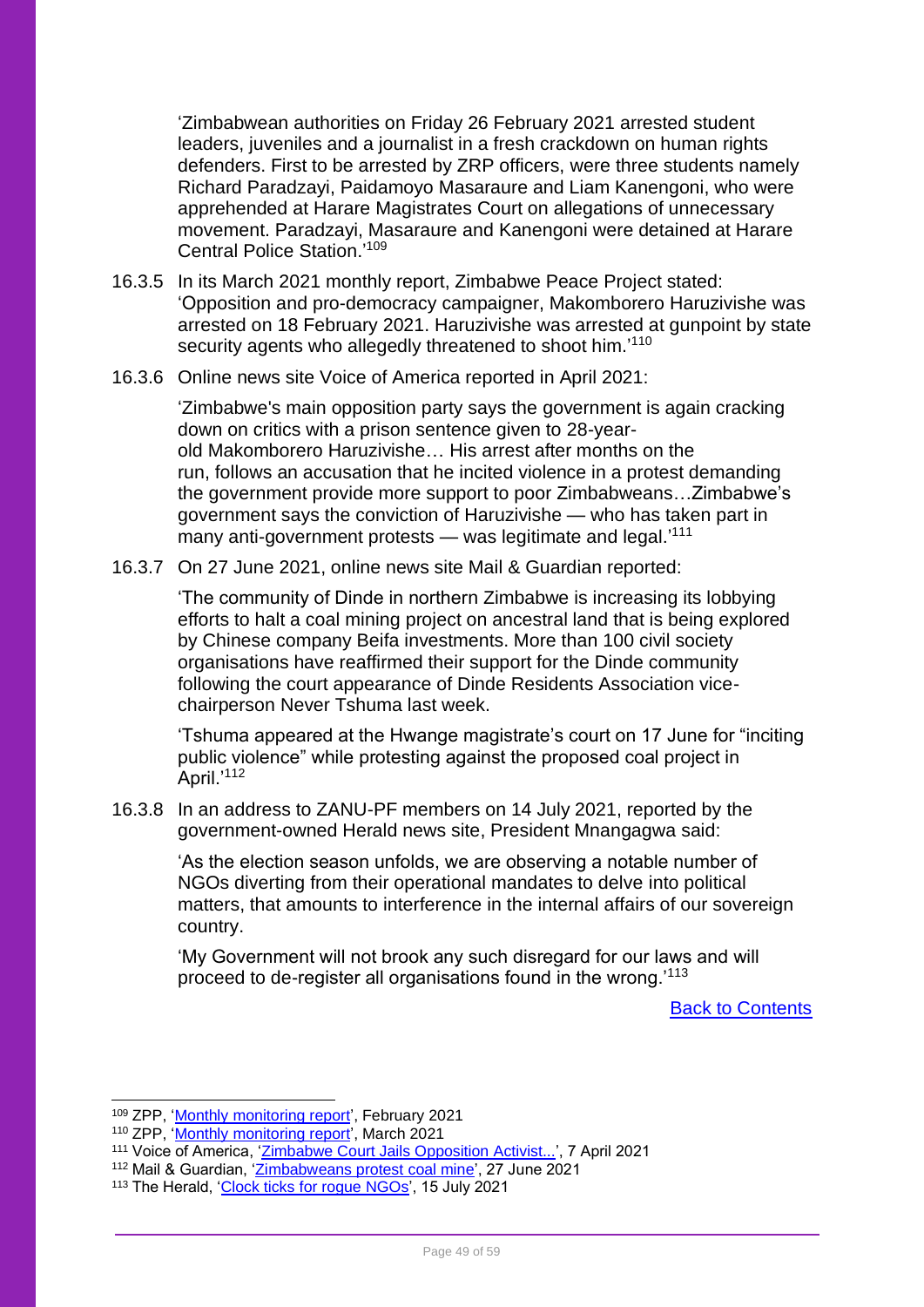'Zimbabwean authorities on Friday 26 February 2021 arrested student leaders, juveniles and a journalist in a fresh crackdown on human rights defenders. First to be arrested by ZRP officers, were three students namely Richard Paradzayi, Paidamoyo Masaraure and Liam Kanengoni, who were apprehended at Harare Magistrates Court on allegations of unnecessary movement. Paradzayi, Masaraure and Kanengoni were detained at Harare Central Police Station.'[109]

16.3.5 In its March 2021 monthly report, Zimbabwe Peace Project stated: 'Opposition and pro-democracy campaigner, Makomborero Haruzivishe was arrested on 18 February 2021. Haruzivishe was arrested at gunpoint by state security agents who allegedly threatened to shoot him.'[110]

16.3.6 Online news site Voice of America reported in April 2021:

'Zimbabwe's main opposition party says the government is again cracking down on critics with a prison sentence given to 28-year-old Makomborero Haruzivishe… His arrest after months on the run, follows an accusation that he incited violence in a protest demanding the government provide more support to poor Zimbabweans…Zimbabwe's government says the conviction of Haruzivishe — who has taken part in many anti-government protests — was legitimate and legal.'[111]

16.3.7 On 27 June 2021, online news site Mail & Guardian reported:

'The community of Dinde in northern Zimbabwe is increasing its lobbying efforts to halt a coal mining project on ancestral land that is being explored by Chinese company Beifa investments. More than 100 civil society organisations have reaffirmed their support for the Dinde community following the court appearance of Dinde Residents Association vice-chairperson Never Tshuma last week.

'Tshuma appeared at the Hwange magistrate's court on 17 June for "inciting public violence" while protesting against the proposed coal project in April.'[112]

16.3.8 In an address to ZANU-PF members on 14 July 2021, reported by the government-owned Herald news site, President Mnangagwa said:

'As the election season unfolds, we are observing a notable number of NGOs diverting from their operational mandates to delve into political matters, that amounts to interference in the internal affairs of our sovereign country.

'My Government will not brook any such disregard for our laws and will proceed to de-register all organisations found in the wrong.'[113]

[Back to Contents]

---

[109] ZPP, 'Monthly monitoring report', February 2021
[110] ZPP, 'Monthly monitoring report', March 2021
[111] Voice of America, 'Zimbabwe Court Jails Opposition Activist...', 7 April 2021
[112] Mail & Guardian, 'Zimbabweans protest coal mine', 27 June 2021
[113] The Herald, 'Clock ticks for rogue NGOs', 15 July 2021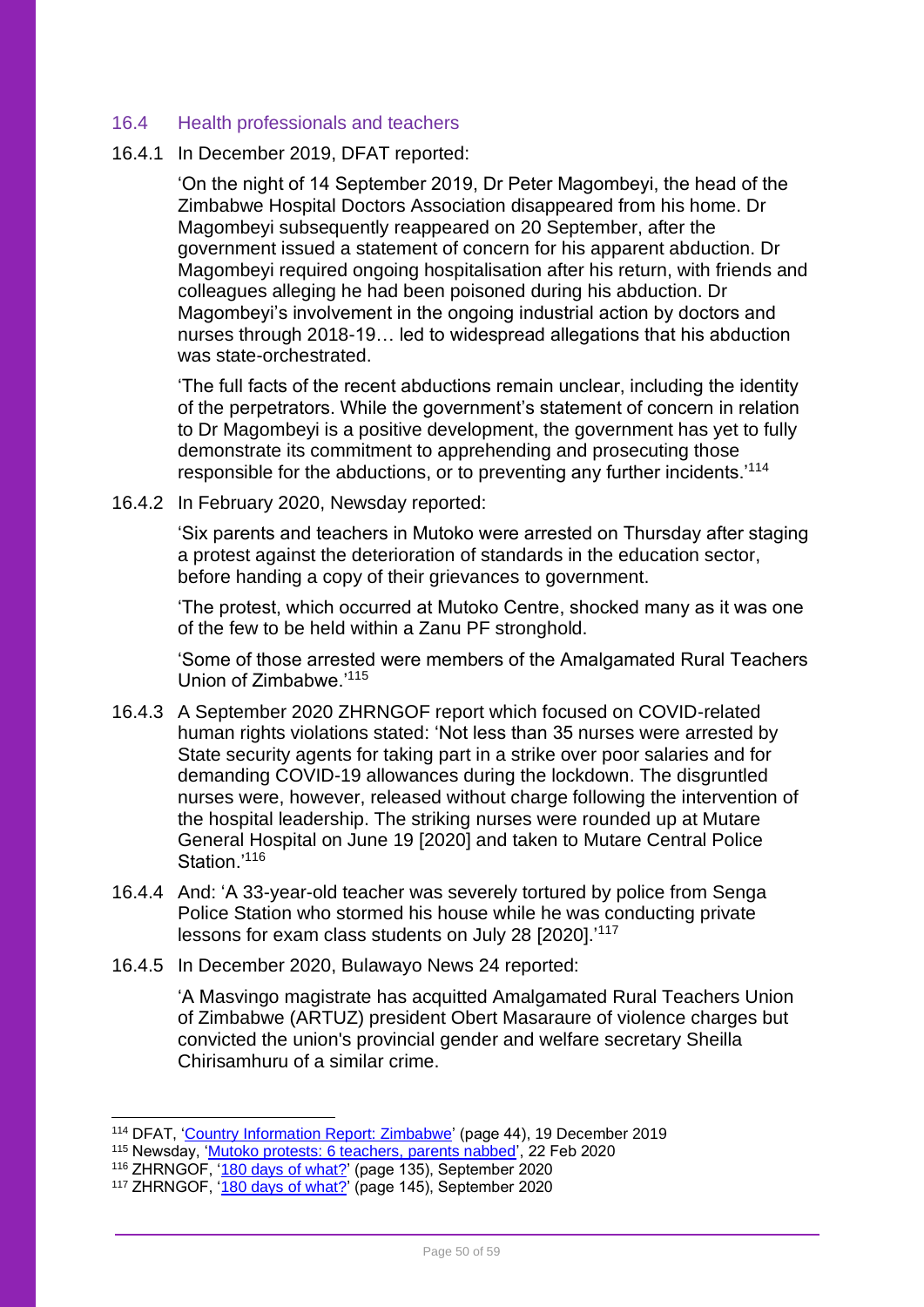### 16.4 Health professionals and teachers

16.4.1 In December 2019, DFAT reported:

> 'On the night of 14 September 2019, Dr Peter Magombeyi, the head of the Zimbabwe Hospital Doctors Association disappeared from his home. Dr Magombeyi subsequently reappeared on 20 September, after the government issued a statement of concern for his apparent abduction. Dr Magombeyi required ongoing hospitalisation after his return, with friends and colleagues alleging he had been poisoned during his abduction. Dr Magombeyi's involvement in the ongoing industrial action by doctors and nurses through 2018-19… led to widespread allegations that his abduction was state-orchestrated.
>
> 'The full facts of the recent abductions remain unclear, including the identity of the perpetrators. While the government's statement of concern in relation to Dr Magombeyi is a positive development, the government has yet to fully demonstrate its commitment to apprehending and prosecuting those responsible for the abductions, or to preventing any further incidents.'[114]

16.4.2 In February 2020, Newsday reported:

> 'Six parents and teachers in Mutoko were arrested on Thursday after staging a protest against the deterioration of standards in the education sector, before handing a copy of their grievances to government.
>
> 'The protest, which occurred at Mutoko Centre, shocked many as it was one of the few to be held within a Zanu PF stronghold.
>
> 'Some of those arrested were members of the Amalgamated Rural Teachers Union of Zimbabwe.'[115]

16.4.3 A September 2020 ZHRNGOF report which focused on COVID-related human rights violations stated: 'Not less than 35 nurses were arrested by State security agents for taking part in a strike over poor salaries and for demanding COVID-19 allowances during the lockdown. The disgruntled nurses were, however, released without charge following the intervention of the hospital leadership. The striking nurses were rounded up at Mutare General Hospital on June 19 [2020] and taken to Mutare Central Police Station.'[116]

16.4.4 And: 'A 33-year-old teacher was severely tortured by police from Senga Police Station who stormed his house while he was conducting private lessons for exam class students on July 28 [2020].'[117]

16.4.5 In December 2020, Bulawayo News 24 reported:

> 'A Masvingo magistrate has acquitted Amalgamated Rural Teachers Union of Zimbabwe (ARTUZ) president Obert Masaraure of violence charges but convicted the union's provincial gender and welfare secretary Sheilla Chirisamhuru of a similar crime.

---

[114] DFAT, 'Country Information Report: Zimbabwe' (page 44), 19 December 2019
[115] Newsday, 'Mutoko protests: 6 teachers, parents nabbed', 22 Feb 2020
[116] ZHRNGOF, '180 days of what?' (page 135), September 2020
[117] ZHRNGOF, '180 days of what?' (page 145), September 2020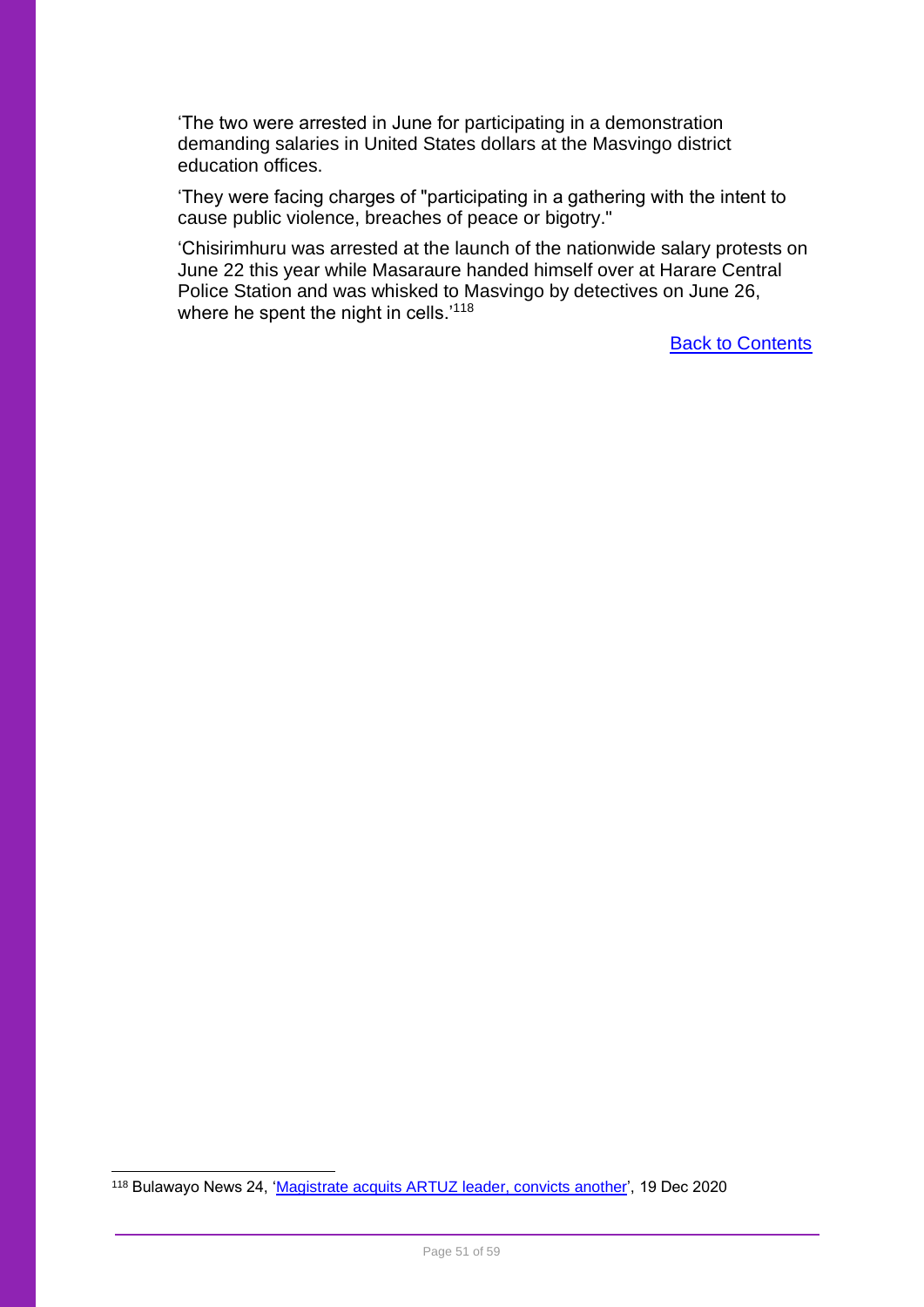'The two were arrested in June for participating in a demonstration demanding salaries in United States dollars at the Masvingo district education offices.

'They were facing charges of "participating in a gathering with the intent to cause public violence, breaches of peace or bigotry."

'Chisirimhuru was arrested at the launch of the nationwide salary protests on June 22 this year while Masaraure handed himself over at Harare Central Police Station and was whisked to Masvingo by detectives on June 26, where he spent the night in cells.'[118]

Back to Contents

---

[118] Bulawayo News 24, 'Magistrate acquits ARTUZ leader, convicts another', 19 Dec 2020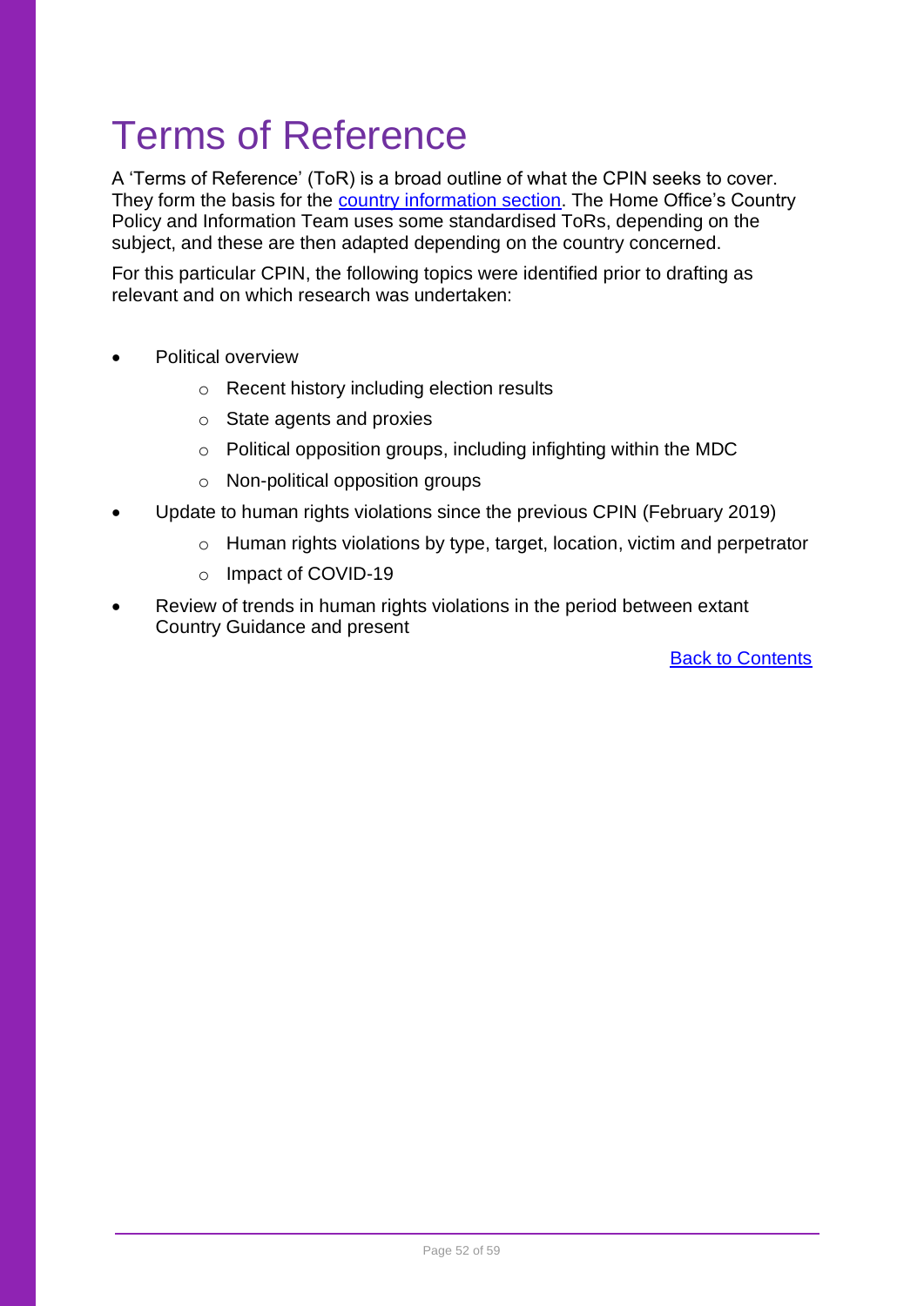# Terms of Reference

A 'Terms of Reference' (ToR) is a broad outline of what the CPIN seeks to cover. They form the basis for the country information section. The Home Office's Country Policy and Information Team uses some standardised ToRs, depending on the subject, and these are then adapted depending on the country concerned.

For this particular CPIN, the following topics were identified prior to drafting as relevant and on which research was undertaken:

- Political overview
    - Recent history including election results
    - State agents and proxies
    - Political opposition groups, including infighting within the MDC
    - Non-political opposition groups
- Update to human rights violations since the previous CPIN (February 2019)
    - Human rights violations by type, target, location, victim and perpetrator
    - Impact of COVID-19
- Review of trends in human rights violations in the period between extant Country Guidance and present

Back to Contents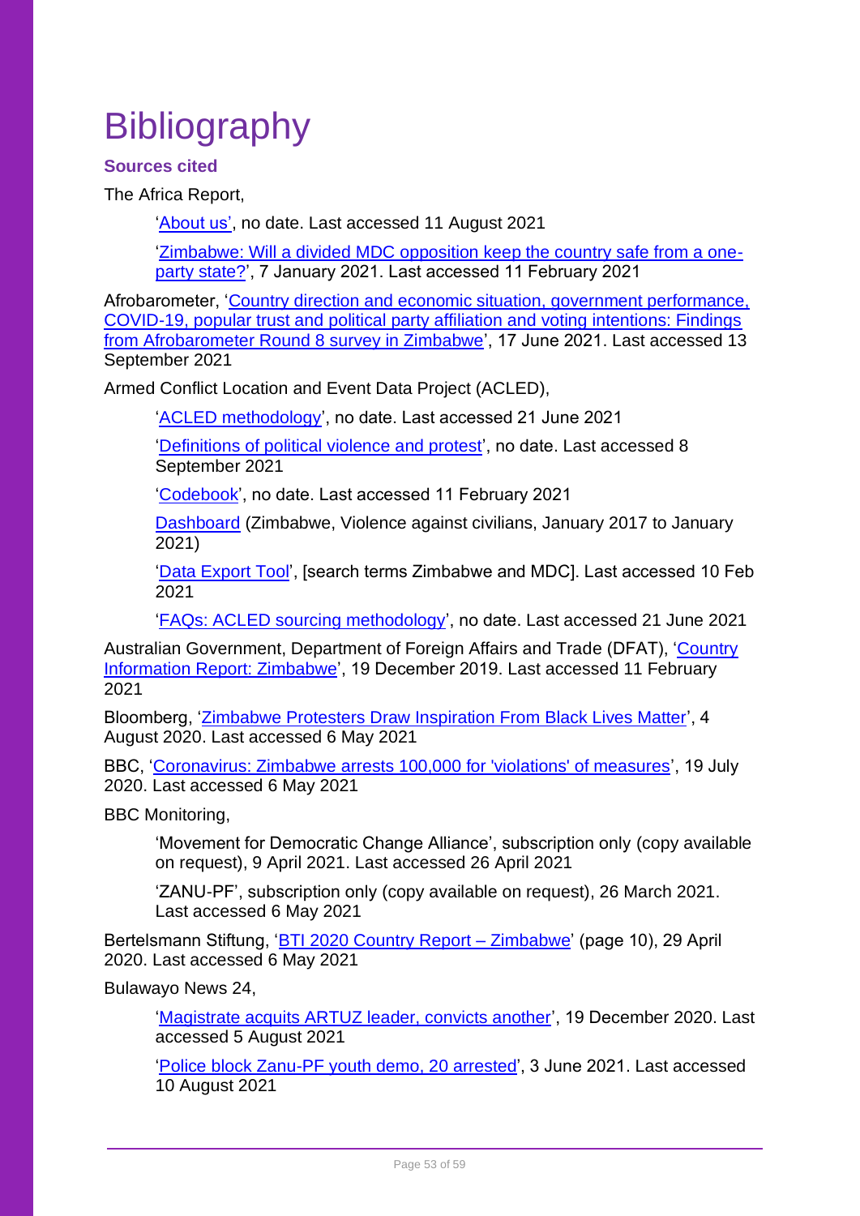# Bibliography

### Sources cited

The Africa Report,

> 'About us', no date. Last accessed 11 August 2021
>
> 'Zimbabwe: Will a divided MDC opposition keep the country safe from a one-party state?', 7 January 2021. Last accessed 11 February 2021

Afrobarometer, 'Country direction and economic situation, government performance, COVID-19, popular trust and political party affiliation and voting intentions: Findings from Afrobarometer Round 8 survey in Zimbabwe', 17 June 2021. Last accessed 13 September 2021

Armed Conflict Location and Event Data Project (ACLED),

> 'ACLED methodology', no date. Last accessed 21 June 2021
>
> 'Definitions of political violence and protest', no date. Last accessed 8 September 2021
>
> 'Codebook', no date. Last accessed 11 February 2021
>
> Dashboard (Zimbabwe, Violence against civilians, January 2017 to January 2021)
>
> 'Data Export Tool', [search terms Zimbabwe and MDC]. Last accessed 10 Feb 2021
>
> 'FAQs: ACLED sourcing methodology', no date. Last accessed 21 June 2021

Australian Government, Department of Foreign Affairs and Trade (DFAT), 'Country Information Report: Zimbabwe', 19 December 2019. Last accessed 11 February 2021

Bloomberg, 'Zimbabwe Protesters Draw Inspiration From Black Lives Matter', 4 August 2020. Last accessed 6 May 2021

BBC, 'Coronavirus: Zimbabwe arrests 100,000 for 'violations' of measures', 19 July 2020. Last accessed 6 May 2021

BBC Monitoring,

> 'Movement for Democratic Change Alliance', subscription only (copy available on request), 9 April 2021. Last accessed 26 April 2021
>
> 'ZANU-PF', subscription only (copy available on request), 26 March 2021. Last accessed 6 May 2021

Bertelsmann Stiftung, 'BTI 2020 Country Report – Zimbabwe' (page 10), 29 April 2020. Last accessed 6 May 2021

Bulawayo News 24,

> 'Magistrate acquits ARTUZ leader, convicts another', 19 December 2020. Last accessed 5 August 2021
>
> 'Police block Zanu-PF youth demo, 20 arrested', 3 June 2021. Last accessed 10 August 2021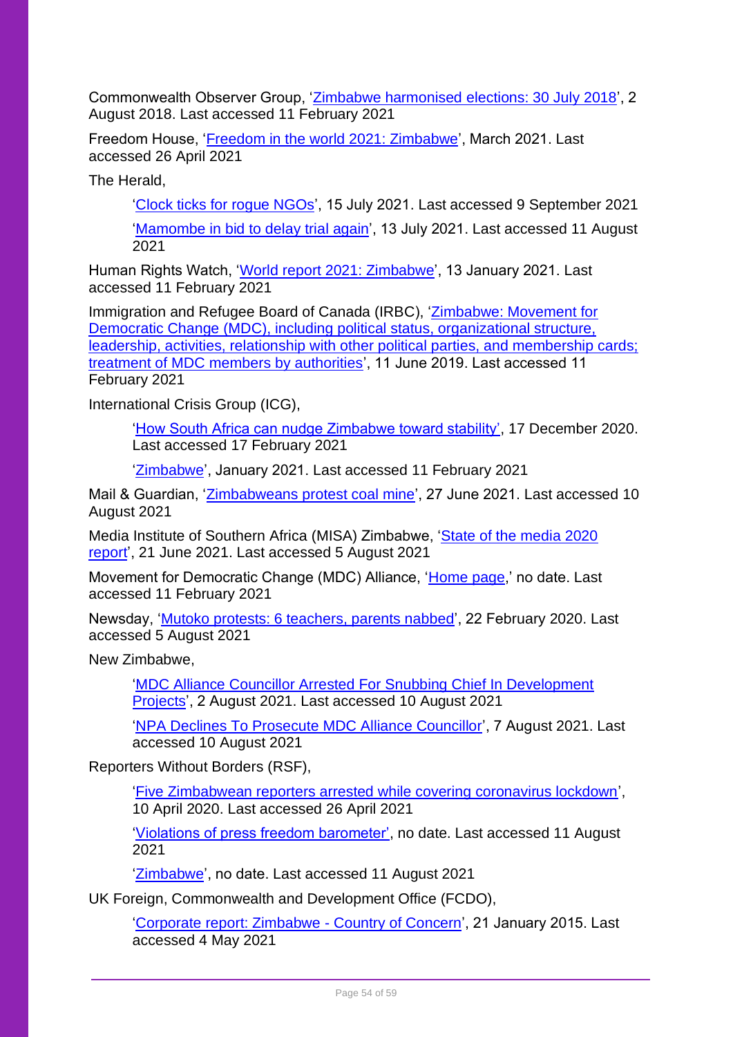Commonwealth Observer Group, 'Zimbabwe harmonised elections: 30 July 2018', 2 August 2018. Last accessed 11 February 2021

Freedom House, 'Freedom in the world 2021: Zimbabwe', March 2021. Last accessed 26 April 2021

The Herald,

> 'Clock ticks for rogue NGOs', 15 July 2021. Last accessed 9 September 2021
>
> 'Mamombe in bid to delay trial again', 13 July 2021. Last accessed 11 August 2021

Human Rights Watch, 'World report 2021: Zimbabwe', 13 January 2021. Last accessed 11 February 2021

Immigration and Refugee Board of Canada (IRBC), 'Zimbabwe: Movement for Democratic Change (MDC), including political status, organizational structure, leadership, activities, relationship with other political parties, and membership cards; treatment of MDC members by authorities', 11 June 2019. Last accessed 11 February 2021

International Crisis Group (ICG),

> 'How South Africa can nudge Zimbabwe toward stability', 17 December 2020. Last accessed 17 February 2021
>
> 'Zimbabwe', January 2021. Last accessed 11 February 2021

Mail & Guardian, 'Zimbabweans protest coal mine', 27 June 2021. Last accessed 10 August 2021

Media Institute of Southern Africa (MISA) Zimbabwe, 'State of the media 2020 report', 21 June 2021. Last accessed 5 August 2021

Movement for Democratic Change (MDC) Alliance, 'Home page,' no date. Last accessed 11 February 2021

Newsday, 'Mutoko protests: 6 teachers, parents nabbed', 22 February 2020. Last accessed 5 August 2021

New Zimbabwe,

> 'MDC Alliance Councillor Arrested For Snubbing Chief In Development Projects', 2 August 2021. Last accessed 10 August 2021
>
> 'NPA Declines To Prosecute MDC Alliance Councillor', 7 August 2021. Last accessed 10 August 2021

Reporters Without Borders (RSF),

> 'Five Zimbabwean reporters arrested while covering coronavirus lockdown', 10 April 2020. Last accessed 26 April 2021
>
> 'Violations of press freedom barometer', no date. Last accessed 11 August 2021
>
> 'Zimbabwe', no date. Last accessed 11 August 2021

UK Foreign, Commonwealth and Development Office (FCDO),

> 'Corporate report: Zimbabwe - Country of Concern', 21 January 2015. Last accessed 4 May 2021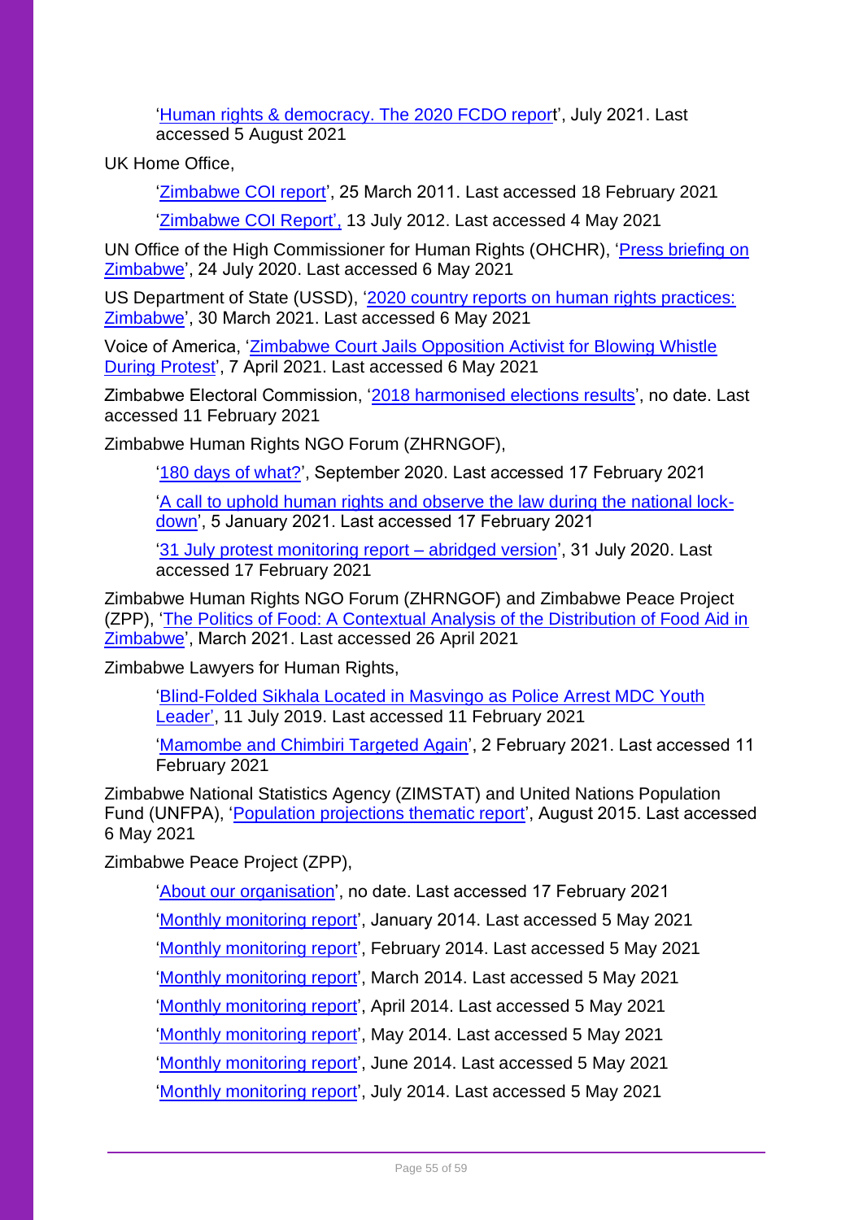'Human rights & democracy. The 2020 FCDO report', July 2021. Last accessed 5 August 2021

UK Home Office,

'Zimbabwe COI report', 25 March 2011. Last accessed 18 February 2021

'Zimbabwe COI Report', 13 July 2012. Last accessed 4 May 2021

UN Office of the High Commissioner for Human Rights (OHCHR), 'Press briefing on Zimbabwe', 24 July 2020. Last accessed 6 May 2021

US Department of State (USSD), '2020 country reports on human rights practices: Zimbabwe', 30 March 2021. Last accessed 6 May 2021

Voice of America, 'Zimbabwe Court Jails Opposition Activist for Blowing Whistle During Protest', 7 April 2021. Last accessed 6 May 2021

Zimbabwe Electoral Commission, '2018 harmonised elections results', no date. Last accessed 11 February 2021

Zimbabwe Human Rights NGO Forum (ZHRNGOF),

'180 days of what?', September 2020. Last accessed 17 February 2021

'A call to uphold human rights and observe the law during the national lock-down', 5 January 2021. Last accessed 17 February 2021

'31 July protest monitoring report – abridged version', 31 July 2020. Last accessed 17 February 2021

Zimbabwe Human Rights NGO Forum (ZHRNGOF) and Zimbabwe Peace Project (ZPP), 'The Politics of Food: A Contextual Analysis of the Distribution of Food Aid in Zimbabwe', March 2021. Last accessed 26 April 2021

Zimbabwe Lawyers for Human Rights,

'Blind-Folded Sikhala Located in Masvingo as Police Arrest MDC Youth Leader', 11 July 2019. Last accessed 11 February 2021

'Mamombe and Chimbiri Targeted Again', 2 February 2021. Last accessed 11 February 2021

Zimbabwe National Statistics Agency (ZIMSTAT) and United Nations Population Fund (UNFPA), 'Population projections thematic report', August 2015. Last accessed 6 May 2021

Zimbabwe Peace Project (ZPP),

'About our organisation', no date. Last accessed 17 February 2021

'Monthly monitoring report', January 2014. Last accessed 5 May 2021

'Monthly monitoring report', February 2014. Last accessed 5 May 2021

'Monthly monitoring report', March 2014. Last accessed 5 May 2021

'Monthly monitoring report', April 2014. Last accessed 5 May 2021

'Monthly monitoring report', May 2014. Last accessed 5 May 2021

'Monthly monitoring report', June 2014. Last accessed 5 May 2021

'Monthly monitoring report', July 2014. Last accessed 5 May 2021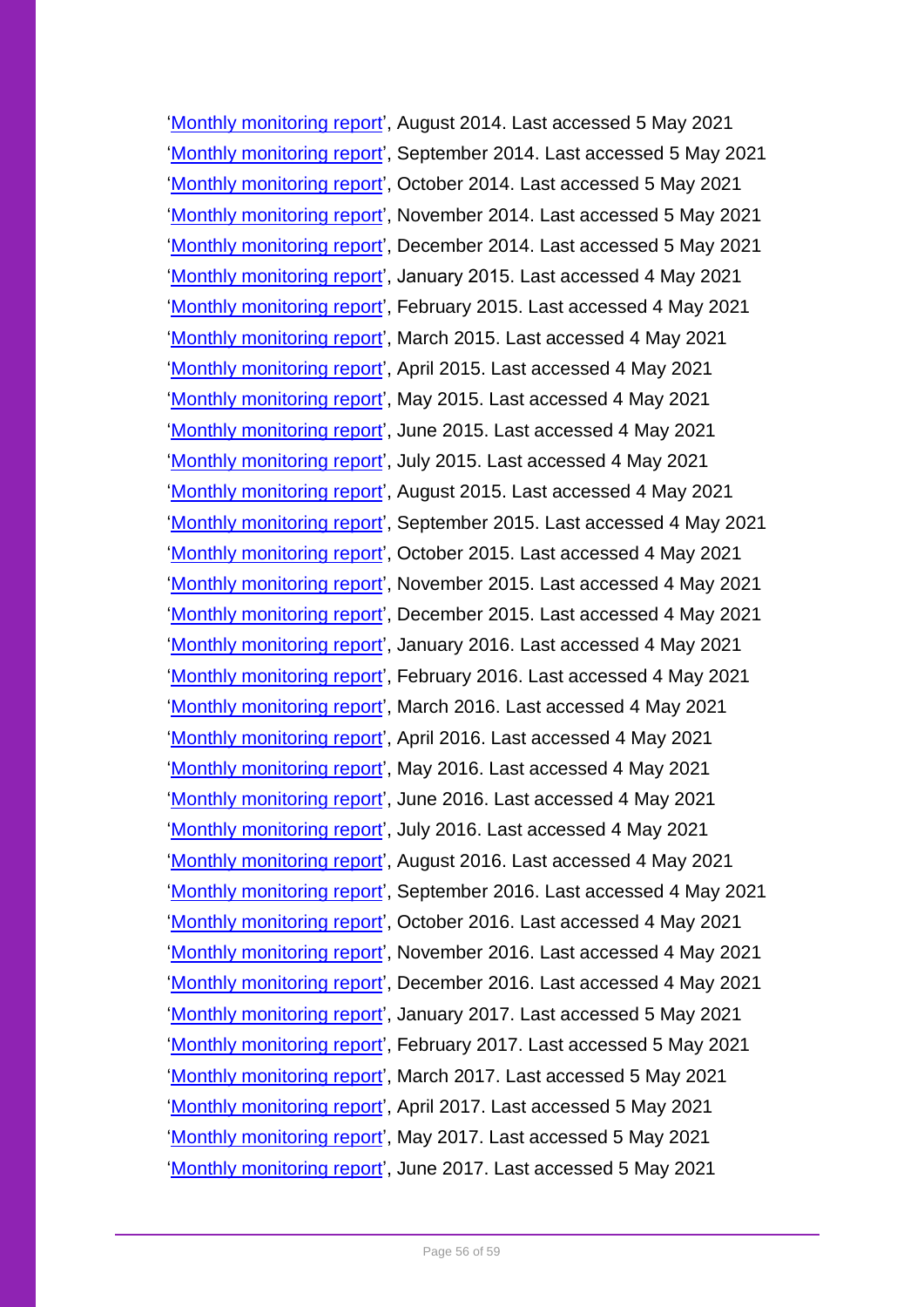'[Monthly monitoring report]', August 2014. Last accessed 5 May 2021

'[Monthly monitoring report]', September 2014. Last accessed 5 May 2021

'[Monthly monitoring report]', October 2014. Last accessed 5 May 2021

'[Monthly monitoring report]', November 2014. Last accessed 5 May 2021

'[Monthly monitoring report]', December 2014. Last accessed 5 May 2021

'[Monthly monitoring report]', January 2015. Last accessed 4 May 2021

'[Monthly monitoring report]', February 2015. Last accessed 4 May 2021

'[Monthly monitoring report]', March 2015. Last accessed 4 May 2021

'[Monthly monitoring report]', April 2015. Last accessed 4 May 2021

'[Monthly monitoring report]', May 2015. Last accessed 4 May 2021

'[Monthly monitoring report]', June 2015. Last accessed 4 May 2021

'[Monthly monitoring report]', July 2015. Last accessed 4 May 2021

'[Monthly monitoring report]', August 2015. Last accessed 4 May 2021

'[Monthly monitoring report]', September 2015. Last accessed 4 May 2021

'[Monthly monitoring report]', October 2015. Last accessed 4 May 2021

'[Monthly monitoring report]', November 2015. Last accessed 4 May 2021

'[Monthly monitoring report]', December 2015. Last accessed 4 May 2021

'[Monthly monitoring report]', January 2016. Last accessed 4 May 2021

'[Monthly monitoring report]', February 2016. Last accessed 4 May 2021

'[Monthly monitoring report]', March 2016. Last accessed 4 May 2021

'[Monthly monitoring report]', April 2016. Last accessed 4 May 2021

'[Monthly monitoring report]', May 2016. Last accessed 4 May 2021

'[Monthly monitoring report]', June 2016. Last accessed 4 May 2021

'[Monthly monitoring report]', July 2016. Last accessed 4 May 2021

'[Monthly monitoring report]', August 2016. Last accessed 4 May 2021

'[Monthly monitoring report]', September 2016. Last accessed 4 May 2021

'[Monthly monitoring report]', October 2016. Last accessed 4 May 2021

'[Monthly monitoring report]', November 2016. Last accessed 4 May 2021

'[Monthly monitoring report]', December 2016. Last accessed 4 May 2021

'[Monthly monitoring report]', January 2017. Last accessed 5 May 2021

'[Monthly monitoring report]', February 2017. Last accessed 5 May 2021

'[Monthly monitoring report]', March 2017. Last accessed 5 May 2021

'[Monthly monitoring report]', April 2017. Last accessed 5 May 2021

'[Monthly monitoring report]', May 2017. Last accessed 5 May 2021

'[Monthly monitoring report]', June 2017. Last accessed 5 May 2021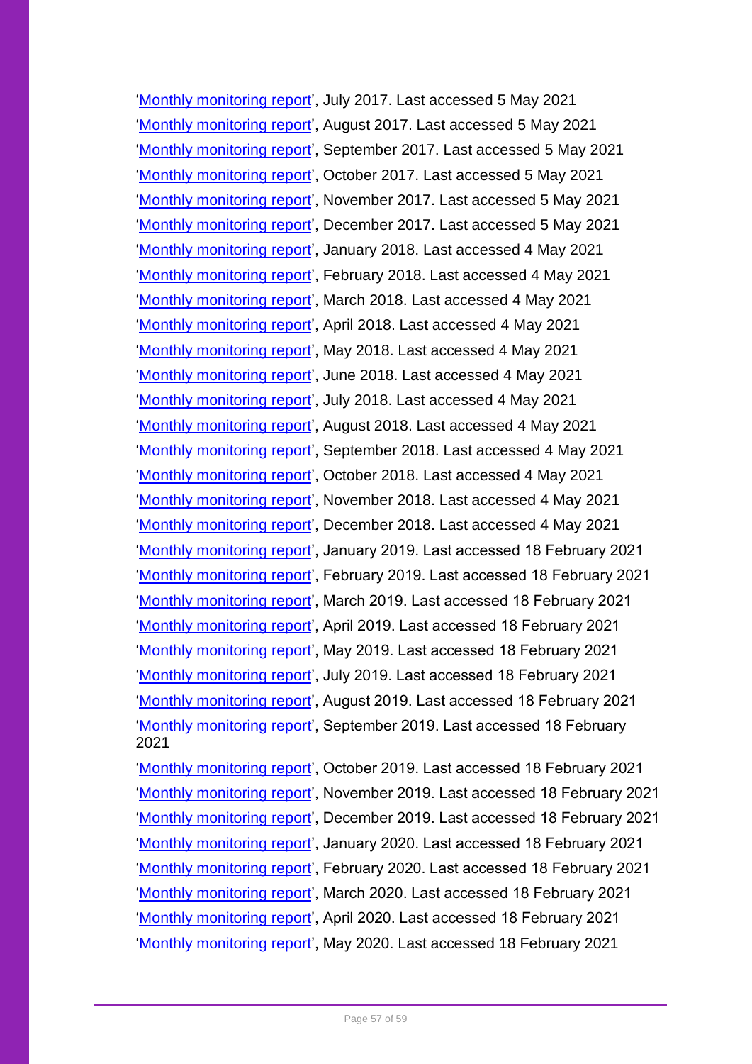'Monthly monitoring report', July 2017. Last accessed 5 May 2021

'Monthly monitoring report', August 2017. Last accessed 5 May 2021

'Monthly monitoring report', September 2017. Last accessed 5 May 2021

'Monthly monitoring report', October 2017. Last accessed 5 May 2021

'Monthly monitoring report', November 2017. Last accessed 5 May 2021

'Monthly monitoring report', December 2017. Last accessed 5 May 2021

'Monthly monitoring report', January 2018. Last accessed 4 May 2021

'Monthly monitoring report', February 2018. Last accessed 4 May 2021

'Monthly monitoring report', March 2018. Last accessed 4 May 2021

'Monthly monitoring report', April 2018. Last accessed 4 May 2021

'Monthly monitoring report', May 2018. Last accessed 4 May 2021

'Monthly monitoring report', June 2018. Last accessed 4 May 2021

'Monthly monitoring report', July 2018. Last accessed 4 May 2021

'Monthly monitoring report', August 2018. Last accessed 4 May 2021

'Monthly monitoring report', September 2018. Last accessed 4 May 2021

'Monthly monitoring report', October 2018. Last accessed 4 May 2021

'Monthly monitoring report', November 2018. Last accessed 4 May 2021

'Monthly monitoring report', December 2018. Last accessed 4 May 2021

'Monthly monitoring report', January 2019. Last accessed 18 February 2021

'Monthly monitoring report', February 2019. Last accessed 18 February 2021

'Monthly monitoring report', March 2019. Last accessed 18 February 2021

'Monthly monitoring report', April 2019. Last accessed 18 February 2021

'Monthly monitoring report', May 2019. Last accessed 18 February 2021

'Monthly monitoring report', July 2019. Last accessed 18 February 2021

'Monthly monitoring report', August 2019. Last accessed 18 February 2021

'Monthly monitoring report', September 2019. Last accessed 18 February 2021

'Monthly monitoring report', October 2019. Last accessed 18 February 2021

'Monthly monitoring report', November 2019. Last accessed 18 February 2021

'Monthly monitoring report', December 2019. Last accessed 18 February 2021

'Monthly monitoring report', January 2020. Last accessed 18 February 2021

'Monthly monitoring report', February 2020. Last accessed 18 February 2021

'Monthly monitoring report', March 2020. Last accessed 18 February 2021

'Monthly monitoring report', April 2020. Last accessed 18 February 2021

'Monthly monitoring report', May 2020. Last accessed 18 February 2021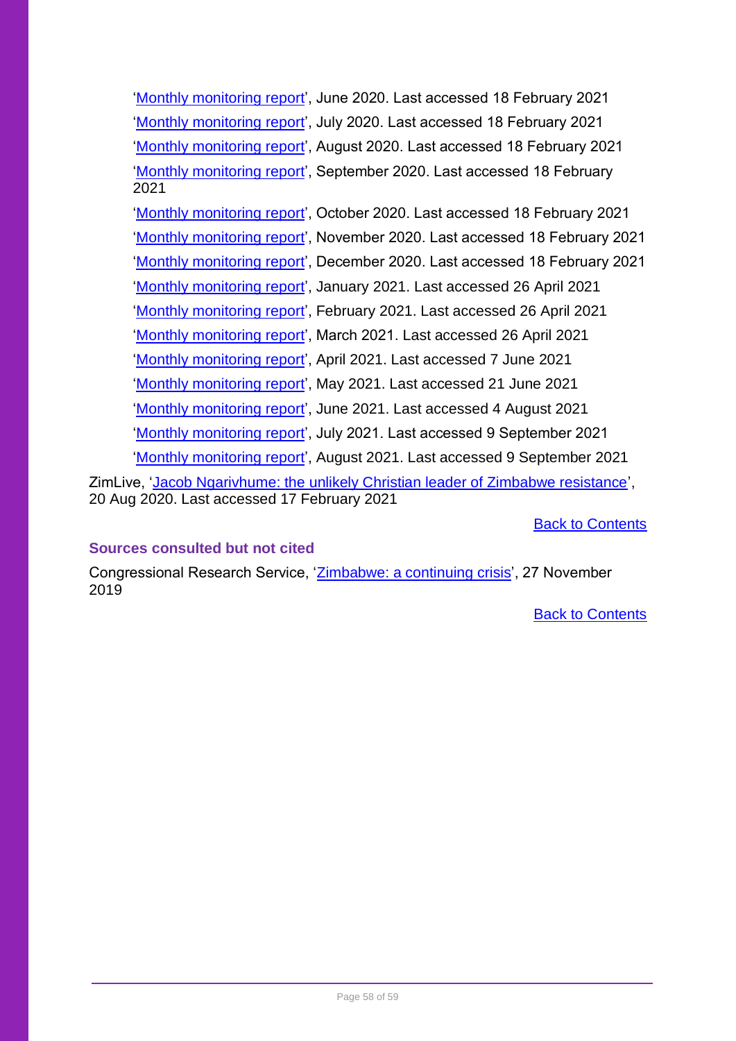'Monthly monitoring report', June 2020. Last accessed 18 February 2021

'Monthly monitoring report', July 2020. Last accessed 18 February 2021

'Monthly monitoring report', August 2020. Last accessed 18 February 2021

'Monthly monitoring report', September 2020. Last accessed 18 February 2021

'Monthly monitoring report', October 2020. Last accessed 18 February 2021

'Monthly monitoring report', November 2020. Last accessed 18 February 2021

'Monthly monitoring report', December 2020. Last accessed 18 February 2021

'Monthly monitoring report', January 2021. Last accessed 26 April 2021

'Monthly monitoring report', February 2021. Last accessed 26 April 2021

'Monthly monitoring report', March 2021. Last accessed 26 April 2021

'Monthly monitoring report', April 2021. Last accessed 7 June 2021

'Monthly monitoring report', May 2021. Last accessed 21 June 2021

'Monthly monitoring report', June 2021. Last accessed 4 August 2021

'Monthly monitoring report', July 2021. Last accessed 9 September 2021

'Monthly monitoring report', August 2021. Last accessed 9 September 2021

ZimLive, 'Jacob Ngarivhume: the unlikely Christian leader of Zimbabwe resistance', 20 Aug 2020. Last accessed 17 February 2021

Back to Contents

### Sources consulted but not cited

Congressional Research Service, 'Zimbabwe: a continuing crisis', 27 November 2019

Back to Contents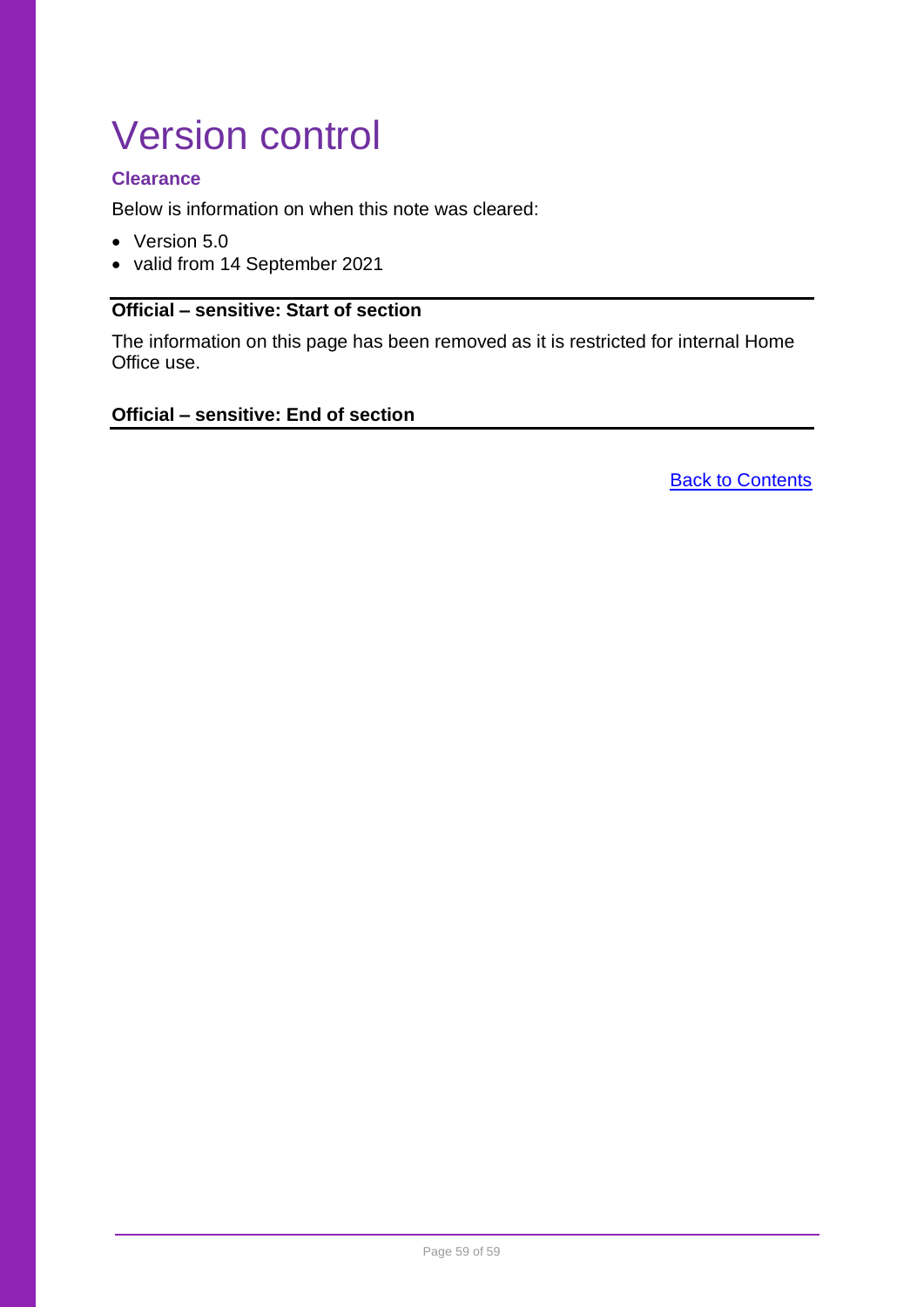# Version control

### Clearance

Below is information on when this note was cleared:

- Version 5.0
- valid from 14 September 2021

**Official – sensitive: Start of section**

The information on this page has been removed as it is restricted for internal Home Office use.

**Official – sensitive: End of section**

Back to Contents